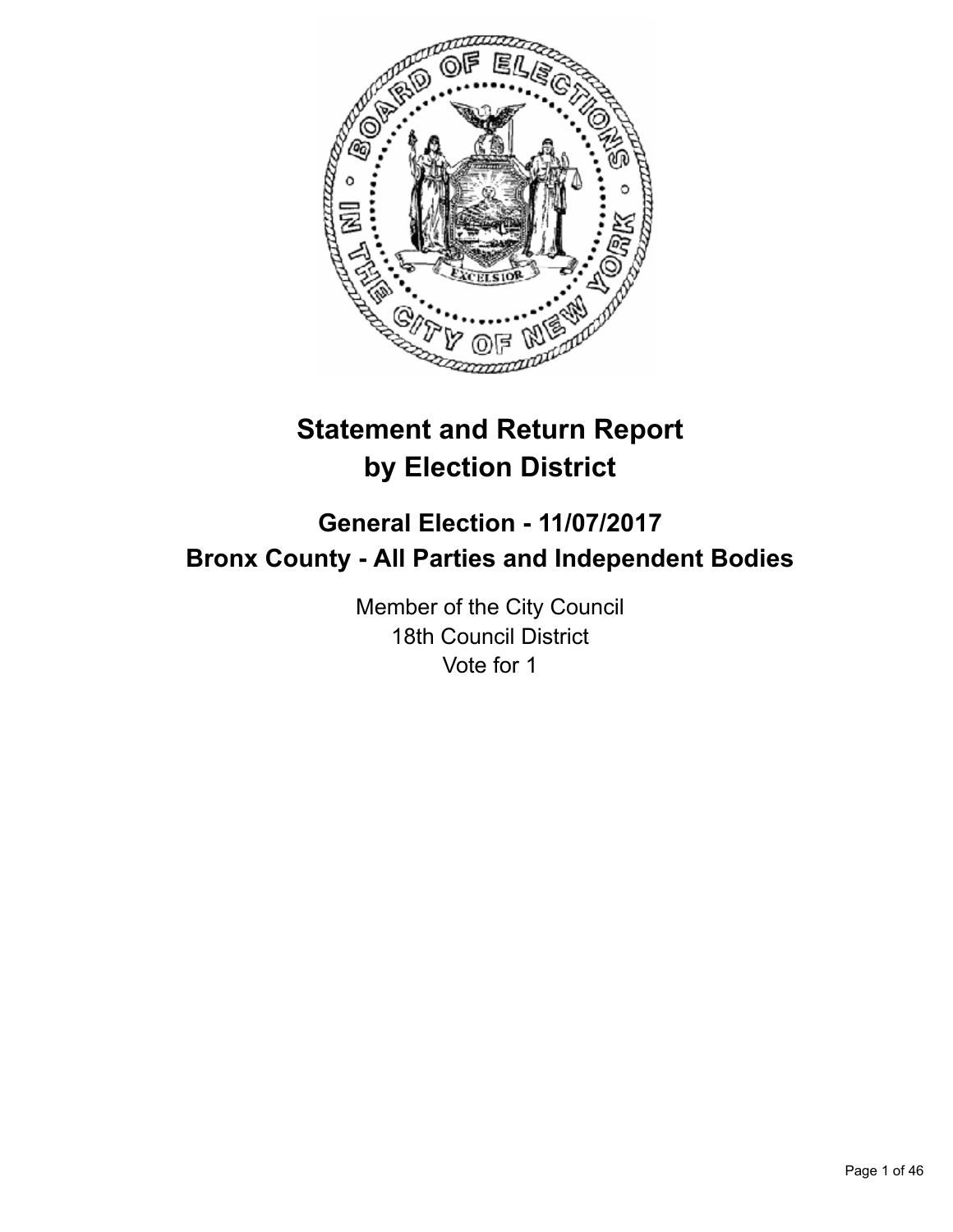# Statement and Return Report by Election District

## General Election - 11/07/2017

## Bronx County - All Parties and Independent Bodies

Member of the City Council
18th Council District
Vote for 1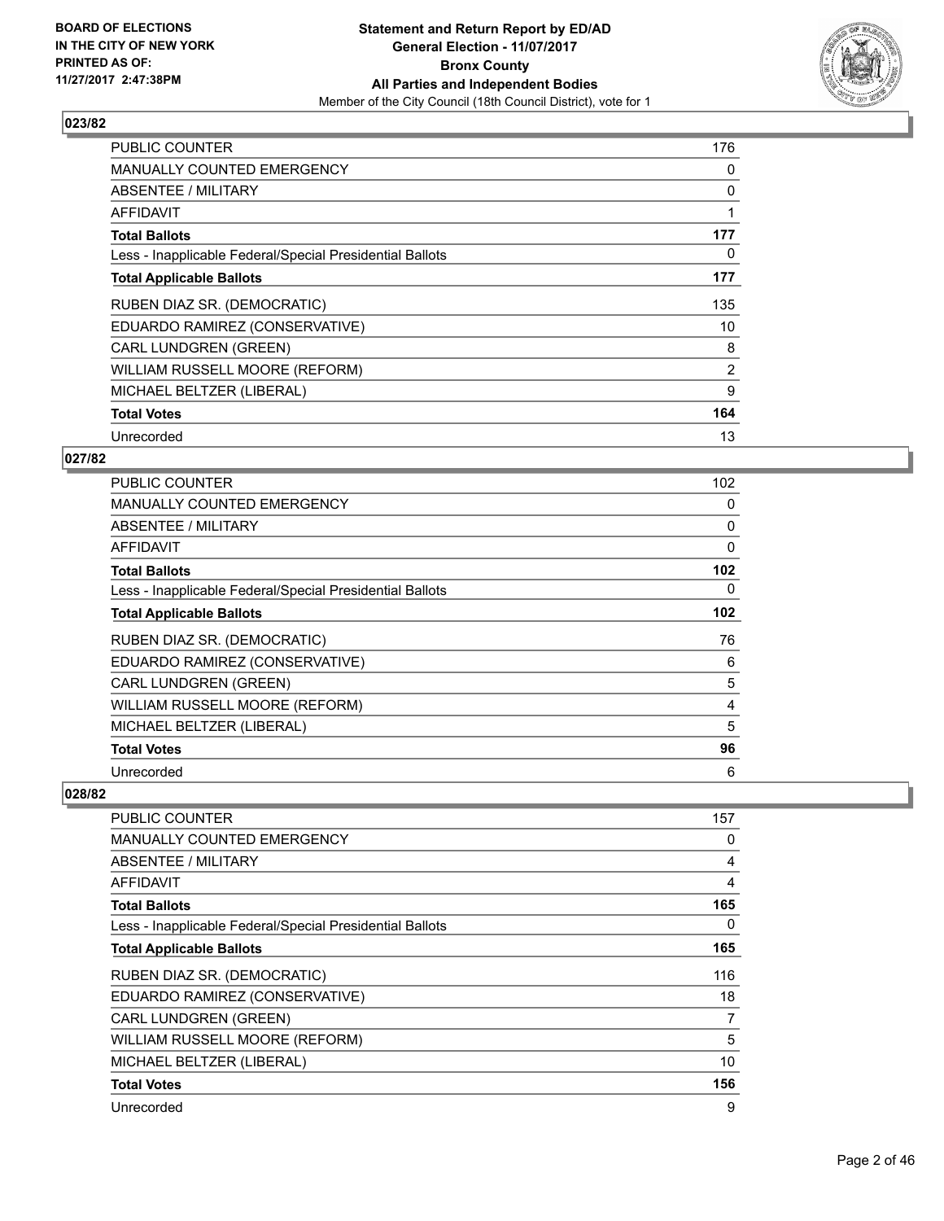## 023/82

| | |
|---|---|
| PUBLIC COUNTER | 176 |
| MANUALLY COUNTED EMERGENCY | 0 |
| ABSENTEE / MILITARY | 0 |
| AFFIDAVIT | 1 |
| **Total Ballots** | **177** |
| Less - Inapplicable Federal/Special Presidential Ballots | 0 |
| **Total Applicable Ballots** | **177** |
| RUBEN DIAZ SR. (DEMOCRATIC) | 135 |
| EDUARDO RAMIREZ (CONSERVATIVE) | 10 |
| CARL LUNDGREN (GREEN) | 8 |
| WILLIAM RUSSELL MOORE (REFORM) | 2 |
| MICHAEL BELTZER (LIBERAL) | 9 |
| **Total Votes** | **164** |
| Unrecorded | 13 |

## 027/82

| | |
|---|---|
| PUBLIC COUNTER | 102 |
| MANUALLY COUNTED EMERGENCY | 0 |
| ABSENTEE / MILITARY | 0 |
| AFFIDAVIT | 0 |
| **Total Ballots** | **102** |
| Less - Inapplicable Federal/Special Presidential Ballots | 0 |
| **Total Applicable Ballots** | **102** |
| RUBEN DIAZ SR. (DEMOCRATIC) | 76 |
| EDUARDO RAMIREZ (CONSERVATIVE) | 6 |
| CARL LUNDGREN (GREEN) | 5 |
| WILLIAM RUSSELL MOORE (REFORM) | 4 |
| MICHAEL BELTZER (LIBERAL) | 5 |
| **Total Votes** | **96** |
| Unrecorded | 6 |

## 028/82

| | |
|---|---|
| PUBLIC COUNTER | 157 |
| MANUALLY COUNTED EMERGENCY | 0 |
| ABSENTEE / MILITARY | 4 |
| AFFIDAVIT | 4 |
| **Total Ballots** | **165** |
| Less - Inapplicable Federal/Special Presidential Ballots | 0 |
| **Total Applicable Ballots** | **165** |
| RUBEN DIAZ SR. (DEMOCRATIC) | 116 |
| EDUARDO RAMIREZ (CONSERVATIVE) | 18 |
| CARL LUNDGREN (GREEN) | 7 |
| WILLIAM RUSSELL MOORE (REFORM) | 5 |
| MICHAEL BELTZER (LIBERAL) | 10 |
| **Total Votes** | **156** |
| Unrecorded | 9 |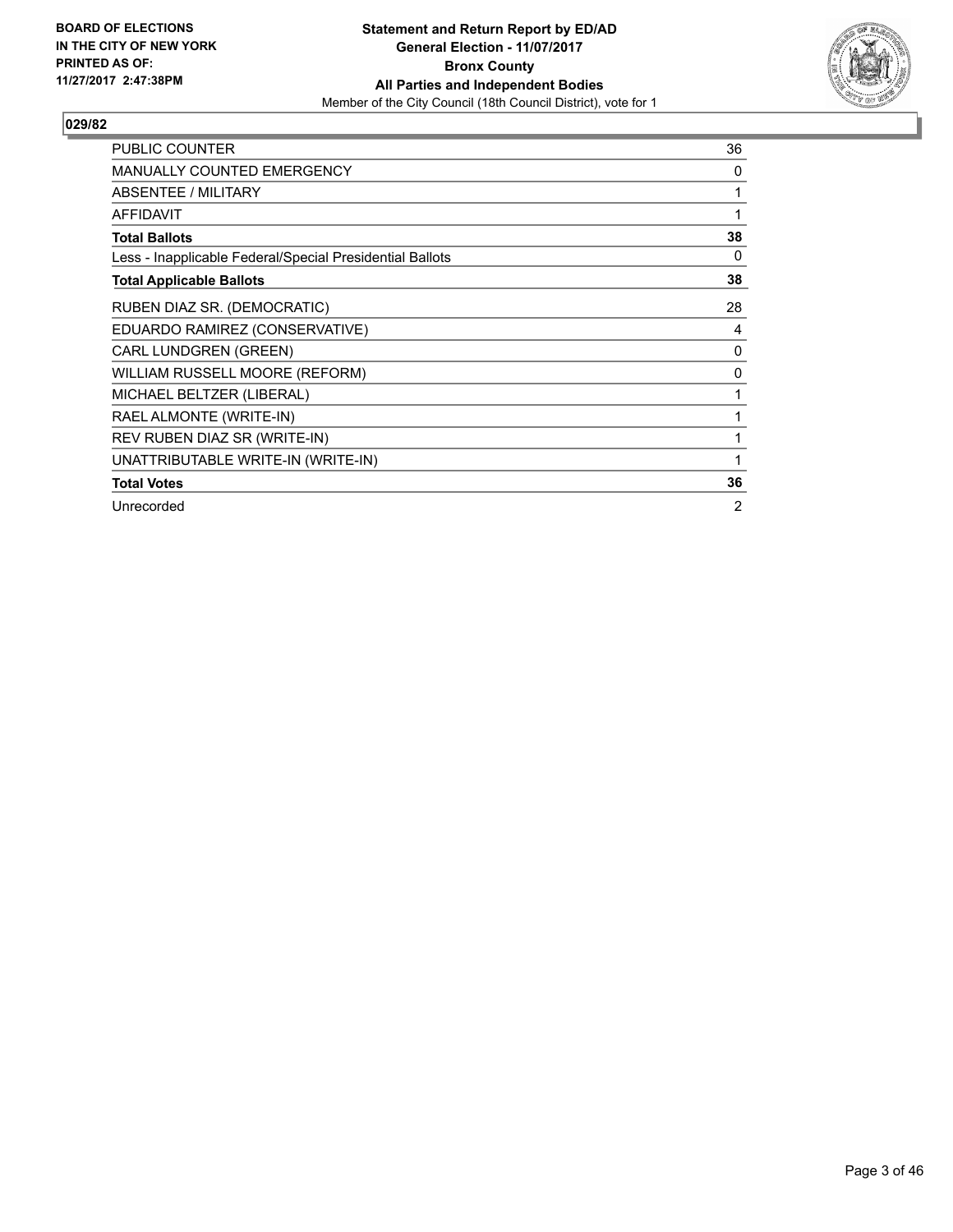BOARD OF ELECTIONS
IN THE CITY OF NEW YORK
PRINTED AS OF:
11/27/2017 2:47:38PM

**Statement and Return Report by ED/AD**
**General Election - 11/07/2017**
**Bronx County**
**All Parties and Independent Bodies**
Member of the City Council (18th Council District), vote for 1

## 029/82

| | |
|---|---|
| PUBLIC COUNTER | 36 |
| MANUALLY COUNTED EMERGENCY | 0 |
| ABSENTEE / MILITARY | 1 |
| AFFIDAVIT | 1 |
| **Total Ballots** | **38** |
| Less - Inapplicable Federal/Special Presidential Ballots | 0 |
| **Total Applicable Ballots** | **38** |
| RUBEN DIAZ SR. (DEMOCRATIC) | 28 |
| EDUARDO RAMIREZ (CONSERVATIVE) | 4 |
| CARL LUNDGREN (GREEN) | 0 |
| WILLIAM RUSSELL MOORE (REFORM) | 0 |
| MICHAEL BELTZER (LIBERAL) | 1 |
| RAEL ALMONTE (WRITE-IN) | 1 |
| REV RUBEN DIAZ SR (WRITE-IN) | 1 |
| UNATTRIBUTABLE WRITE-IN (WRITE-IN) | 1 |
| **Total Votes** | **36** |
| Unrecorded | 2 |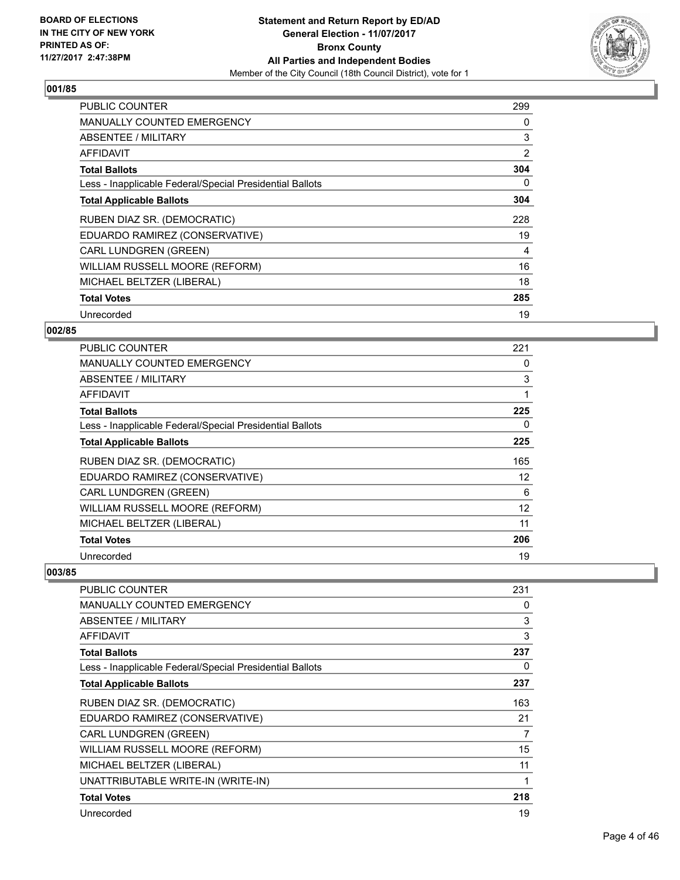BOARD OF ELECTIONS
IN THE CITY OF NEW YORK
PRINTED AS OF:
11/27/2017 2:47:38PM

**Statement and Return Report by ED/AD**
**General Election - 11/07/2017**
**Bronx County**
**All Parties and Independent Bodies**
Member of the City Council (18th Council District), vote for 1

### 001/85

| | |
|---|---|
| PUBLIC COUNTER | 299 |
| MANUALLY COUNTED EMERGENCY | 0 |
| ABSENTEE / MILITARY | 3 |
| AFFIDAVIT | 2 |
| **Total Ballots** | **304** |
| Less - Inapplicable Federal/Special Presidential Ballots | 0 |
| **Total Applicable Ballots** | **304** |
| RUBEN DIAZ SR. (DEMOCRATIC) | 228 |
| EDUARDO RAMIREZ (CONSERVATIVE) | 19 |
| CARL LUNDGREN (GREEN) | 4 |
| WILLIAM RUSSELL MOORE (REFORM) | 16 |
| MICHAEL BELTZER (LIBERAL) | 18 |
| **Total Votes** | **285** |
| Unrecorded | 19 |

### 002/85

| | |
|---|---|
| PUBLIC COUNTER | 221 |
| MANUALLY COUNTED EMERGENCY | 0 |
| ABSENTEE / MILITARY | 3 |
| AFFIDAVIT | 1 |
| **Total Ballots** | **225** |
| Less - Inapplicable Federal/Special Presidential Ballots | 0 |
| **Total Applicable Ballots** | **225** |
| RUBEN DIAZ SR. (DEMOCRATIC) | 165 |
| EDUARDO RAMIREZ (CONSERVATIVE) | 12 |
| CARL LUNDGREN (GREEN) | 6 |
| WILLIAM RUSSELL MOORE (REFORM) | 12 |
| MICHAEL BELTZER (LIBERAL) | 11 |
| **Total Votes** | **206** |
| Unrecorded | 19 |

### 003/85

| | |
|---|---|
| PUBLIC COUNTER | 231 |
| MANUALLY COUNTED EMERGENCY | 0 |
| ABSENTEE / MILITARY | 3 |
| AFFIDAVIT | 3 |
| **Total Ballots** | **237** |
| Less - Inapplicable Federal/Special Presidential Ballots | 0 |
| **Total Applicable Ballots** | **237** |
| RUBEN DIAZ SR. (DEMOCRATIC) | 163 |
| EDUARDO RAMIREZ (CONSERVATIVE) | 21 |
| CARL LUNDGREN (GREEN) | 7 |
| WILLIAM RUSSELL MOORE (REFORM) | 15 |
| MICHAEL BELTZER (LIBERAL) | 11 |
| UNATTRIBUTABLE WRITE-IN (WRITE-IN) | 1 |
| **Total Votes** | **218** |
| Unrecorded | 19 |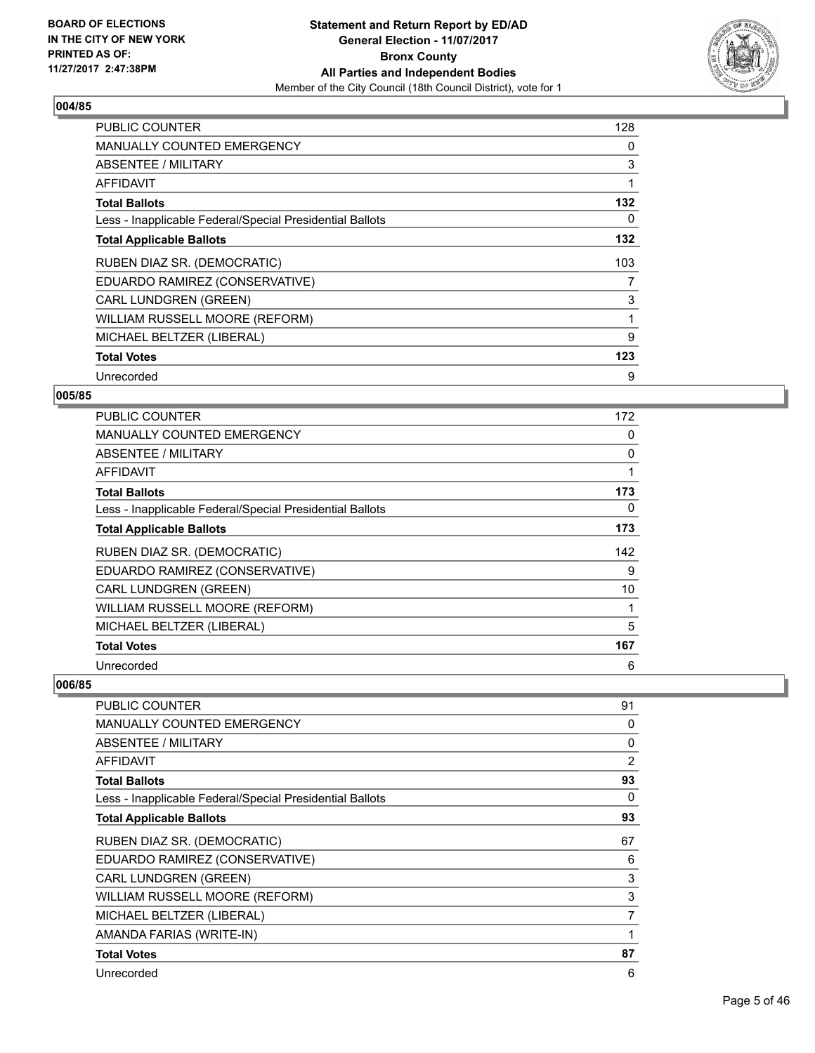**BOARD OF ELECTIONS IN THE CITY OF NEW YORK PRINTED AS OF: 11/27/2017 2:47:38PM**

**Statement and Return Report by ED/AD**
**General Election - 11/07/2017**
**Bronx County**
**All Parties and Independent Bodies**
Member of the City Council (18th Council District), vote for 1

### 004/85

| | |
|---|---|
| PUBLIC COUNTER | 128 |
| MANUALLY COUNTED EMERGENCY | 0 |
| ABSENTEE / MILITARY | 3 |
| AFFIDAVIT | 1 |
| **Total Ballots** | **132** |
| Less - Inapplicable Federal/Special Presidential Ballots | 0 |
| **Total Applicable Ballots** | **132** |
| RUBEN DIAZ SR. (DEMOCRATIC) | 103 |
| EDUARDO RAMIREZ (CONSERVATIVE) | 7 |
| CARL LUNDGREN (GREEN) | 3 |
| WILLIAM RUSSELL MOORE (REFORM) | 1 |
| MICHAEL BELTZER (LIBERAL) | 9 |
| **Total Votes** | **123** |
| Unrecorded | 9 |

### 005/85

| | |
|---|---|
| PUBLIC COUNTER | 172 |
| MANUALLY COUNTED EMERGENCY | 0 |
| ABSENTEE / MILITARY | 0 |
| AFFIDAVIT | 1 |
| **Total Ballots** | **173** |
| Less - Inapplicable Federal/Special Presidential Ballots | 0 |
| **Total Applicable Ballots** | **173** |
| RUBEN DIAZ SR. (DEMOCRATIC) | 142 |
| EDUARDO RAMIREZ (CONSERVATIVE) | 9 |
| CARL LUNDGREN (GREEN) | 10 |
| WILLIAM RUSSELL MOORE (REFORM) | 1 |
| MICHAEL BELTZER (LIBERAL) | 5 |
| **Total Votes** | **167** |
| Unrecorded | 6 |

### 006/85

| | |
|---|---|
| PUBLIC COUNTER | 91 |
| MANUALLY COUNTED EMERGENCY | 0 |
| ABSENTEE / MILITARY | 0 |
| AFFIDAVIT | 2 |
| **Total Ballots** | **93** |
| Less - Inapplicable Federal/Special Presidential Ballots | 0 |
| **Total Applicable Ballots** | **93** |
| RUBEN DIAZ SR. (DEMOCRATIC) | 67 |
| EDUARDO RAMIREZ (CONSERVATIVE) | 6 |
| CARL LUNDGREN (GREEN) | 3 |
| WILLIAM RUSSELL MOORE (REFORM) | 3 |
| MICHAEL BELTZER (LIBERAL) | 7 |
| AMANDA FARIAS (WRITE-IN) | 1 |
| **Total Votes** | **87** |
| Unrecorded | 6 |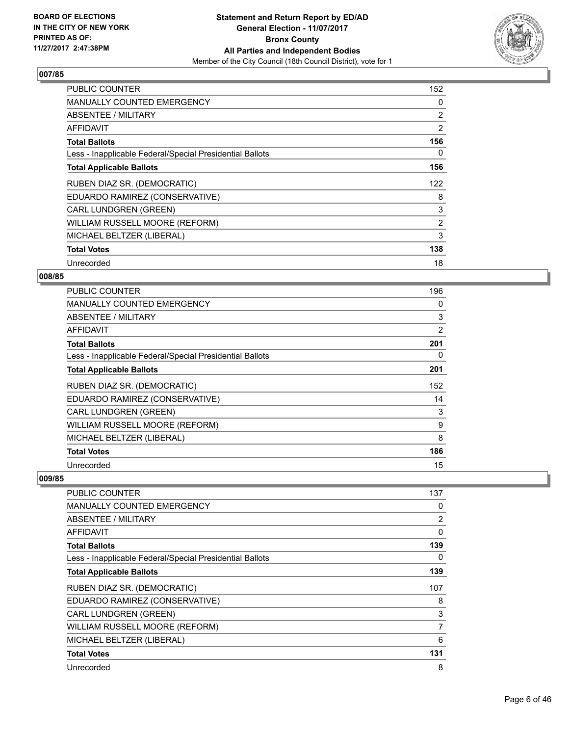### 007/85

| | |
|---|---|
| PUBLIC COUNTER | 152 |
| MANUALLY COUNTED EMERGENCY | 0 |
| ABSENTEE / MILITARY | 2 |
| AFFIDAVIT | 2 |
| **Total Ballots** | **156** |
| Less - Inapplicable Federal/Special Presidential Ballots | 0 |
| **Total Applicable Ballots** | **156** |
| RUBEN DIAZ SR. (DEMOCRATIC) | 122 |
| EDUARDO RAMIREZ (CONSERVATIVE) | 8 |
| CARL LUNDGREN (GREEN) | 3 |
| WILLIAM RUSSELL MOORE (REFORM) | 2 |
| MICHAEL BELTZER (LIBERAL) | 3 |
| **Total Votes** | **138** |
| Unrecorded | 18 |

### 008/85

| | |
|---|---|
| PUBLIC COUNTER | 196 |
| MANUALLY COUNTED EMERGENCY | 0 |
| ABSENTEE / MILITARY | 3 |
| AFFIDAVIT | 2 |
| **Total Ballots** | **201** |
| Less - Inapplicable Federal/Special Presidential Ballots | 0 |
| **Total Applicable Ballots** | **201** |
| RUBEN DIAZ SR. (DEMOCRATIC) | 152 |
| EDUARDO RAMIREZ (CONSERVATIVE) | 14 |
| CARL LUNDGREN (GREEN) | 3 |
| WILLIAM RUSSELL MOORE (REFORM) | 9 |
| MICHAEL BELTZER (LIBERAL) | 8 |
| **Total Votes** | **186** |
| Unrecorded | 15 |

### 009/85

| | |
|---|---|
| PUBLIC COUNTER | 137 |
| MANUALLY COUNTED EMERGENCY | 0 |
| ABSENTEE / MILITARY | 2 |
| AFFIDAVIT | 0 |
| **Total Ballots** | **139** |
| Less - Inapplicable Federal/Special Presidential Ballots | 0 |
| **Total Applicable Ballots** | **139** |
| RUBEN DIAZ SR. (DEMOCRATIC) | 107 |
| EDUARDO RAMIREZ (CONSERVATIVE) | 8 |
| CARL LUNDGREN (GREEN) | 3 |
| WILLIAM RUSSELL MOORE (REFORM) | 7 |
| MICHAEL BELTZER (LIBERAL) | 6 |
| **Total Votes** | **131** |
| Unrecorded | 8 |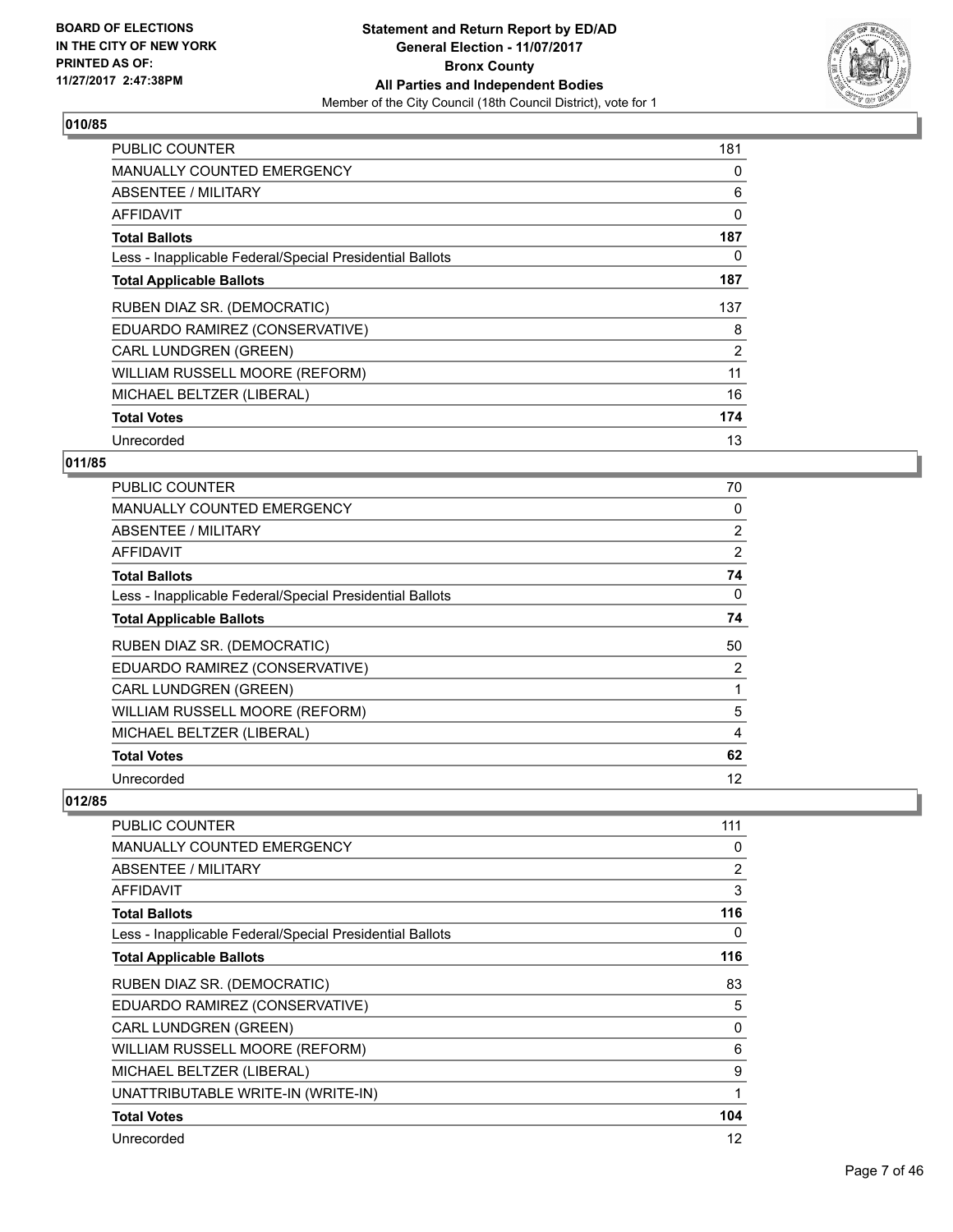**BOARD OF ELECTIONS IN THE CITY OF NEW YORK PRINTED AS OF: 11/27/2017 2:47:38PM**

**Statement and Return Report by ED/AD**
**General Election - 11/07/2017**
**Bronx County**
**All Parties and Independent Bodies**
Member of the City Council (18th Council District), vote for 1

## 010/85

| | |
|---|---|
| PUBLIC COUNTER | 181 |
| MANUALLY COUNTED EMERGENCY | 0 |
| ABSENTEE / MILITARY | 6 |
| AFFIDAVIT | 0 |
| **Total Ballots** | **187** |
| Less - Inapplicable Federal/Special Presidential Ballots | 0 |
| **Total Applicable Ballots** | **187** |
| RUBEN DIAZ SR. (DEMOCRATIC) | 137 |
| EDUARDO RAMIREZ (CONSERVATIVE) | 8 |
| CARL LUNDGREN (GREEN) | 2 |
| WILLIAM RUSSELL MOORE (REFORM) | 11 |
| MICHAEL BELTZER (LIBERAL) | 16 |
| **Total Votes** | **174** |
| Unrecorded | 13 |

## 011/85

| | |
|---|---|
| PUBLIC COUNTER | 70 |
| MANUALLY COUNTED EMERGENCY | 0 |
| ABSENTEE / MILITARY | 2 |
| AFFIDAVIT | 2 |
| **Total Ballots** | **74** |
| Less - Inapplicable Federal/Special Presidential Ballots | 0 |
| **Total Applicable Ballots** | **74** |
| RUBEN DIAZ SR. (DEMOCRATIC) | 50 |
| EDUARDO RAMIREZ (CONSERVATIVE) | 2 |
| CARL LUNDGREN (GREEN) | 1 |
| WILLIAM RUSSELL MOORE (REFORM) | 5 |
| MICHAEL BELTZER (LIBERAL) | 4 |
| **Total Votes** | **62** |
| Unrecorded | 12 |

## 012/85

| | |
|---|---|
| PUBLIC COUNTER | 111 |
| MANUALLY COUNTED EMERGENCY | 0 |
| ABSENTEE / MILITARY | 2 |
| AFFIDAVIT | 3 |
| **Total Ballots** | **116** |
| Less - Inapplicable Federal/Special Presidential Ballots | 0 |
| **Total Applicable Ballots** | **116** |
| RUBEN DIAZ SR. (DEMOCRATIC) | 83 |
| EDUARDO RAMIREZ (CONSERVATIVE) | 5 |
| CARL LUNDGREN (GREEN) | 0 |
| WILLIAM RUSSELL MOORE (REFORM) | 6 |
| MICHAEL BELTZER (LIBERAL) | 9 |
| UNATTRIBUTABLE WRITE-IN (WRITE-IN) | 1 |
| **Total Votes** | **104** |
| Unrecorded | 12 |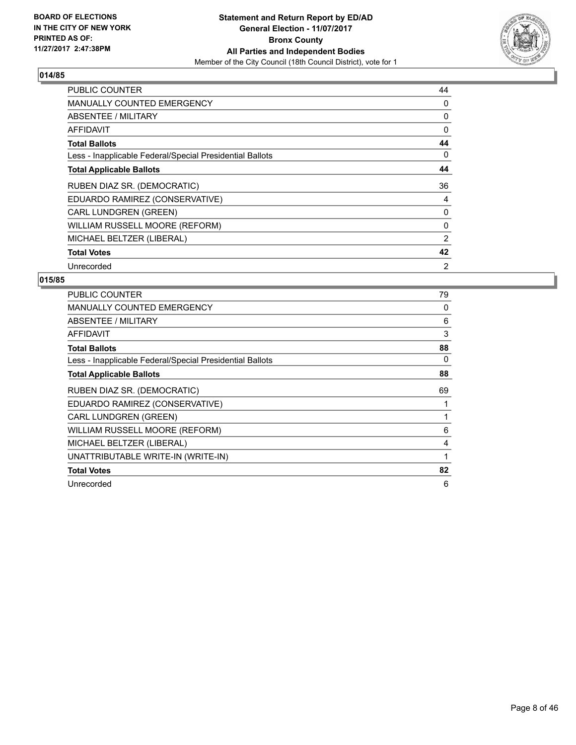**BOARD OF ELECTIONS IN THE CITY OF NEW YORK PRINTED AS OF: 11/27/2017 2:47:38PM**

**Statement and Return Report by ED/AD General Election - 11/07/2017 Bronx County All Parties and Independent Bodies**

Member of the City Council (18th Council District), vote for 1

## 014/85

| | |
|---|---|
| PUBLIC COUNTER | 44 |
| MANUALLY COUNTED EMERGENCY | 0 |
| ABSENTEE / MILITARY | 0 |
| AFFIDAVIT | 0 |
| **Total Ballots** | **44** |
| Less - Inapplicable Federal/Special Presidential Ballots | 0 |
| **Total Applicable Ballots** | **44** |
| RUBEN DIAZ SR. (DEMOCRATIC) | 36 |
| EDUARDO RAMIREZ (CONSERVATIVE) | 4 |
| CARL LUNDGREN (GREEN) | 0 |
| WILLIAM RUSSELL MOORE (REFORM) | 0 |
| MICHAEL BELTZER (LIBERAL) | 2 |
| **Total Votes** | **42** |
| Unrecorded | 2 |

## 015/85

| | |
|---|---|
| PUBLIC COUNTER | 79 |
| MANUALLY COUNTED EMERGENCY | 0 |
| ABSENTEE / MILITARY | 6 |
| AFFIDAVIT | 3 |
| **Total Ballots** | **88** |
| Less - Inapplicable Federal/Special Presidential Ballots | 0 |
| **Total Applicable Ballots** | **88** |
| RUBEN DIAZ SR. (DEMOCRATIC) | 69 |
| EDUARDO RAMIREZ (CONSERVATIVE) | 1 |
| CARL LUNDGREN (GREEN) | 1 |
| WILLIAM RUSSELL MOORE (REFORM) | 6 |
| MICHAEL BELTZER (LIBERAL) | 4 |
| UNATTRIBUTABLE WRITE-IN (WRITE-IN) | 1 |
| **Total Votes** | **82** |
| Unrecorded | 6 |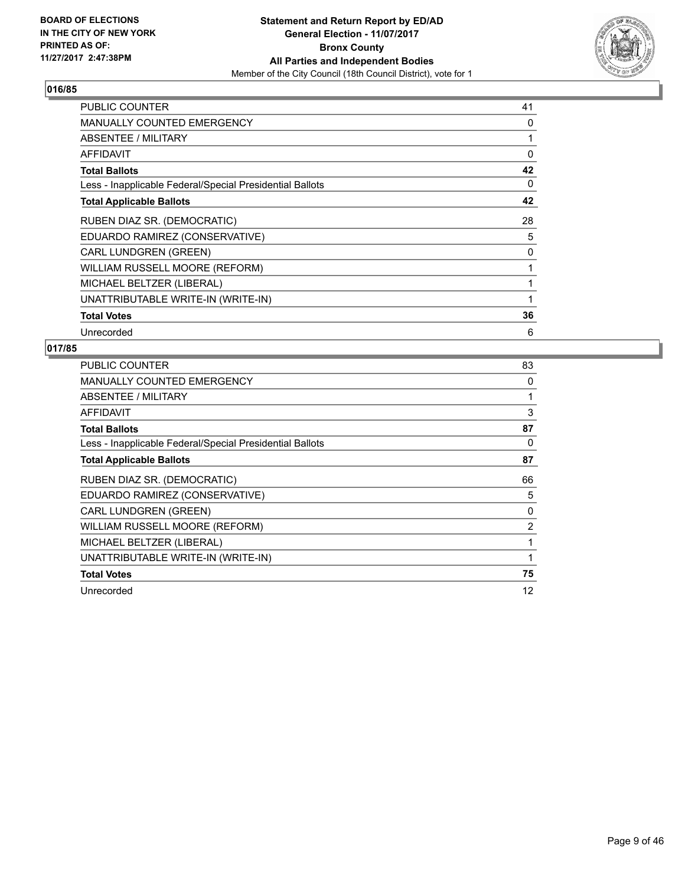## 016/85

| | |
|---|---|
| PUBLIC COUNTER | 41 |
| MANUALLY COUNTED EMERGENCY | 0 |
| ABSENTEE / MILITARY | 1 |
| AFFIDAVIT | 0 |
| **Total Ballots** | **42** |
| Less - Inapplicable Federal/Special Presidential Ballots | 0 |
| **Total Applicable Ballots** | **42** |
| RUBEN DIAZ SR. (DEMOCRATIC) | 28 |
| EDUARDO RAMIREZ (CONSERVATIVE) | 5 |
| CARL LUNDGREN (GREEN) | 0 |
| WILLIAM RUSSELL MOORE (REFORM) | 1 |
| MICHAEL BELTZER (LIBERAL) | 1 |
| UNATTRIBUTABLE WRITE-IN (WRITE-IN) | 1 |
| **Total Votes** | **36** |
| Unrecorded | 6 |

## 017/85

| | |
|---|---|
| PUBLIC COUNTER | 83 |
| MANUALLY COUNTED EMERGENCY | 0 |
| ABSENTEE / MILITARY | 1 |
| AFFIDAVIT | 3 |
| **Total Ballots** | **87** |
| Less - Inapplicable Federal/Special Presidential Ballots | 0 |
| **Total Applicable Ballots** | **87** |
| RUBEN DIAZ SR. (DEMOCRATIC) | 66 |
| EDUARDO RAMIREZ (CONSERVATIVE) | 5 |
| CARL LUNDGREN (GREEN) | 0 |
| WILLIAM RUSSELL MOORE (REFORM) | 2 |
| MICHAEL BELTZER (LIBERAL) | 1 |
| UNATTRIBUTABLE WRITE-IN (WRITE-IN) | 1 |
| **Total Votes** | **75** |
| Unrecorded | 12 |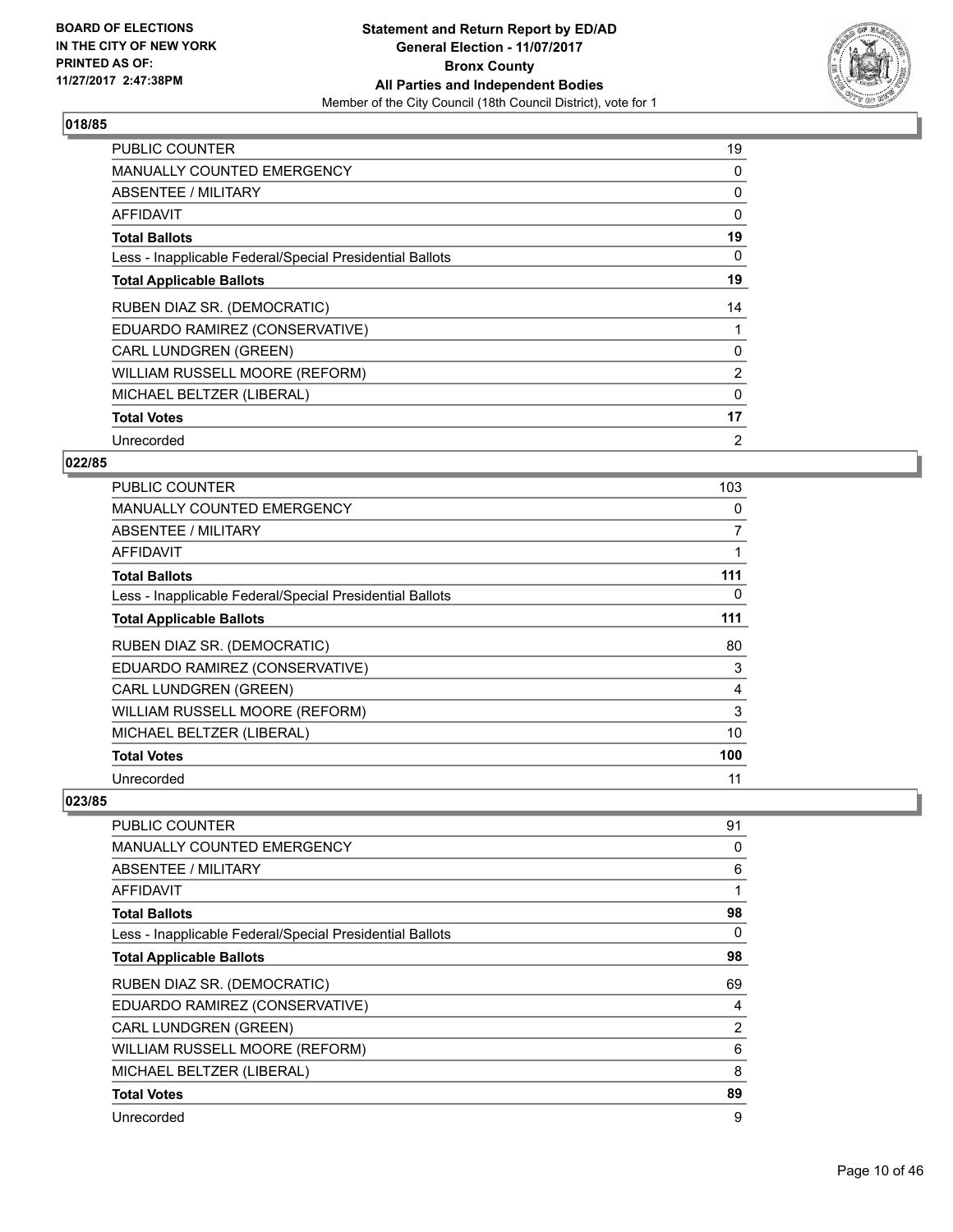## 018/85

| | |
|---|---|
| PUBLIC COUNTER | 19 |
| MANUALLY COUNTED EMERGENCY | 0 |
| ABSENTEE / MILITARY | 0 |
| AFFIDAVIT | 0 |
| **Total Ballots** | **19** |
| Less - Inapplicable Federal/Special Presidential Ballots | 0 |
| **Total Applicable Ballots** | **19** |
| RUBEN DIAZ SR. (DEMOCRATIC) | 14 |
| EDUARDO RAMIREZ (CONSERVATIVE) | 1 |
| CARL LUNDGREN (GREEN) | 0 |
| WILLIAM RUSSELL MOORE (REFORM) | 2 |
| MICHAEL BELTZER (LIBERAL) | 0 |
| **Total Votes** | **17** |
| Unrecorded | 2 |

## 022/85

| | |
|---|---|
| PUBLIC COUNTER | 103 |
| MANUALLY COUNTED EMERGENCY | 0 |
| ABSENTEE / MILITARY | 7 |
| AFFIDAVIT | 1 |
| **Total Ballots** | **111** |
| Less - Inapplicable Federal/Special Presidential Ballots | 0 |
| **Total Applicable Ballots** | **111** |
| RUBEN DIAZ SR. (DEMOCRATIC) | 80 |
| EDUARDO RAMIREZ (CONSERVATIVE) | 3 |
| CARL LUNDGREN (GREEN) | 4 |
| WILLIAM RUSSELL MOORE (REFORM) | 3 |
| MICHAEL BELTZER (LIBERAL) | 10 |
| **Total Votes** | **100** |
| Unrecorded | 11 |

## 023/85

| | |
|---|---|
| PUBLIC COUNTER | 91 |
| MANUALLY COUNTED EMERGENCY | 0 |
| ABSENTEE / MILITARY | 6 |
| AFFIDAVIT | 1 |
| **Total Ballots** | **98** |
| Less - Inapplicable Federal/Special Presidential Ballots | 0 |
| **Total Applicable Ballots** | **98** |
| RUBEN DIAZ SR. (DEMOCRATIC) | 69 |
| EDUARDO RAMIREZ (CONSERVATIVE) | 4 |
| CARL LUNDGREN (GREEN) | 2 |
| WILLIAM RUSSELL MOORE (REFORM) | 6 |
| MICHAEL BELTZER (LIBERAL) | 8 |
| **Total Votes** | **89** |
| Unrecorded | 9 |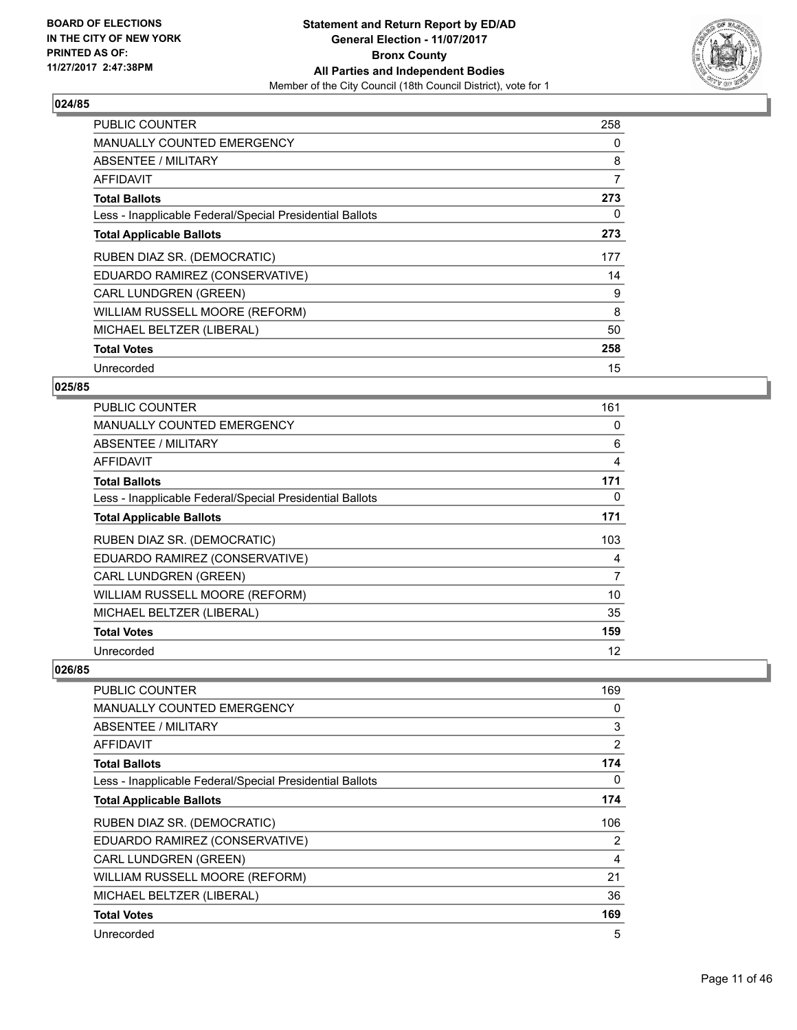### 024/85

| | |
|---|---|
| PUBLIC COUNTER | 258 |
| MANUALLY COUNTED EMERGENCY | 0 |
| ABSENTEE / MILITARY | 8 |
| AFFIDAVIT | 7 |
| **Total Ballots** | **273** |
| Less - Inapplicable Federal/Special Presidential Ballots | 0 |
| **Total Applicable Ballots** | **273** |
| RUBEN DIAZ SR. (DEMOCRATIC) | 177 |
| EDUARDO RAMIREZ (CONSERVATIVE) | 14 |
| CARL LUNDGREN (GREEN) | 9 |
| WILLIAM RUSSELL MOORE (REFORM) | 8 |
| MICHAEL BELTZER (LIBERAL) | 50 |
| **Total Votes** | **258** |
| Unrecorded | 15 |

### 025/85

| | |
|---|---|
| PUBLIC COUNTER | 161 |
| MANUALLY COUNTED EMERGENCY | 0 |
| ABSENTEE / MILITARY | 6 |
| AFFIDAVIT | 4 |
| **Total Ballots** | **171** |
| Less - Inapplicable Federal/Special Presidential Ballots | 0 |
| **Total Applicable Ballots** | **171** |
| RUBEN DIAZ SR. (DEMOCRATIC) | 103 |
| EDUARDO RAMIREZ (CONSERVATIVE) | 4 |
| CARL LUNDGREN (GREEN) | 7 |
| WILLIAM RUSSELL MOORE (REFORM) | 10 |
| MICHAEL BELTZER (LIBERAL) | 35 |
| **Total Votes** | **159** |
| Unrecorded | 12 |

### 026/85

| | |
|---|---|
| PUBLIC COUNTER | 169 |
| MANUALLY COUNTED EMERGENCY | 0 |
| ABSENTEE / MILITARY | 3 |
| AFFIDAVIT | 2 |
| **Total Ballots** | **174** |
| Less - Inapplicable Federal/Special Presidential Ballots | 0 |
| **Total Applicable Ballots** | **174** |
| RUBEN DIAZ SR. (DEMOCRATIC) | 106 |
| EDUARDO RAMIREZ (CONSERVATIVE) | 2 |
| CARL LUNDGREN (GREEN) | 4 |
| WILLIAM RUSSELL MOORE (REFORM) | 21 |
| MICHAEL BELTZER (LIBERAL) | 36 |
| **Total Votes** | **169** |
| Unrecorded | 5 |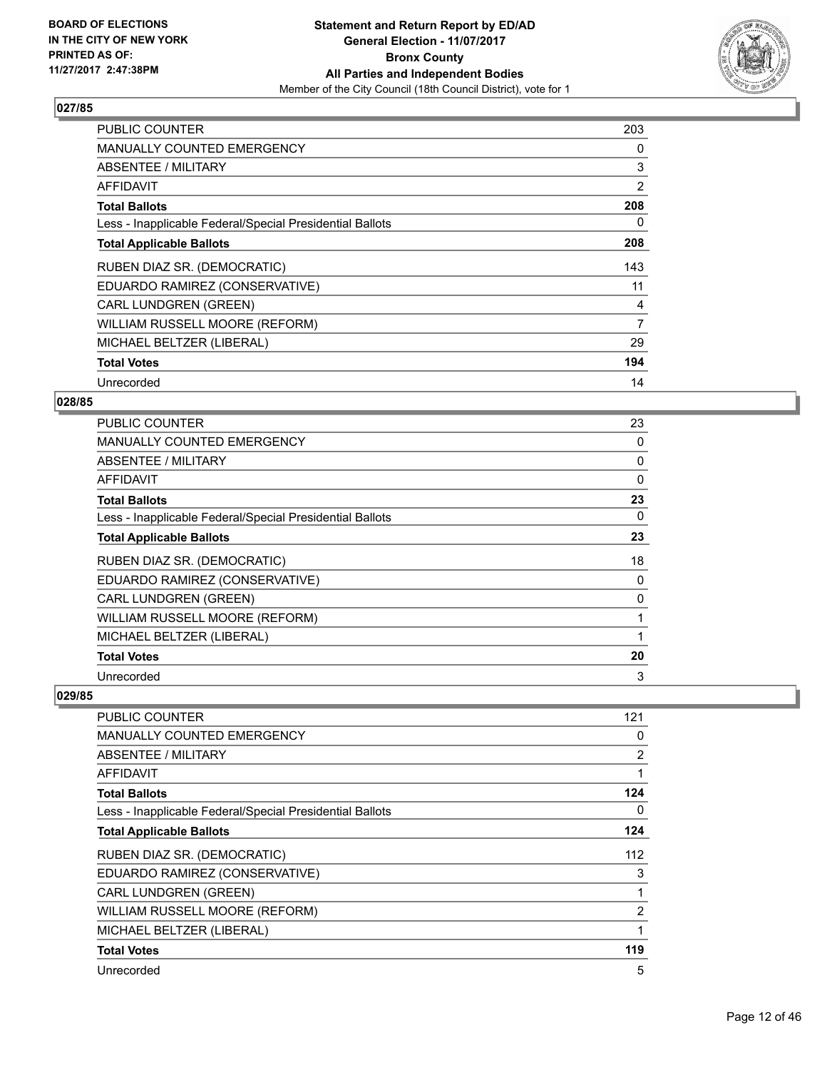## 027/85

| | |
|---|---|
| PUBLIC COUNTER | 203 |
| MANUALLY COUNTED EMERGENCY | 0 |
| ABSENTEE / MILITARY | 3 |
| AFFIDAVIT | 2 |
| **Total Ballots** | **208** |
| Less - Inapplicable Federal/Special Presidential Ballots | 0 |
| **Total Applicable Ballots** | **208** |
| RUBEN DIAZ SR. (DEMOCRATIC) | 143 |
| EDUARDO RAMIREZ (CONSERVATIVE) | 11 |
| CARL LUNDGREN (GREEN) | 4 |
| WILLIAM RUSSELL MOORE (REFORM) | 7 |
| MICHAEL BELTZER (LIBERAL) | 29 |
| **Total Votes** | **194** |
| Unrecorded | 14 |

## 028/85

| | |
|---|---|
| PUBLIC COUNTER | 23 |
| MANUALLY COUNTED EMERGENCY | 0 |
| ABSENTEE / MILITARY | 0 |
| AFFIDAVIT | 0 |
| **Total Ballots** | **23** |
| Less - Inapplicable Federal/Special Presidential Ballots | 0 |
| **Total Applicable Ballots** | **23** |
| RUBEN DIAZ SR. (DEMOCRATIC) | 18 |
| EDUARDO RAMIREZ (CONSERVATIVE) | 0 |
| CARL LUNDGREN (GREEN) | 0 |
| WILLIAM RUSSELL MOORE (REFORM) | 1 |
| MICHAEL BELTZER (LIBERAL) | 1 |
| **Total Votes** | **20** |
| Unrecorded | 3 |

## 029/85

| | |
|---|---|
| PUBLIC COUNTER | 121 |
| MANUALLY COUNTED EMERGENCY | 0 |
| ABSENTEE / MILITARY | 2 |
| AFFIDAVIT | 1 |
| **Total Ballots** | **124** |
| Less - Inapplicable Federal/Special Presidential Ballots | 0 |
| **Total Applicable Ballots** | **124** |
| RUBEN DIAZ SR. (DEMOCRATIC) | 112 |
| EDUARDO RAMIREZ (CONSERVATIVE) | 3 |
| CARL LUNDGREN (GREEN) | 1 |
| WILLIAM RUSSELL MOORE (REFORM) | 2 |
| MICHAEL BELTZER (LIBERAL) | 1 |
| **Total Votes** | **119** |
| Unrecorded | 5 |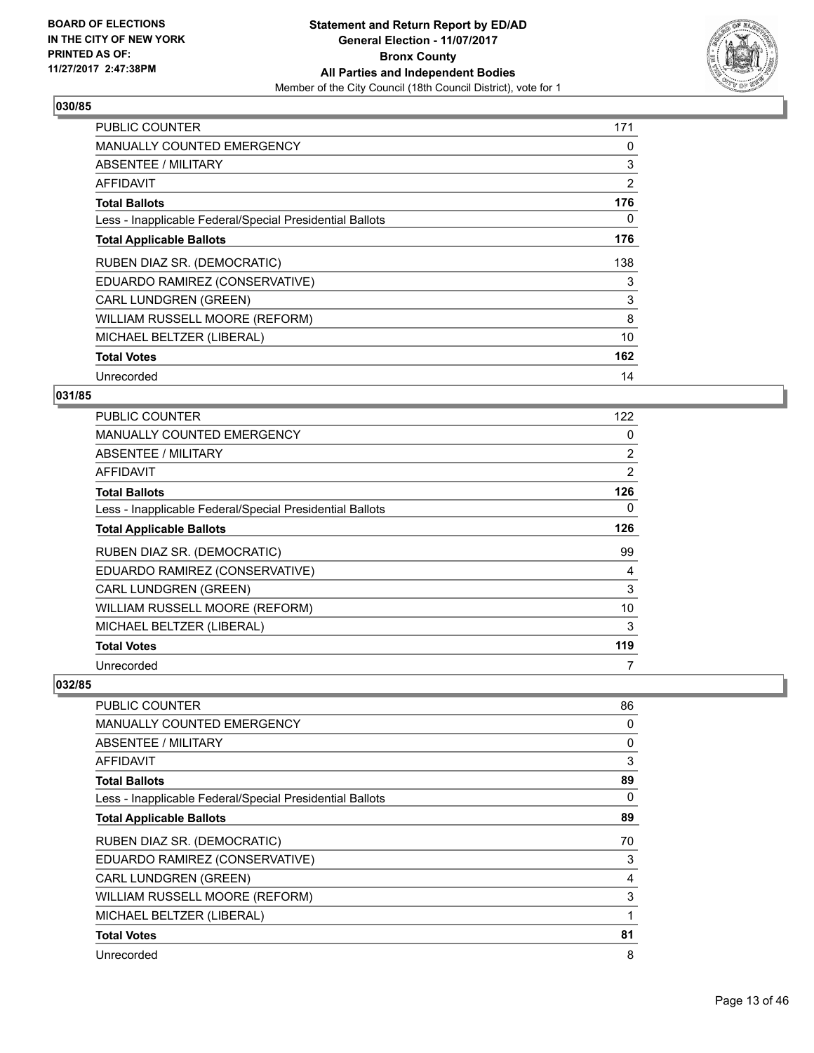**BOARD OF ELECTIONS IN THE CITY OF NEW YORK PRINTED AS OF: 11/27/2017 2:47:38PM**

**Statement and Return Report by ED/AD**
**General Election - 11/07/2017**
**Bronx County**
**All Parties and Independent Bodies**
Member of the City Council (18th Council District), vote for 1

### 030/85

| | |
|---|---|
| PUBLIC COUNTER | 171 |
| MANUALLY COUNTED EMERGENCY | 0 |
| ABSENTEE / MILITARY | 3 |
| AFFIDAVIT | 2 |
| **Total Ballots** | **176** |
| Less - Inapplicable Federal/Special Presidential Ballots | 0 |
| **Total Applicable Ballots** | **176** |
| RUBEN DIAZ SR. (DEMOCRATIC) | 138 |
| EDUARDO RAMIREZ (CONSERVATIVE) | 3 |
| CARL LUNDGREN (GREEN) | 3 |
| WILLIAM RUSSELL MOORE (REFORM) | 8 |
| MICHAEL BELTZER (LIBERAL) | 10 |
| **Total Votes** | **162** |
| Unrecorded | 14 |

### 031/85

| | |
|---|---|
| PUBLIC COUNTER | 122 |
| MANUALLY COUNTED EMERGENCY | 0 |
| ABSENTEE / MILITARY | 2 |
| AFFIDAVIT | 2 |
| **Total Ballots** | **126** |
| Less - Inapplicable Federal/Special Presidential Ballots | 0 |
| **Total Applicable Ballots** | **126** |
| RUBEN DIAZ SR. (DEMOCRATIC) | 99 |
| EDUARDO RAMIREZ (CONSERVATIVE) | 4 |
| CARL LUNDGREN (GREEN) | 3 |
| WILLIAM RUSSELL MOORE (REFORM) | 10 |
| MICHAEL BELTZER (LIBERAL) | 3 |
| **Total Votes** | **119** |
| Unrecorded | 7 |

### 032/85

| | |
|---|---|
| PUBLIC COUNTER | 86 |
| MANUALLY COUNTED EMERGENCY | 0 |
| ABSENTEE / MILITARY | 0 |
| AFFIDAVIT | 3 |
| **Total Ballots** | **89** |
| Less - Inapplicable Federal/Special Presidential Ballots | 0 |
| **Total Applicable Ballots** | **89** |
| RUBEN DIAZ SR. (DEMOCRATIC) | 70 |
| EDUARDO RAMIREZ (CONSERVATIVE) | 3 |
| CARL LUNDGREN (GREEN) | 4 |
| WILLIAM RUSSELL MOORE (REFORM) | 3 |
| MICHAEL BELTZER (LIBERAL) | 1 |
| **Total Votes** | **81** |
| Unrecorded | 8 |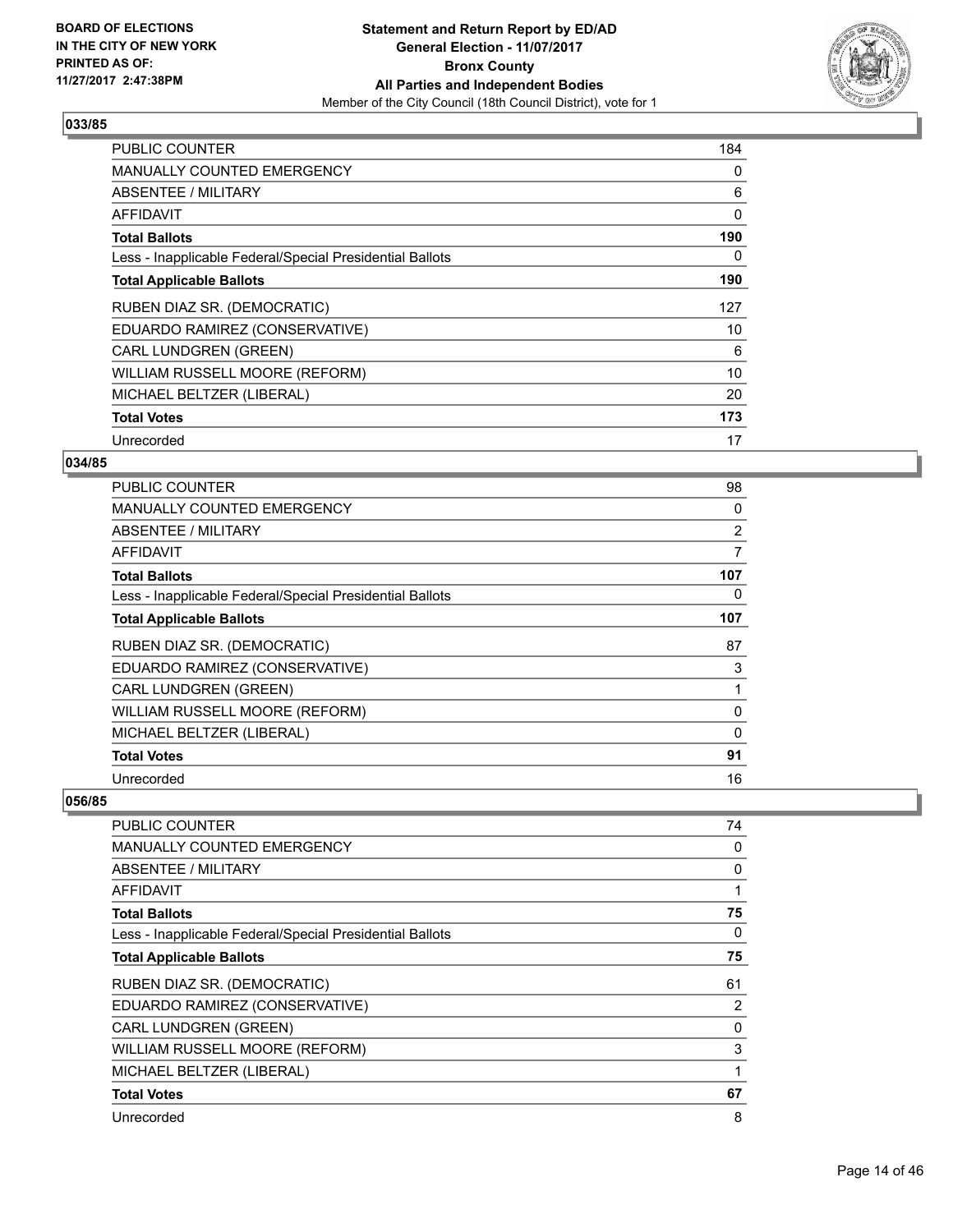## 033/85

| | |
|---|---|
| PUBLIC COUNTER | 184 |
| MANUALLY COUNTED EMERGENCY | 0 |
| ABSENTEE / MILITARY | 6 |
| AFFIDAVIT | 0 |
| **Total Ballots** | **190** |
| Less - Inapplicable Federal/Special Presidential Ballots | 0 |
| **Total Applicable Ballots** | **190** |
| RUBEN DIAZ SR. (DEMOCRATIC) | 127 |
| EDUARDO RAMIREZ (CONSERVATIVE) | 10 |
| CARL LUNDGREN (GREEN) | 6 |
| WILLIAM RUSSELL MOORE (REFORM) | 10 |
| MICHAEL BELTZER (LIBERAL) | 20 |
| **Total Votes** | **173** |
| Unrecorded | 17 |

## 034/85

| | |
|---|---|
| PUBLIC COUNTER | 98 |
| MANUALLY COUNTED EMERGENCY | 0 |
| ABSENTEE / MILITARY | 2 |
| AFFIDAVIT | 7 |
| **Total Ballots** | **107** |
| Less - Inapplicable Federal/Special Presidential Ballots | 0 |
| **Total Applicable Ballots** | **107** |
| RUBEN DIAZ SR. (DEMOCRATIC) | 87 |
| EDUARDO RAMIREZ (CONSERVATIVE) | 3 |
| CARL LUNDGREN (GREEN) | 1 |
| WILLIAM RUSSELL MOORE (REFORM) | 0 |
| MICHAEL BELTZER (LIBERAL) | 0 |
| **Total Votes** | **91** |
| Unrecorded | 16 |

## 056/85

| | |
|---|---|
| PUBLIC COUNTER | 74 |
| MANUALLY COUNTED EMERGENCY | 0 |
| ABSENTEE / MILITARY | 0 |
| AFFIDAVIT | 1 |
| **Total Ballots** | **75** |
| Less - Inapplicable Federal/Special Presidential Ballots | 0 |
| **Total Applicable Ballots** | **75** |
| RUBEN DIAZ SR. (DEMOCRATIC) | 61 |
| EDUARDO RAMIREZ (CONSERVATIVE) | 2 |
| CARL LUNDGREN (GREEN) | 0 |
| WILLIAM RUSSELL MOORE (REFORM) | 3 |
| MICHAEL BELTZER (LIBERAL) | 1 |
| **Total Votes** | **67** |
| Unrecorded | 8 |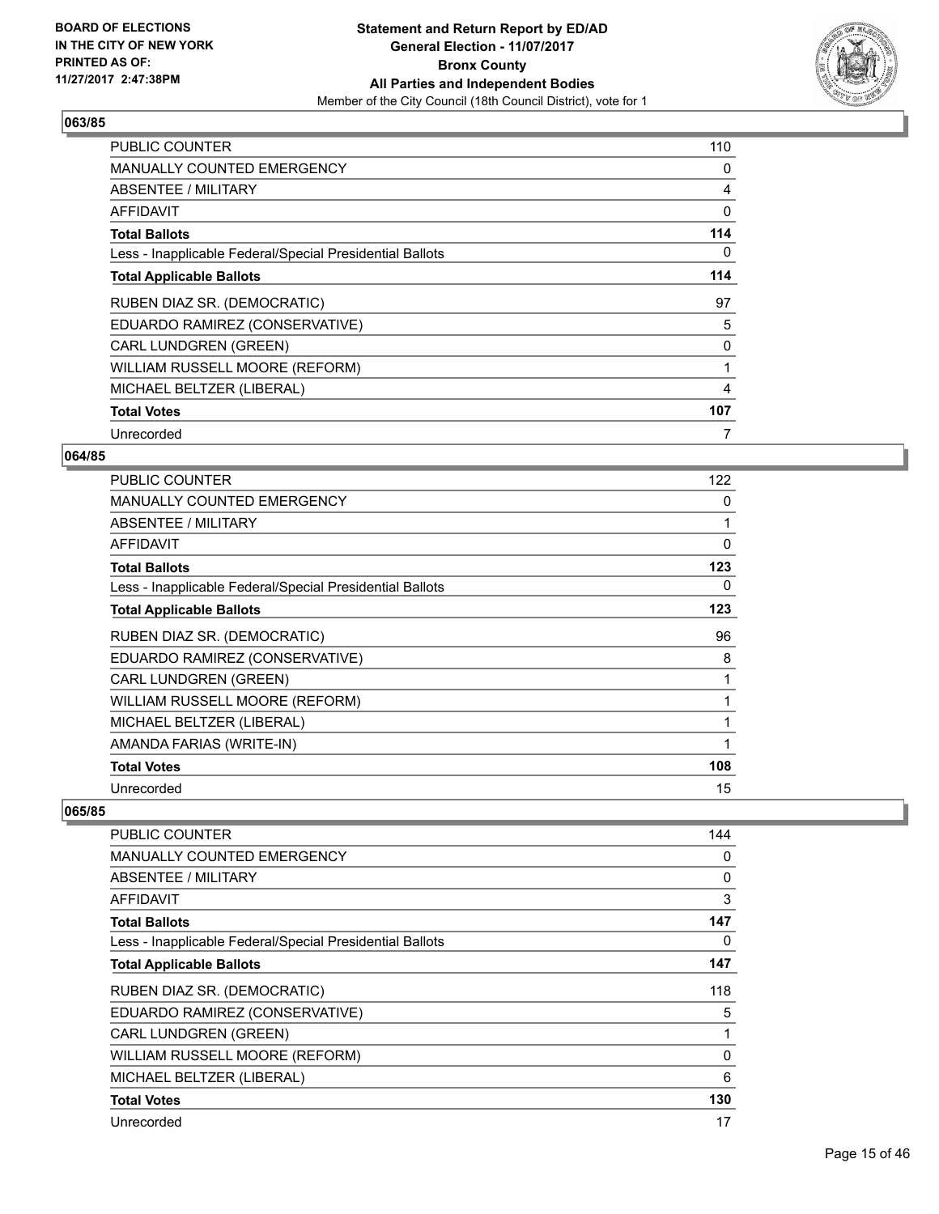## 063/85

| | |
|---|---|
| PUBLIC COUNTER | 110 |
| MANUALLY COUNTED EMERGENCY | 0 |
| ABSENTEE / MILITARY | 4 |
| AFFIDAVIT | 0 |
| **Total Ballots** | **114** |
| Less - Inapplicable Federal/Special Presidential Ballots | 0 |
| **Total Applicable Ballots** | **114** |
| RUBEN DIAZ SR. (DEMOCRATIC) | 97 |
| EDUARDO RAMIREZ (CONSERVATIVE) | 5 |
| CARL LUNDGREN (GREEN) | 0 |
| WILLIAM RUSSELL MOORE (REFORM) | 1 |
| MICHAEL BELTZER (LIBERAL) | 4 |
| **Total Votes** | **107** |
| Unrecorded | 7 |

## 064/85

| | |
|---|---|
| PUBLIC COUNTER | 122 |
| MANUALLY COUNTED EMERGENCY | 0 |
| ABSENTEE / MILITARY | 1 |
| AFFIDAVIT | 0 |
| **Total Ballots** | **123** |
| Less - Inapplicable Federal/Special Presidential Ballots | 0 |
| **Total Applicable Ballots** | **123** |
| RUBEN DIAZ SR. (DEMOCRATIC) | 96 |
| EDUARDO RAMIREZ (CONSERVATIVE) | 8 |
| CARL LUNDGREN (GREEN) | 1 |
| WILLIAM RUSSELL MOORE (REFORM) | 1 |
| MICHAEL BELTZER (LIBERAL) | 1 |
| AMANDA FARIAS (WRITE-IN) | 1 |
| **Total Votes** | **108** |
| Unrecorded | 15 |

## 065/85

| | |
|---|---|
| PUBLIC COUNTER | 144 |
| MANUALLY COUNTED EMERGENCY | 0 |
| ABSENTEE / MILITARY | 0 |
| AFFIDAVIT | 3 |
| **Total Ballots** | **147** |
| Less - Inapplicable Federal/Special Presidential Ballots | 0 |
| **Total Applicable Ballots** | **147** |
| RUBEN DIAZ SR. (DEMOCRATIC) | 118 |
| EDUARDO RAMIREZ (CONSERVATIVE) | 5 |
| CARL LUNDGREN (GREEN) | 1 |
| WILLIAM RUSSELL MOORE (REFORM) | 0 |
| MICHAEL BELTZER (LIBERAL) | 6 |
| **Total Votes** | **130** |
| Unrecorded | 17 |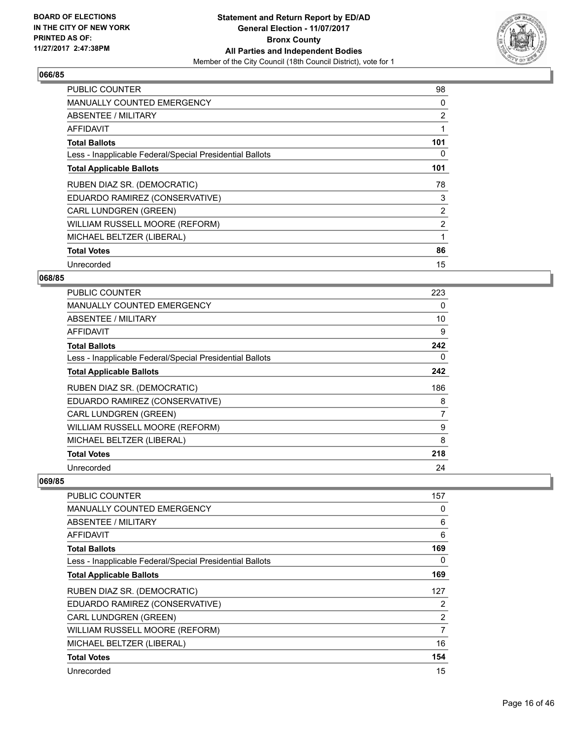### 066/85

| | |
|---|---|
| PUBLIC COUNTER | 98 |
| MANUALLY COUNTED EMERGENCY | 0 |
| ABSENTEE / MILITARY | 2 |
| AFFIDAVIT | 1 |
| **Total Ballots** | **101** |
| Less - Inapplicable Federal/Special Presidential Ballots | 0 |
| **Total Applicable Ballots** | **101** |
| RUBEN DIAZ SR. (DEMOCRATIC) | 78 |
| EDUARDO RAMIREZ (CONSERVATIVE) | 3 |
| CARL LUNDGREN (GREEN) | 2 |
| WILLIAM RUSSELL MOORE (REFORM) | 2 |
| MICHAEL BELTZER (LIBERAL) | 1 |
| **Total Votes** | **86** |
| Unrecorded | 15 |

### 068/85

| | |
|---|---|
| PUBLIC COUNTER | 223 |
| MANUALLY COUNTED EMERGENCY | 0 |
| ABSENTEE / MILITARY | 10 |
| AFFIDAVIT | 9 |
| **Total Ballots** | **242** |
| Less - Inapplicable Federal/Special Presidential Ballots | 0 |
| **Total Applicable Ballots** | **242** |
| RUBEN DIAZ SR. (DEMOCRATIC) | 186 |
| EDUARDO RAMIREZ (CONSERVATIVE) | 8 |
| CARL LUNDGREN (GREEN) | 7 |
| WILLIAM RUSSELL MOORE (REFORM) | 9 |
| MICHAEL BELTZER (LIBERAL) | 8 |
| **Total Votes** | **218** |
| Unrecorded | 24 |

### 069/85

| | |
|---|---|
| PUBLIC COUNTER | 157 |
| MANUALLY COUNTED EMERGENCY | 0 |
| ABSENTEE / MILITARY | 6 |
| AFFIDAVIT | 6 |
| **Total Ballots** | **169** |
| Less - Inapplicable Federal/Special Presidential Ballots | 0 |
| **Total Applicable Ballots** | **169** |
| RUBEN DIAZ SR. (DEMOCRATIC) | 127 |
| EDUARDO RAMIREZ (CONSERVATIVE) | 2 |
| CARL LUNDGREN (GREEN) | 2 |
| WILLIAM RUSSELL MOORE (REFORM) | 7 |
| MICHAEL BELTZER (LIBERAL) | 16 |
| **Total Votes** | **154** |
| Unrecorded | 15 |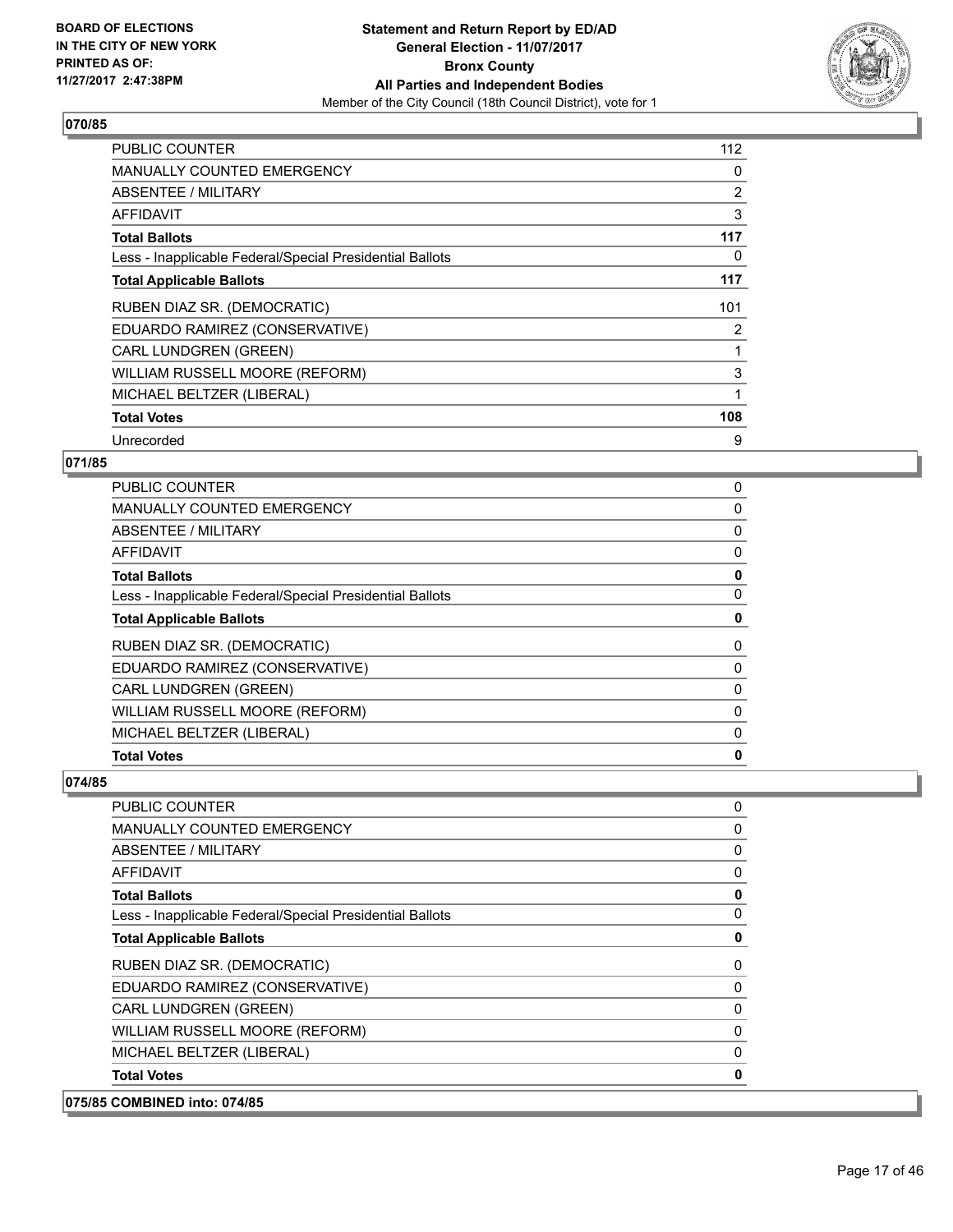**BOARD OF ELECTIONS IN THE CITY OF NEW YORK PRINTED AS OF: 11/27/2017 2:47:38PM**

**Statement and Return Report by ED/AD**
**General Election - 11/07/2017**
**Bronx County**
**All Parties and Independent Bodies**
Member of the City Council (18th Council District), vote for 1

## 070/85

| | |
|---|---|
| PUBLIC COUNTER | 112 |
| MANUALLY COUNTED EMERGENCY | 0 |
| ABSENTEE / MILITARY | 2 |
| AFFIDAVIT | 3 |
| **Total Ballots** | **117** |
| Less - Inapplicable Federal/Special Presidential Ballots | 0 |
| **Total Applicable Ballots** | **117** |
| RUBEN DIAZ SR. (DEMOCRATIC) | 101 |
| EDUARDO RAMIREZ (CONSERVATIVE) | 2 |
| CARL LUNDGREN (GREEN) | 1 |
| WILLIAM RUSSELL MOORE (REFORM) | 3 |
| MICHAEL BELTZER (LIBERAL) | 1 |
| **Total Votes** | **108** |
| Unrecorded | 9 |

## 071/85

| | |
|---|---|
| PUBLIC COUNTER | 0 |
| MANUALLY COUNTED EMERGENCY | 0 |
| ABSENTEE / MILITARY | 0 |
| AFFIDAVIT | 0 |
| **Total Ballots** | **0** |
| Less - Inapplicable Federal/Special Presidential Ballots | 0 |
| **Total Applicable Ballots** | **0** |
| RUBEN DIAZ SR. (DEMOCRATIC) | 0 |
| EDUARDO RAMIREZ (CONSERVATIVE) | 0 |
| CARL LUNDGREN (GREEN) | 0 |
| WILLIAM RUSSELL MOORE (REFORM) | 0 |
| MICHAEL BELTZER (LIBERAL) | 0 |
| **Total Votes** | **0** |

## 074/85

| | |
|---|---|
| PUBLIC COUNTER | 0 |
| MANUALLY COUNTED EMERGENCY | 0 |
| ABSENTEE / MILITARY | 0 |
| AFFIDAVIT | 0 |
| **Total Ballots** | **0** |
| Less - Inapplicable Federal/Special Presidential Ballots | 0 |
| **Total Applicable Ballots** | **0** |
| RUBEN DIAZ SR. (DEMOCRATIC) | 0 |
| EDUARDO RAMIREZ (CONSERVATIVE) | 0 |
| CARL LUNDGREN (GREEN) | 0 |
| WILLIAM RUSSELL MOORE (REFORM) | 0 |
| MICHAEL BELTZER (LIBERAL) | 0 |
| **Total Votes** | **0** |

## 075/85 COMBINED into: 074/85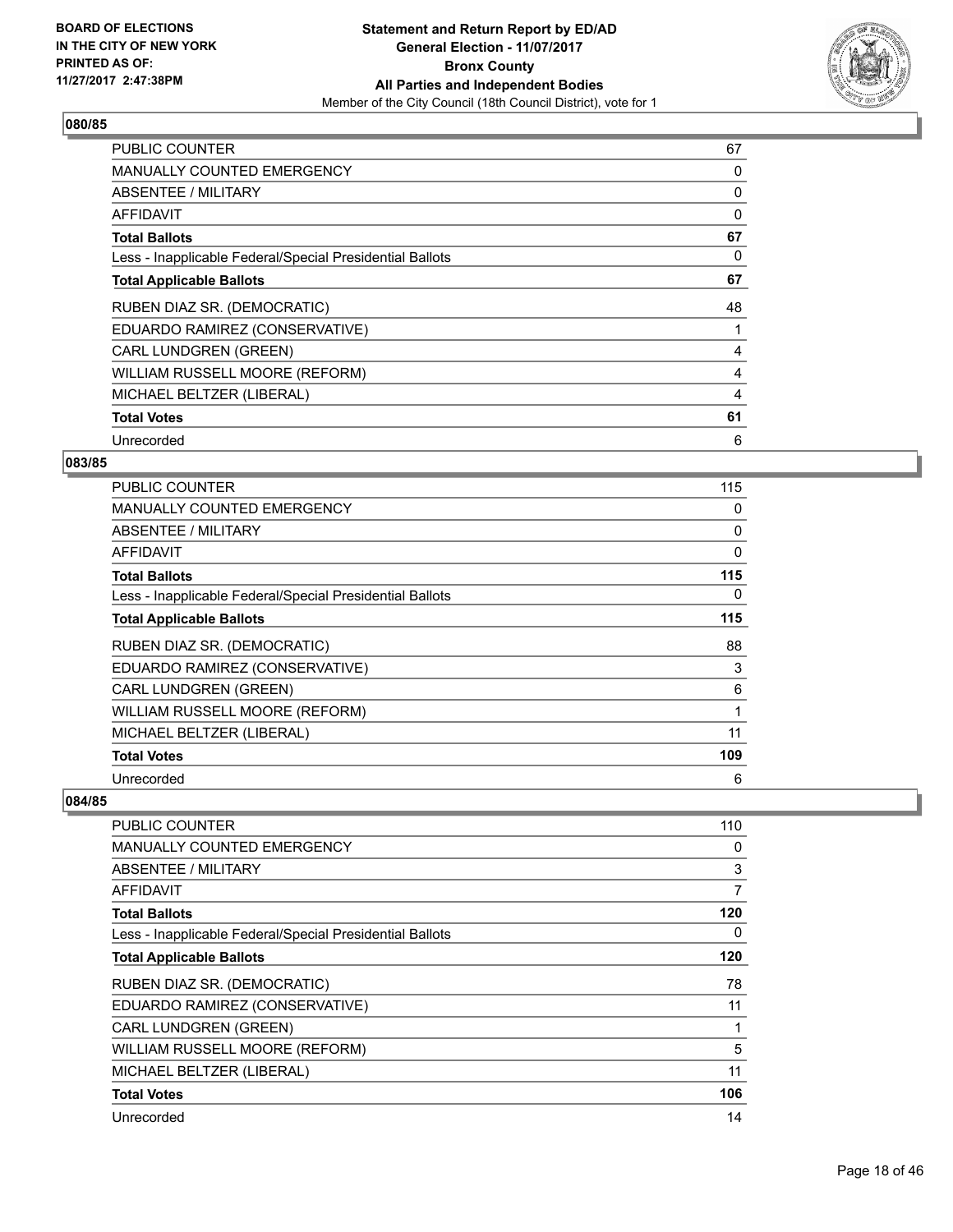**BOARD OF ELECTIONS**
**IN THE CITY OF NEW YORK**
**PRINTED AS OF:**
**11/27/2017 2:47:38PM**

**Statement and Return Report by ED/AD**
**General Election - 11/07/2017**
**Bronx County**
**All Parties and Independent Bodies**
Member of the City Council (18th Council District), vote for 1

## 080/85

| | |
|---|---|
| PUBLIC COUNTER | 67 |
| MANUALLY COUNTED EMERGENCY | 0 |
| ABSENTEE / MILITARY | 0 |
| AFFIDAVIT | 0 |
| **Total Ballots** | **67** |
| Less - Inapplicable Federal/Special Presidential Ballots | 0 |
| **Total Applicable Ballots** | **67** |
| RUBEN DIAZ SR. (DEMOCRATIC) | 48 |
| EDUARDO RAMIREZ (CONSERVATIVE) | 1 |
| CARL LUNDGREN (GREEN) | 4 |
| WILLIAM RUSSELL MOORE (REFORM) | 4 |
| MICHAEL BELTZER (LIBERAL) | 4 |
| **Total Votes** | **61** |
| Unrecorded | 6 |

## 083/85

| | |
|---|---|
| PUBLIC COUNTER | 115 |
| MANUALLY COUNTED EMERGENCY | 0 |
| ABSENTEE / MILITARY | 0 |
| AFFIDAVIT | 0 |
| **Total Ballots** | **115** |
| Less - Inapplicable Federal/Special Presidential Ballots | 0 |
| **Total Applicable Ballots** | **115** |
| RUBEN DIAZ SR. (DEMOCRATIC) | 88 |
| EDUARDO RAMIREZ (CONSERVATIVE) | 3 |
| CARL LUNDGREN (GREEN) | 6 |
| WILLIAM RUSSELL MOORE (REFORM) | 1 |
| MICHAEL BELTZER (LIBERAL) | 11 |
| **Total Votes** | **109** |
| Unrecorded | 6 |

## 084/85

| | |
|---|---|
| PUBLIC COUNTER | 110 |
| MANUALLY COUNTED EMERGENCY | 0 |
| ABSENTEE / MILITARY | 3 |
| AFFIDAVIT | 7 |
| **Total Ballots** | **120** |
| Less - Inapplicable Federal/Special Presidential Ballots | 0 |
| **Total Applicable Ballots** | **120** |
| RUBEN DIAZ SR. (DEMOCRATIC) | 78 |
| EDUARDO RAMIREZ (CONSERVATIVE) | 11 |
| CARL LUNDGREN (GREEN) | 1 |
| WILLIAM RUSSELL MOORE (REFORM) | 5 |
| MICHAEL BELTZER (LIBERAL) | 11 |
| **Total Votes** | **106** |
| Unrecorded | 14 |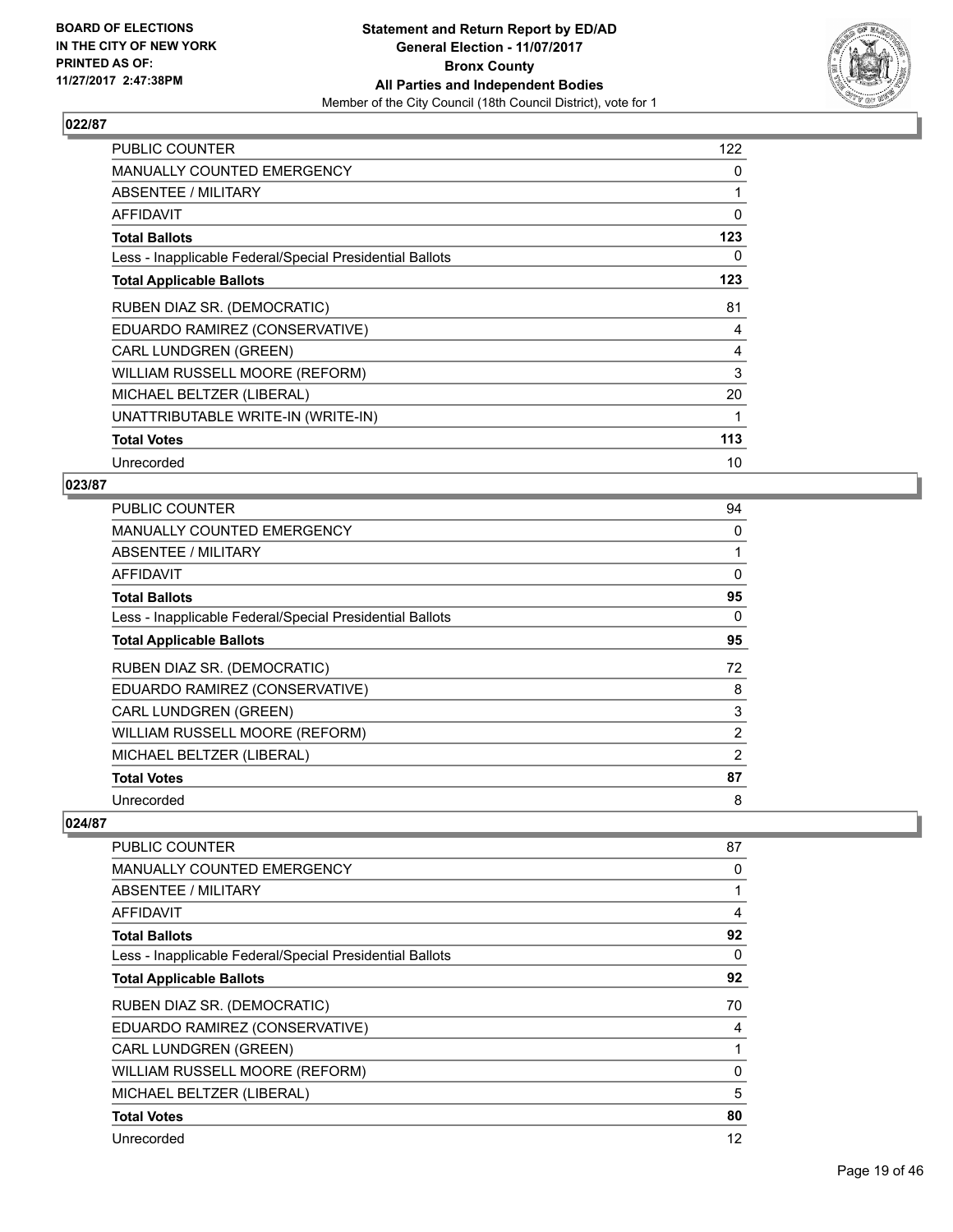**BOARD OF ELECTIONS IN THE CITY OF NEW YORK PRINTED AS OF: 11/27/2017 2:47:38PM**

**Statement and Return Report by ED/AD**
**General Election - 11/07/2017**
**Bronx County**
**All Parties and Independent Bodies**
Member of the City Council (18th Council District), vote for 1

## 022/87

| | |
|---|---|
| PUBLIC COUNTER | 122 |
| MANUALLY COUNTED EMERGENCY | 0 |
| ABSENTEE / MILITARY | 1 |
| AFFIDAVIT | 0 |
| **Total Ballots** | **123** |
| Less - Inapplicable Federal/Special Presidential Ballots | 0 |
| **Total Applicable Ballots** | **123** |
| RUBEN DIAZ SR. (DEMOCRATIC) | 81 |
| EDUARDO RAMIREZ (CONSERVATIVE) | 4 |
| CARL LUNDGREN (GREEN) | 4 |
| WILLIAM RUSSELL MOORE (REFORM) | 3 |
| MICHAEL BELTZER (LIBERAL) | 20 |
| UNATTRIBUTABLE WRITE-IN (WRITE-IN) | 1 |
| **Total Votes** | **113** |
| Unrecorded | 10 |

## 023/87

| | |
|---|---|
| PUBLIC COUNTER | 94 |
| MANUALLY COUNTED EMERGENCY | 0 |
| ABSENTEE / MILITARY | 1 |
| AFFIDAVIT | 0 |
| **Total Ballots** | **95** |
| Less - Inapplicable Federal/Special Presidential Ballots | 0 |
| **Total Applicable Ballots** | **95** |
| RUBEN DIAZ SR. (DEMOCRATIC) | 72 |
| EDUARDO RAMIREZ (CONSERVATIVE) | 8 |
| CARL LUNDGREN (GREEN) | 3 |
| WILLIAM RUSSELL MOORE (REFORM) | 2 |
| MICHAEL BELTZER (LIBERAL) | 2 |
| **Total Votes** | **87** |
| Unrecorded | 8 |

## 024/87

| | |
|---|---|
| PUBLIC COUNTER | 87 |
| MANUALLY COUNTED EMERGENCY | 0 |
| ABSENTEE / MILITARY | 1 |
| AFFIDAVIT | 4 |
| **Total Ballots** | **92** |
| Less - Inapplicable Federal/Special Presidential Ballots | 0 |
| **Total Applicable Ballots** | **92** |
| RUBEN DIAZ SR. (DEMOCRATIC) | 70 |
| EDUARDO RAMIREZ (CONSERVATIVE) | 4 |
| CARL LUNDGREN (GREEN) | 1 |
| WILLIAM RUSSELL MOORE (REFORM) | 0 |
| MICHAEL BELTZER (LIBERAL) | 5 |
| **Total Votes** | **80** |
| Unrecorded | 12 |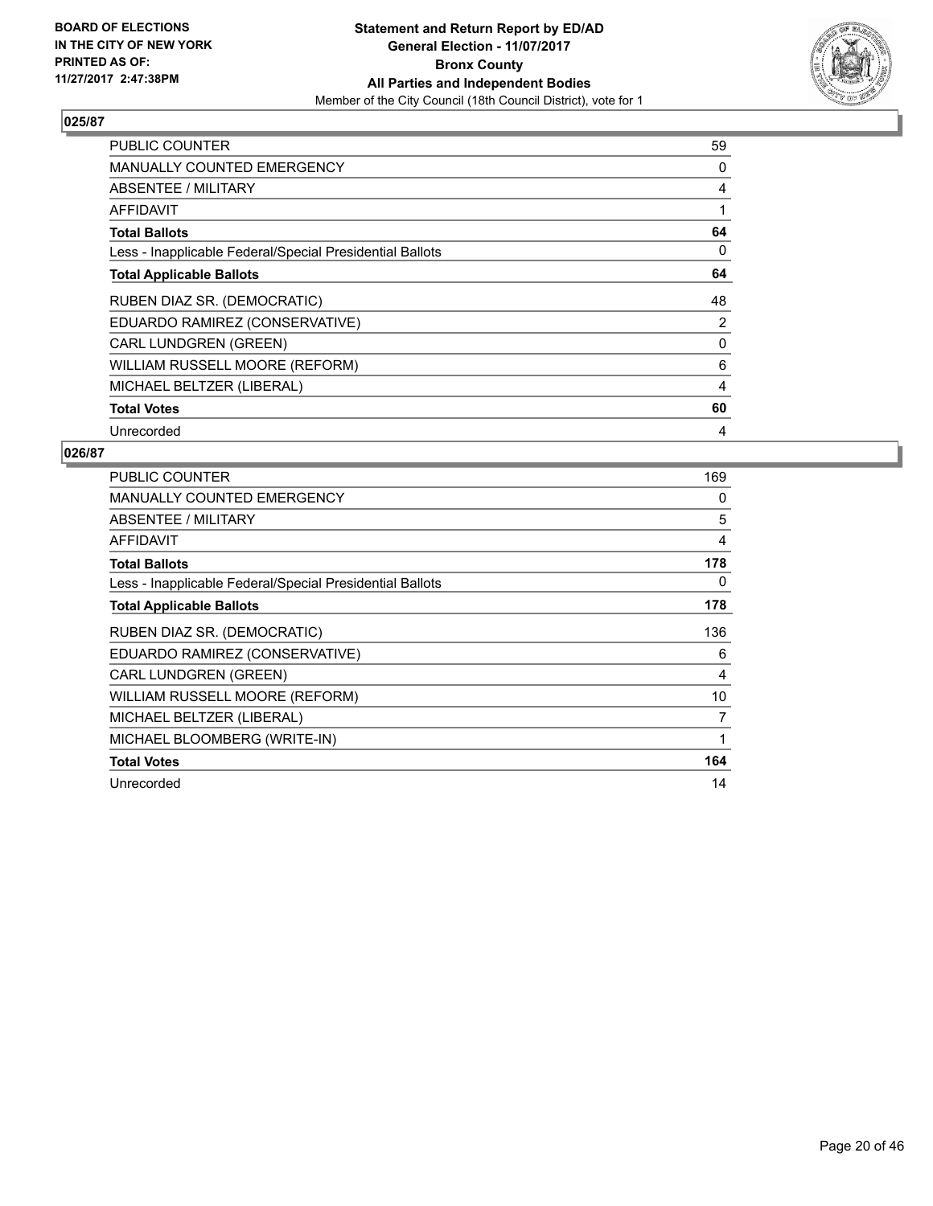**BOARD OF ELECTIONS IN THE CITY OF NEW YORK PRINTED AS OF: 11/27/2017 2:47:38PM**

**Statement and Return Report by ED/AD General Election - 11/07/2017 Bronx County All Parties and Independent Bodies**

Member of the City Council (18th Council District), vote for 1

## 025/87

| | |
|---|---|
| PUBLIC COUNTER | 59 |
| MANUALLY COUNTED EMERGENCY | 0 |
| ABSENTEE / MILITARY | 4 |
| AFFIDAVIT | 1 |
| **Total Ballots** | **64** |
| Less - Inapplicable Federal/Special Presidential Ballots | 0 |
| **Total Applicable Ballots** | **64** |
| RUBEN DIAZ SR. (DEMOCRATIC) | 48 |
| EDUARDO RAMIREZ (CONSERVATIVE) | 2 |
| CARL LUNDGREN (GREEN) | 0 |
| WILLIAM RUSSELL MOORE (REFORM) | 6 |
| MICHAEL BELTZER (LIBERAL) | 4 |
| **Total Votes** | **60** |
| Unrecorded | 4 |

## 026/87

| | |
|---|---|
| PUBLIC COUNTER | 169 |
| MANUALLY COUNTED EMERGENCY | 0 |
| ABSENTEE / MILITARY | 5 |
| AFFIDAVIT | 4 |
| **Total Ballots** | **178** |
| Less - Inapplicable Federal/Special Presidential Ballots | 0 |
| **Total Applicable Ballots** | **178** |
| RUBEN DIAZ SR. (DEMOCRATIC) | 136 |
| EDUARDO RAMIREZ (CONSERVATIVE) | 6 |
| CARL LUNDGREN (GREEN) | 4 |
| WILLIAM RUSSELL MOORE (REFORM) | 10 |
| MICHAEL BELTZER (LIBERAL) | 7 |
| MICHAEL BLOOMBERG (WRITE-IN) | 1 |
| **Total Votes** | **164** |
| Unrecorded | 14 |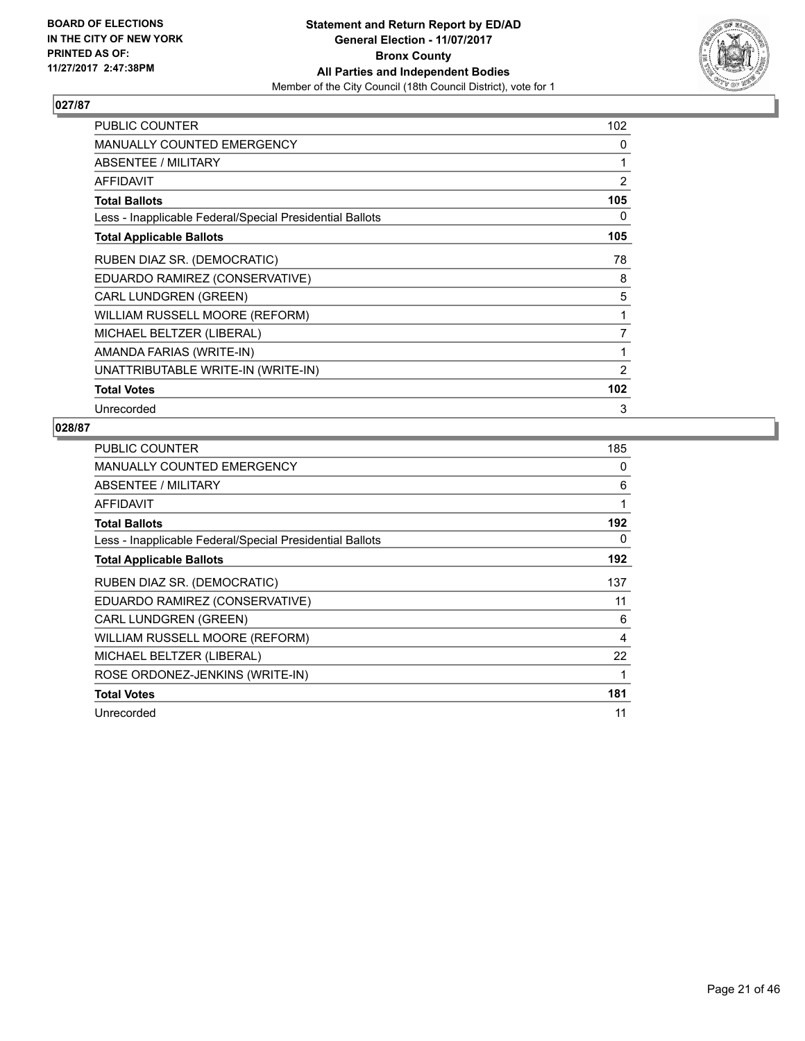**BOARD OF ELECTIONS IN THE CITY OF NEW YORK PRINTED AS OF: 11/27/2017 2:47:38PM**

**Statement and Return Report by ED/AD General Election - 11/07/2017 Bronx County All Parties and Independent Bodies**

Member of the City Council (18th Council District), vote for 1

## 027/87

| | |
|---|---|
| PUBLIC COUNTER | 102 |
| MANUALLY COUNTED EMERGENCY | 0 |
| ABSENTEE / MILITARY | 1 |
| AFFIDAVIT | 2 |
| **Total Ballots** | **105** |
| Less - Inapplicable Federal/Special Presidential Ballots | 0 |
| **Total Applicable Ballots** | **105** |
| RUBEN DIAZ SR. (DEMOCRATIC) | 78 |
| EDUARDO RAMIREZ (CONSERVATIVE) | 8 |
| CARL LUNDGREN (GREEN) | 5 |
| WILLIAM RUSSELL MOORE (REFORM) | 1 |
| MICHAEL BELTZER (LIBERAL) | 7 |
| AMANDA FARIAS (WRITE-IN) | 1 |
| UNATTRIBUTABLE WRITE-IN (WRITE-IN) | 2 |
| **Total Votes** | **102** |
| Unrecorded | 3 |

## 028/87

| | |
|---|---|
| PUBLIC COUNTER | 185 |
| MANUALLY COUNTED EMERGENCY | 0 |
| ABSENTEE / MILITARY | 6 |
| AFFIDAVIT | 1 |
| **Total Ballots** | **192** |
| Less - Inapplicable Federal/Special Presidential Ballots | 0 |
| **Total Applicable Ballots** | **192** |
| RUBEN DIAZ SR. (DEMOCRATIC) | 137 |
| EDUARDO RAMIREZ (CONSERVATIVE) | 11 |
| CARL LUNDGREN (GREEN) | 6 |
| WILLIAM RUSSELL MOORE (REFORM) | 4 |
| MICHAEL BELTZER (LIBERAL) | 22 |
| ROSE ORDONEZ-JENKINS (WRITE-IN) | 1 |
| **Total Votes** | **181** |
| Unrecorded | 11 |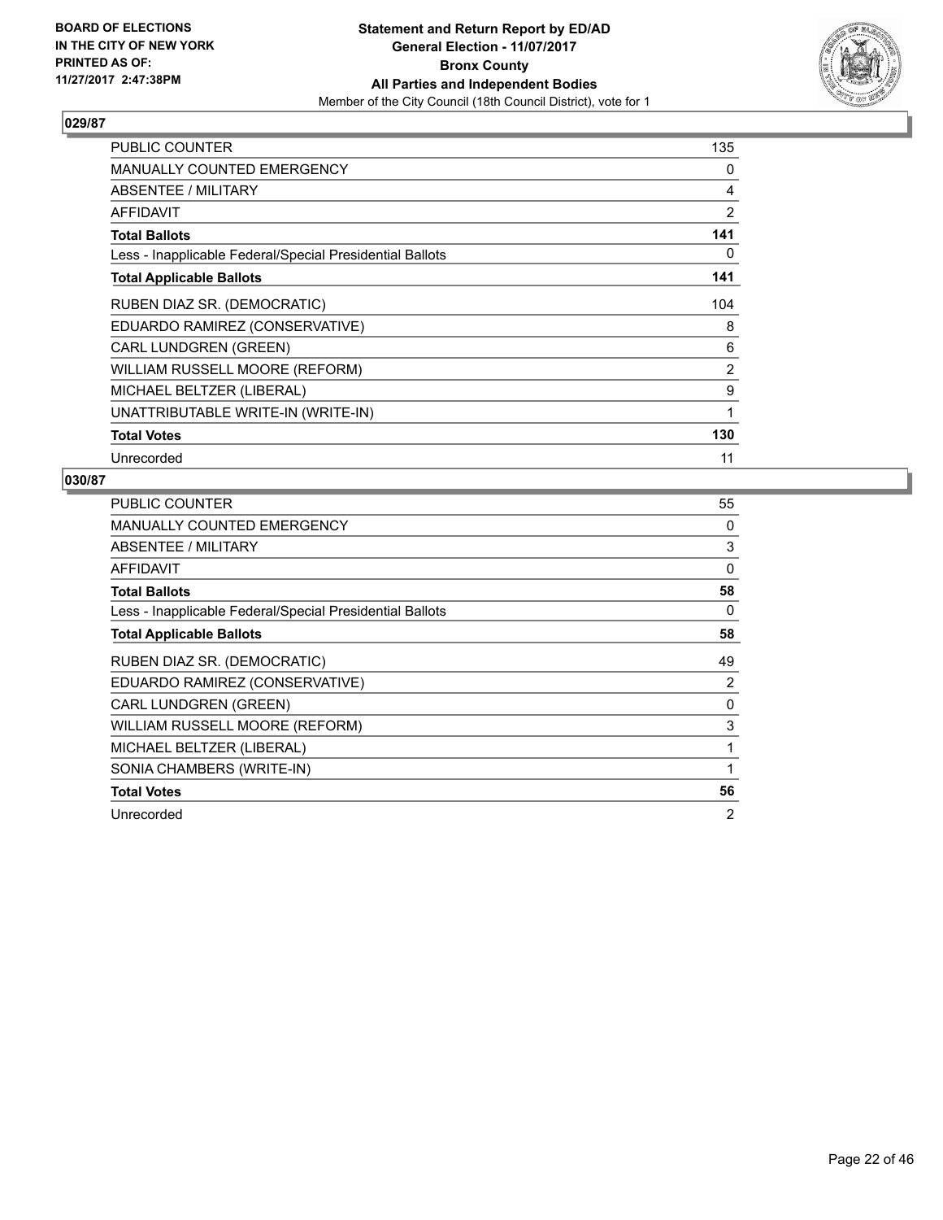**BOARD OF ELECTIONS IN THE CITY OF NEW YORK PRINTED AS OF: 11/27/2017 2:47:38PM**

**Statement and Return Report by ED/AD General Election - 11/07/2017 Bronx County All Parties and Independent Bodies**

Member of the City Council (18th Council District), vote for 1

### 029/87

| | |
|---|---|
| PUBLIC COUNTER | 135 |
| MANUALLY COUNTED EMERGENCY | 0 |
| ABSENTEE / MILITARY | 4 |
| AFFIDAVIT | 2 |
| **Total Ballots** | **141** |
| Less - Inapplicable Federal/Special Presidential Ballots | 0 |
| **Total Applicable Ballots** | **141** |
| RUBEN DIAZ SR. (DEMOCRATIC) | 104 |
| EDUARDO RAMIREZ (CONSERVATIVE) | 8 |
| CARL LUNDGREN (GREEN) | 6 |
| WILLIAM RUSSELL MOORE (REFORM) | 2 |
| MICHAEL BELTZER (LIBERAL) | 9 |
| UNATTRIBUTABLE WRITE-IN (WRITE-IN) | 1 |
| **Total Votes** | **130** |
| Unrecorded | 11 |

### 030/87

| | |
|---|---|
| PUBLIC COUNTER | 55 |
| MANUALLY COUNTED EMERGENCY | 0 |
| ABSENTEE / MILITARY | 3 |
| AFFIDAVIT | 0 |
| **Total Ballots** | **58** |
| Less - Inapplicable Federal/Special Presidential Ballots | 0 |
| **Total Applicable Ballots** | **58** |
| RUBEN DIAZ SR. (DEMOCRATIC) | 49 |
| EDUARDO RAMIREZ (CONSERVATIVE) | 2 |
| CARL LUNDGREN (GREEN) | 0 |
| WILLIAM RUSSELL MOORE (REFORM) | 3 |
| MICHAEL BELTZER (LIBERAL) | 1 |
| SONIA CHAMBERS (WRITE-IN) | 1 |
| **Total Votes** | **56** |
| Unrecorded | 2 |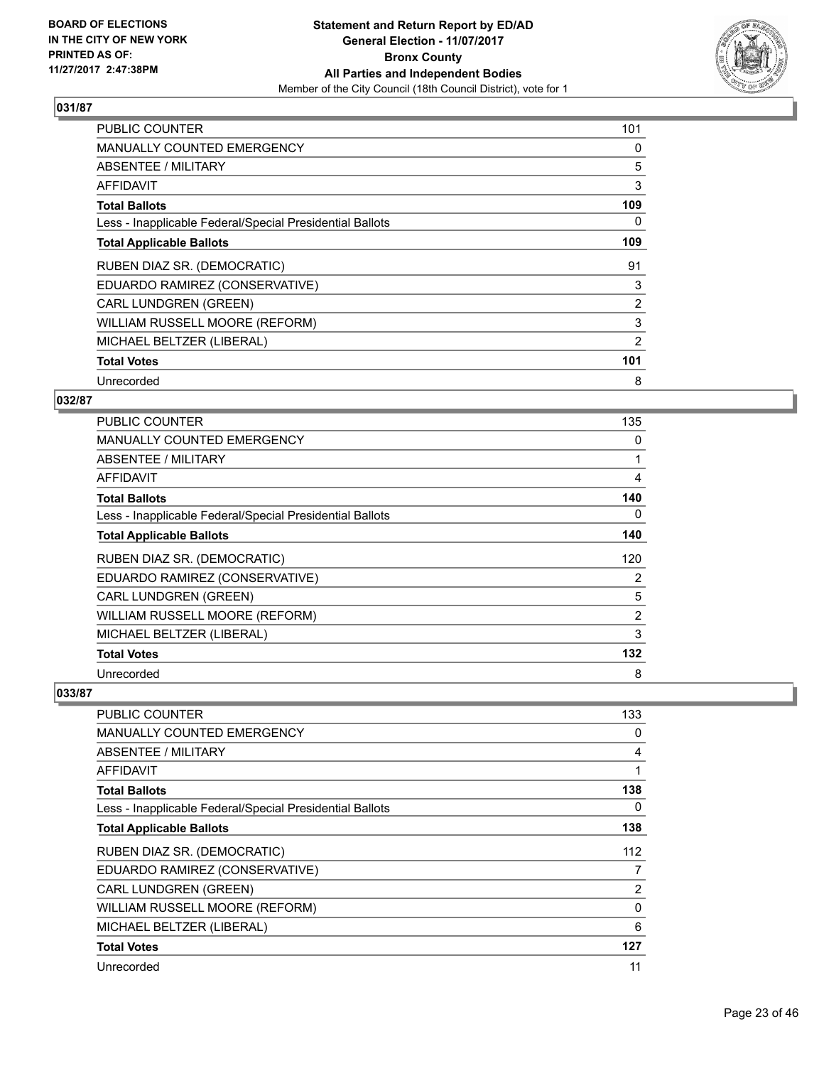## 031/87

| | |
|---|---|
| PUBLIC COUNTER | 101 |
| MANUALLY COUNTED EMERGENCY | 0 |
| ABSENTEE / MILITARY | 5 |
| AFFIDAVIT | 3 |
| **Total Ballots** | **109** |
| Less - Inapplicable Federal/Special Presidential Ballots | 0 |
| **Total Applicable Ballots** | **109** |
| RUBEN DIAZ SR. (DEMOCRATIC) | 91 |
| EDUARDO RAMIREZ (CONSERVATIVE) | 3 |
| CARL LUNDGREN (GREEN) | 2 |
| WILLIAM RUSSELL MOORE (REFORM) | 3 |
| MICHAEL BELTZER (LIBERAL) | 2 |
| **Total Votes** | **101** |
| Unrecorded | 8 |

## 032/87

| | |
|---|---|
| PUBLIC COUNTER | 135 |
| MANUALLY COUNTED EMERGENCY | 0 |
| ABSENTEE / MILITARY | 1 |
| AFFIDAVIT | 4 |
| **Total Ballots** | **140** |
| Less - Inapplicable Federal/Special Presidential Ballots | 0 |
| **Total Applicable Ballots** | **140** |
| RUBEN DIAZ SR. (DEMOCRATIC) | 120 |
| EDUARDO RAMIREZ (CONSERVATIVE) | 2 |
| CARL LUNDGREN (GREEN) | 5 |
| WILLIAM RUSSELL MOORE (REFORM) | 2 |
| MICHAEL BELTZER (LIBERAL) | 3 |
| **Total Votes** | **132** |
| Unrecorded | 8 |

## 033/87

| | |
|---|---|
| PUBLIC COUNTER | 133 |
| MANUALLY COUNTED EMERGENCY | 0 |
| ABSENTEE / MILITARY | 4 |
| AFFIDAVIT | 1 |
| **Total Ballots** | **138** |
| Less - Inapplicable Federal/Special Presidential Ballots | 0 |
| **Total Applicable Ballots** | **138** |
| RUBEN DIAZ SR. (DEMOCRATIC) | 112 |
| EDUARDO RAMIREZ (CONSERVATIVE) | 7 |
| CARL LUNDGREN (GREEN) | 2 |
| WILLIAM RUSSELL MOORE (REFORM) | 0 |
| MICHAEL BELTZER (LIBERAL) | 6 |
| **Total Votes** | **127** |
| Unrecorded | 11 |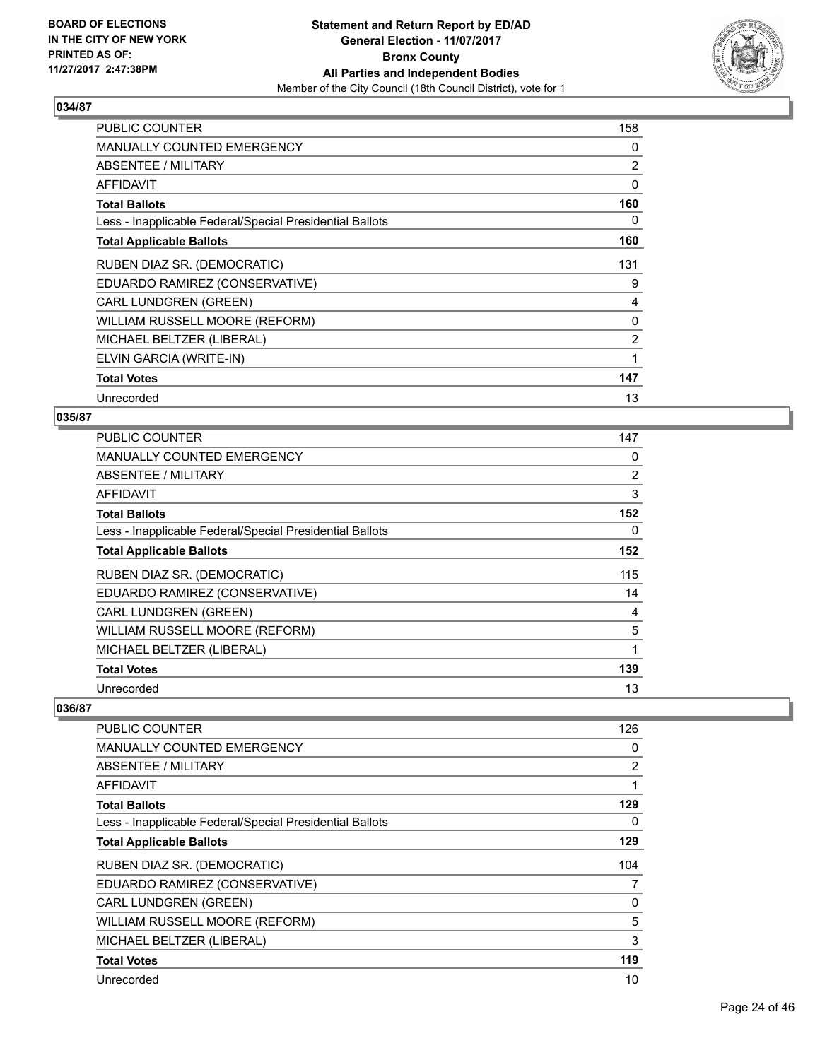## 034/87

| | |
|---|---|
| PUBLIC COUNTER | 158 |
| MANUALLY COUNTED EMERGENCY | 0 |
| ABSENTEE / MILITARY | 2 |
| AFFIDAVIT | 0 |
| **Total Ballots** | **160** |
| Less - Inapplicable Federal/Special Presidential Ballots | 0 |
| **Total Applicable Ballots** | **160** |
| RUBEN DIAZ SR. (DEMOCRATIC) | 131 |
| EDUARDO RAMIREZ (CONSERVATIVE) | 9 |
| CARL LUNDGREN (GREEN) | 4 |
| WILLIAM RUSSELL MOORE (REFORM) | 0 |
| MICHAEL BELTZER (LIBERAL) | 2 |
| ELVIN GARCIA (WRITE-IN) | 1 |
| **Total Votes** | **147** |
| Unrecorded | 13 |

## 035/87

| | |
|---|---|
| PUBLIC COUNTER | 147 |
| MANUALLY COUNTED EMERGENCY | 0 |
| ABSENTEE / MILITARY | 2 |
| AFFIDAVIT | 3 |
| **Total Ballots** | **152** |
| Less - Inapplicable Federal/Special Presidential Ballots | 0 |
| **Total Applicable Ballots** | **152** |
| RUBEN DIAZ SR. (DEMOCRATIC) | 115 |
| EDUARDO RAMIREZ (CONSERVATIVE) | 14 |
| CARL LUNDGREN (GREEN) | 4 |
| WILLIAM RUSSELL MOORE (REFORM) | 5 |
| MICHAEL BELTZER (LIBERAL) | 1 |
| **Total Votes** | **139** |
| Unrecorded | 13 |

## 036/87

| | |
|---|---|
| PUBLIC COUNTER | 126 |
| MANUALLY COUNTED EMERGENCY | 0 |
| ABSENTEE / MILITARY | 2 |
| AFFIDAVIT | 1 |
| **Total Ballots** | **129** |
| Less - Inapplicable Federal/Special Presidential Ballots | 0 |
| **Total Applicable Ballots** | **129** |
| RUBEN DIAZ SR. (DEMOCRATIC) | 104 |
| EDUARDO RAMIREZ (CONSERVATIVE) | 7 |
| CARL LUNDGREN (GREEN) | 0 |
| WILLIAM RUSSELL MOORE (REFORM) | 5 |
| MICHAEL BELTZER (LIBERAL) | 3 |
| **Total Votes** | **119** |
| Unrecorded | 10 |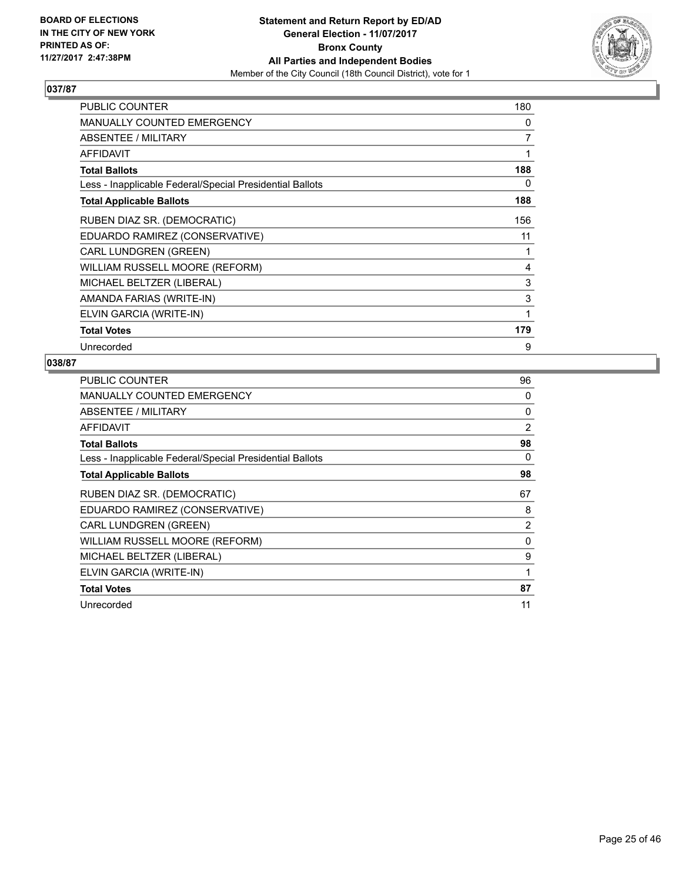**BOARD OF ELECTIONS IN THE CITY OF NEW YORK PRINTED AS OF: 11/27/2017 2:47:38PM**

# Statement and Return Report by ED/AD
## General Election - 11/07/2017
## Bronx County
## All Parties and Independent Bodies

Member of the City Council (18th Council District), vote for 1

### 037/87

| | |
|---|---|
| PUBLIC COUNTER | 180 |
| MANUALLY COUNTED EMERGENCY | 0 |
| ABSENTEE / MILITARY | 7 |
| AFFIDAVIT | 1 |
| **Total Ballots** | **188** |
| Less - Inapplicable Federal/Special Presidential Ballots | 0 |
| **Total Applicable Ballots** | **188** |
| RUBEN DIAZ SR. (DEMOCRATIC) | 156 |
| EDUARDO RAMIREZ (CONSERVATIVE) | 11 |
| CARL LUNDGREN (GREEN) | 1 |
| WILLIAM RUSSELL MOORE (REFORM) | 4 |
| MICHAEL BELTZER (LIBERAL) | 3 |
| AMANDA FARIAS (WRITE-IN) | 3 |
| ELVIN GARCIA (WRITE-IN) | 1 |
| **Total Votes** | **179** |
| Unrecorded | 9 |

### 038/87

| | |
|---|---|
| PUBLIC COUNTER | 96 |
| MANUALLY COUNTED EMERGENCY | 0 |
| ABSENTEE / MILITARY | 0 |
| AFFIDAVIT | 2 |
| **Total Ballots** | **98** |
| Less - Inapplicable Federal/Special Presidential Ballots | 0 |
| **Total Applicable Ballots** | **98** |
| RUBEN DIAZ SR. (DEMOCRATIC) | 67 |
| EDUARDO RAMIREZ (CONSERVATIVE) | 8 |
| CARL LUNDGREN (GREEN) | 2 |
| WILLIAM RUSSELL MOORE (REFORM) | 0 |
| MICHAEL BELTZER (LIBERAL) | 9 |
| ELVIN GARCIA (WRITE-IN) | 1 |
| **Total Votes** | **87** |
| Unrecorded | 11 |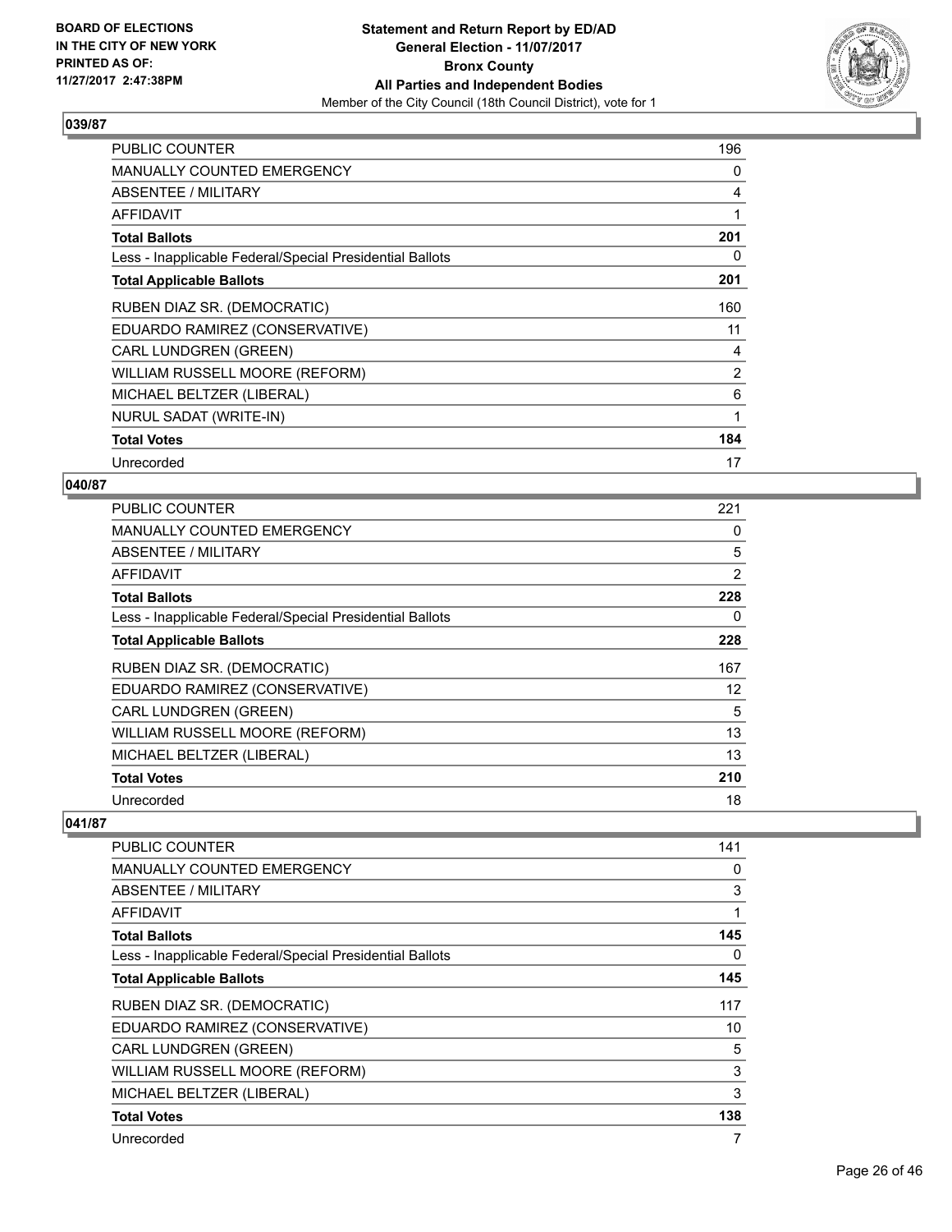**BOARD OF ELECTIONS IN THE CITY OF NEW YORK PRINTED AS OF: 11/27/2017 2:47:38PM**

**Statement and Return Report by ED/AD**
**General Election - 11/07/2017**
**Bronx County**
**All Parties and Independent Bodies**
Member of the City Council (18th Council District), vote for 1

### 039/87

| | |
|---|---|
| PUBLIC COUNTER | 196 |
| MANUALLY COUNTED EMERGENCY | 0 |
| ABSENTEE / MILITARY | 4 |
| AFFIDAVIT | 1 |
| **Total Ballots** | **201** |
| Less - Inapplicable Federal/Special Presidential Ballots | 0 |
| **Total Applicable Ballots** | **201** |
| RUBEN DIAZ SR. (DEMOCRATIC) | 160 |
| EDUARDO RAMIREZ (CONSERVATIVE) | 11 |
| CARL LUNDGREN (GREEN) | 4 |
| WILLIAM RUSSELL MOORE (REFORM) | 2 |
| MICHAEL BELTZER (LIBERAL) | 6 |
| NURUL SADAT (WRITE-IN) | 1 |
| **Total Votes** | **184** |
| Unrecorded | 17 |

### 040/87

| | |
|---|---|
| PUBLIC COUNTER | 221 |
| MANUALLY COUNTED EMERGENCY | 0 |
| ABSENTEE / MILITARY | 5 |
| AFFIDAVIT | 2 |
| **Total Ballots** | **228** |
| Less - Inapplicable Federal/Special Presidential Ballots | 0 |
| **Total Applicable Ballots** | **228** |
| RUBEN DIAZ SR. (DEMOCRATIC) | 167 |
| EDUARDO RAMIREZ (CONSERVATIVE) | 12 |
| CARL LUNDGREN (GREEN) | 5 |
| WILLIAM RUSSELL MOORE (REFORM) | 13 |
| MICHAEL BELTZER (LIBERAL) | 13 |
| **Total Votes** | **210** |
| Unrecorded | 18 |

### 041/87

| | |
|---|---|
| PUBLIC COUNTER | 141 |
| MANUALLY COUNTED EMERGENCY | 0 |
| ABSENTEE / MILITARY | 3 |
| AFFIDAVIT | 1 |
| **Total Ballots** | **145** |
| Less - Inapplicable Federal/Special Presidential Ballots | 0 |
| **Total Applicable Ballots** | **145** |
| RUBEN DIAZ SR. (DEMOCRATIC) | 117 |
| EDUARDO RAMIREZ (CONSERVATIVE) | 10 |
| CARL LUNDGREN (GREEN) | 5 |
| WILLIAM RUSSELL MOORE (REFORM) | 3 |
| MICHAEL BELTZER (LIBERAL) | 3 |
| **Total Votes** | **138** |
| Unrecorded | 7 |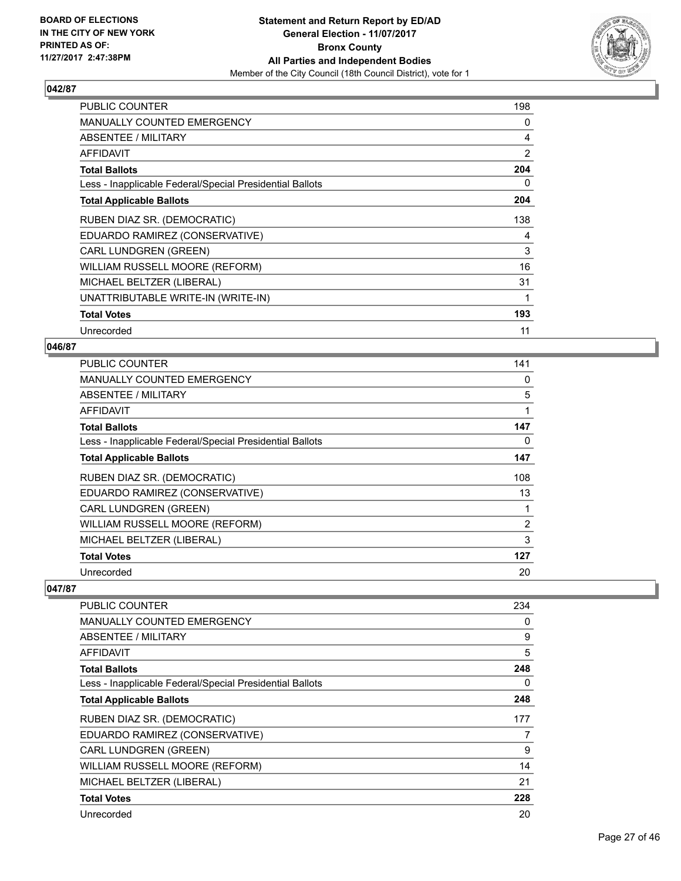## 042/87

| | |
|---|---|
| PUBLIC COUNTER | 198 |
| MANUALLY COUNTED EMERGENCY | 0 |
| ABSENTEE / MILITARY | 4 |
| AFFIDAVIT | 2 |
| **Total Ballots** | **204** |
| Less - Inapplicable Federal/Special Presidential Ballots | 0 |
| **Total Applicable Ballots** | **204** |
| RUBEN DIAZ SR. (DEMOCRATIC) | 138 |
| EDUARDO RAMIREZ (CONSERVATIVE) | 4 |
| CARL LUNDGREN (GREEN) | 3 |
| WILLIAM RUSSELL MOORE (REFORM) | 16 |
| MICHAEL BELTZER (LIBERAL) | 31 |
| UNATTRIBUTABLE WRITE-IN (WRITE-IN) | 1 |
| **Total Votes** | **193** |
| Unrecorded | 11 |

## 046/87

| | |
|---|---|
| PUBLIC COUNTER | 141 |
| MANUALLY COUNTED EMERGENCY | 0 |
| ABSENTEE / MILITARY | 5 |
| AFFIDAVIT | 1 |
| **Total Ballots** | **147** |
| Less - Inapplicable Federal/Special Presidential Ballots | 0 |
| **Total Applicable Ballots** | **147** |
| RUBEN DIAZ SR. (DEMOCRATIC) | 108 |
| EDUARDO RAMIREZ (CONSERVATIVE) | 13 |
| CARL LUNDGREN (GREEN) | 1 |
| WILLIAM RUSSELL MOORE (REFORM) | 2 |
| MICHAEL BELTZER (LIBERAL) | 3 |
| **Total Votes** | **127** |
| Unrecorded | 20 |

## 047/87

| | |
|---|---|
| PUBLIC COUNTER | 234 |
| MANUALLY COUNTED EMERGENCY | 0 |
| ABSENTEE / MILITARY | 9 |
| AFFIDAVIT | 5 |
| **Total Ballots** | **248** |
| Less - Inapplicable Federal/Special Presidential Ballots | 0 |
| **Total Applicable Ballots** | **248** |
| RUBEN DIAZ SR. (DEMOCRATIC) | 177 |
| EDUARDO RAMIREZ (CONSERVATIVE) | 7 |
| CARL LUNDGREN (GREEN) | 9 |
| WILLIAM RUSSELL MOORE (REFORM) | 14 |
| MICHAEL BELTZER (LIBERAL) | 21 |
| **Total Votes** | **228** |
| Unrecorded | 20 |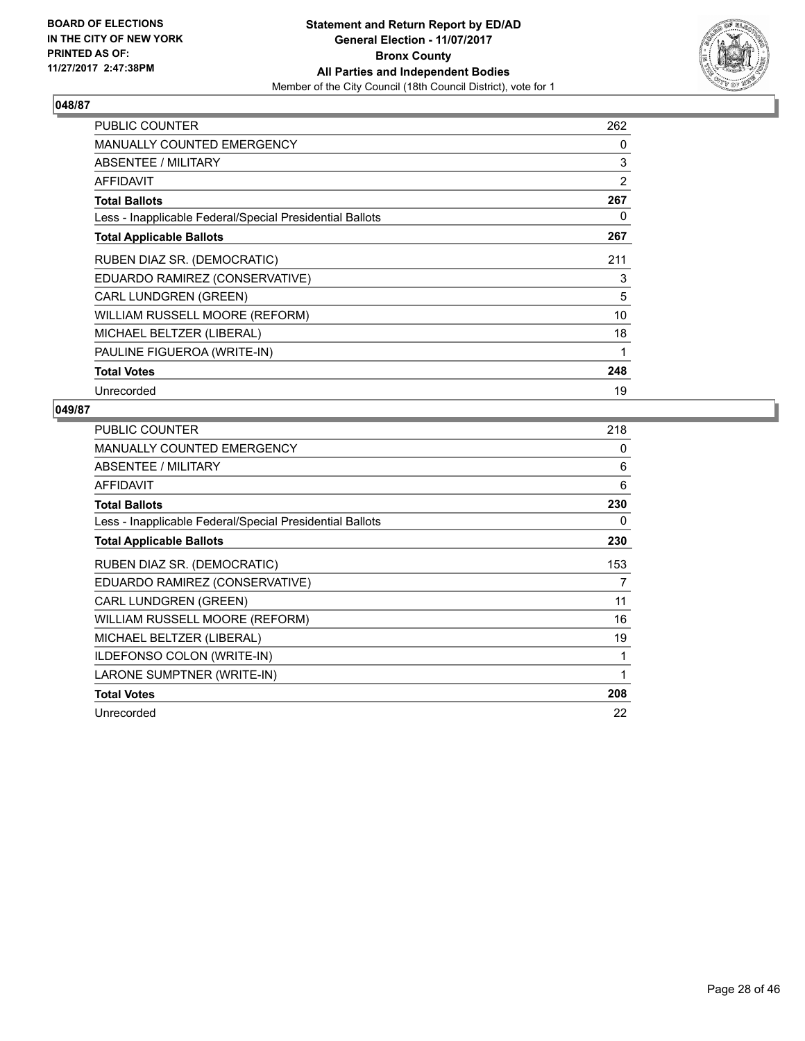BOARD OF ELECTIONS
IN THE CITY OF NEW YORK
PRINTED AS OF:
11/27/2017 2:47:38PM

**Statement and Return Report by ED/AD**
**General Election - 11/07/2017**
**Bronx County**
**All Parties and Independent Bodies**
Member of the City Council (18th Council District), vote for 1

## 048/87

| | |
|---|---|
| PUBLIC COUNTER | 262 |
| MANUALLY COUNTED EMERGENCY | 0 |
| ABSENTEE / MILITARY | 3 |
| AFFIDAVIT | 2 |
| **Total Ballots** | **267** |
| Less - Inapplicable Federal/Special Presidential Ballots | 0 |
| **Total Applicable Ballots** | **267** |
| RUBEN DIAZ SR. (DEMOCRATIC) | 211 |
| EDUARDO RAMIREZ (CONSERVATIVE) | 3 |
| CARL LUNDGREN (GREEN) | 5 |
| WILLIAM RUSSELL MOORE (REFORM) | 10 |
| MICHAEL BELTZER (LIBERAL) | 18 |
| PAULINE FIGUEROA (WRITE-IN) | 1 |
| **Total Votes** | **248** |
| Unrecorded | 19 |

## 049/87

| | |
|---|---|
| PUBLIC COUNTER | 218 |
| MANUALLY COUNTED EMERGENCY | 0 |
| ABSENTEE / MILITARY | 6 |
| AFFIDAVIT | 6 |
| **Total Ballots** | **230** |
| Less - Inapplicable Federal/Special Presidential Ballots | 0 |
| **Total Applicable Ballots** | **230** |
| RUBEN DIAZ SR. (DEMOCRATIC) | 153 |
| EDUARDO RAMIREZ (CONSERVATIVE) | 7 |
| CARL LUNDGREN (GREEN) | 11 |
| WILLIAM RUSSELL MOORE (REFORM) | 16 |
| MICHAEL BELTZER (LIBERAL) | 19 |
| ILDEFONSO COLON (WRITE-IN) | 1 |
| LARONE SUMPTNER (WRITE-IN) | 1 |
| **Total Votes** | **208** |
| Unrecorded | 22 |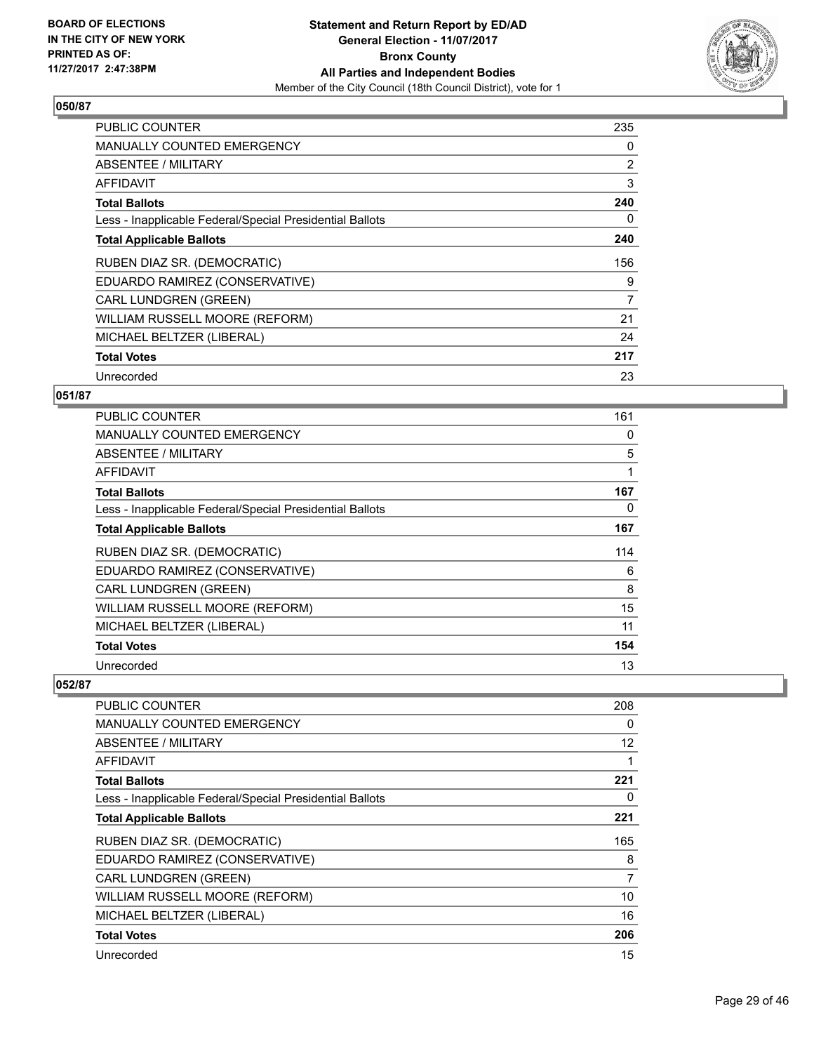BOARD OF ELECTIONS
IN THE CITY OF NEW YORK
PRINTED AS OF:
11/27/2017 2:47:38PM

**Statement and Return Report by ED/AD**
**General Election - 11/07/2017**
**Bronx County**
**All Parties and Independent Bodies**
Member of the City Council (18th Council District), vote for 1

### 050/87

| | |
|---|---|
| PUBLIC COUNTER | 235 |
| MANUALLY COUNTED EMERGENCY | 0 |
| ABSENTEE / MILITARY | 2 |
| AFFIDAVIT | 3 |
| **Total Ballots** | **240** |
| Less - Inapplicable Federal/Special Presidential Ballots | 0 |
| **Total Applicable Ballots** | **240** |
| RUBEN DIAZ SR. (DEMOCRATIC) | 156 |
| EDUARDO RAMIREZ (CONSERVATIVE) | 9 |
| CARL LUNDGREN (GREEN) | 7 |
| WILLIAM RUSSELL MOORE (REFORM) | 21 |
| MICHAEL BELTZER (LIBERAL) | 24 |
| **Total Votes** | **217** |
| Unrecorded | 23 |

### 051/87

| | |
|---|---|
| PUBLIC COUNTER | 161 |
| MANUALLY COUNTED EMERGENCY | 0 |
| ABSENTEE / MILITARY | 5 |
| AFFIDAVIT | 1 |
| **Total Ballots** | **167** |
| Less - Inapplicable Federal/Special Presidential Ballots | 0 |
| **Total Applicable Ballots** | **167** |
| RUBEN DIAZ SR. (DEMOCRATIC) | 114 |
| EDUARDO RAMIREZ (CONSERVATIVE) | 6 |
| CARL LUNDGREN (GREEN) | 8 |
| WILLIAM RUSSELL MOORE (REFORM) | 15 |
| MICHAEL BELTZER (LIBERAL) | 11 |
| **Total Votes** | **154** |
| Unrecorded | 13 |

### 052/87

| | |
|---|---|
| PUBLIC COUNTER | 208 |
| MANUALLY COUNTED EMERGENCY | 0 |
| ABSENTEE / MILITARY | 12 |
| AFFIDAVIT | 1 |
| **Total Ballots** | **221** |
| Less - Inapplicable Federal/Special Presidential Ballots | 0 |
| **Total Applicable Ballots** | **221** |
| RUBEN DIAZ SR. (DEMOCRATIC) | 165 |
| EDUARDO RAMIREZ (CONSERVATIVE) | 8 |
| CARL LUNDGREN (GREEN) | 7 |
| WILLIAM RUSSELL MOORE (REFORM) | 10 |
| MICHAEL BELTZER (LIBERAL) | 16 |
| **Total Votes** | **206** |
| Unrecorded | 15 |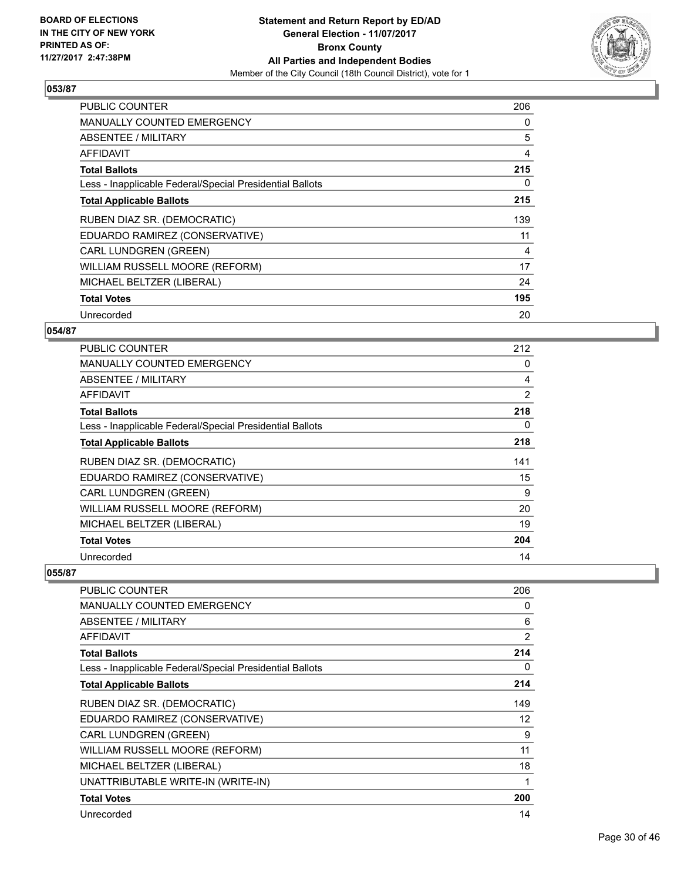BOARD OF ELECTIONS
IN THE CITY OF NEW YORK
PRINTED AS OF:
11/27/2017 2:47:38PM

**Statement and Return Report by ED/AD**
**General Election - 11/07/2017**
**Bronx County**
**All Parties and Independent Bodies**
Member of the City Council (18th Council District), vote for 1

### 053/87

| | |
|---|---|
| PUBLIC COUNTER | 206 |
| MANUALLY COUNTED EMERGENCY | 0 |
| ABSENTEE / MILITARY | 5 |
| AFFIDAVIT | 4 |
| **Total Ballots** | **215** |
| Less - Inapplicable Federal/Special Presidential Ballots | 0 |
| **Total Applicable Ballots** | **215** |
| RUBEN DIAZ SR. (DEMOCRATIC) | 139 |
| EDUARDO RAMIREZ (CONSERVATIVE) | 11 |
| CARL LUNDGREN (GREEN) | 4 |
| WILLIAM RUSSELL MOORE (REFORM) | 17 |
| MICHAEL BELTZER (LIBERAL) | 24 |
| **Total Votes** | **195** |
| Unrecorded | 20 |

### 054/87

| | |
|---|---|
| PUBLIC COUNTER | 212 |
| MANUALLY COUNTED EMERGENCY | 0 |
| ABSENTEE / MILITARY | 4 |
| AFFIDAVIT | 2 |
| **Total Ballots** | **218** |
| Less - Inapplicable Federal/Special Presidential Ballots | 0 |
| **Total Applicable Ballots** | **218** |
| RUBEN DIAZ SR. (DEMOCRATIC) | 141 |
| EDUARDO RAMIREZ (CONSERVATIVE) | 15 |
| CARL LUNDGREN (GREEN) | 9 |
| WILLIAM RUSSELL MOORE (REFORM) | 20 |
| MICHAEL BELTZER (LIBERAL) | 19 |
| **Total Votes** | **204** |
| Unrecorded | 14 |

### 055/87

| | |
|---|---|
| PUBLIC COUNTER | 206 |
| MANUALLY COUNTED EMERGENCY | 0 |
| ABSENTEE / MILITARY | 6 |
| AFFIDAVIT | 2 |
| **Total Ballots** | **214** |
| Less - Inapplicable Federal/Special Presidential Ballots | 0 |
| **Total Applicable Ballots** | **214** |
| RUBEN DIAZ SR. (DEMOCRATIC) | 149 |
| EDUARDO RAMIREZ (CONSERVATIVE) | 12 |
| CARL LUNDGREN (GREEN) | 9 |
| WILLIAM RUSSELL MOORE (REFORM) | 11 |
| MICHAEL BELTZER (LIBERAL) | 18 |
| UNATTRIBUTABLE WRITE-IN (WRITE-IN) | 1 |
| **Total Votes** | **200** |
| Unrecorded | 14 |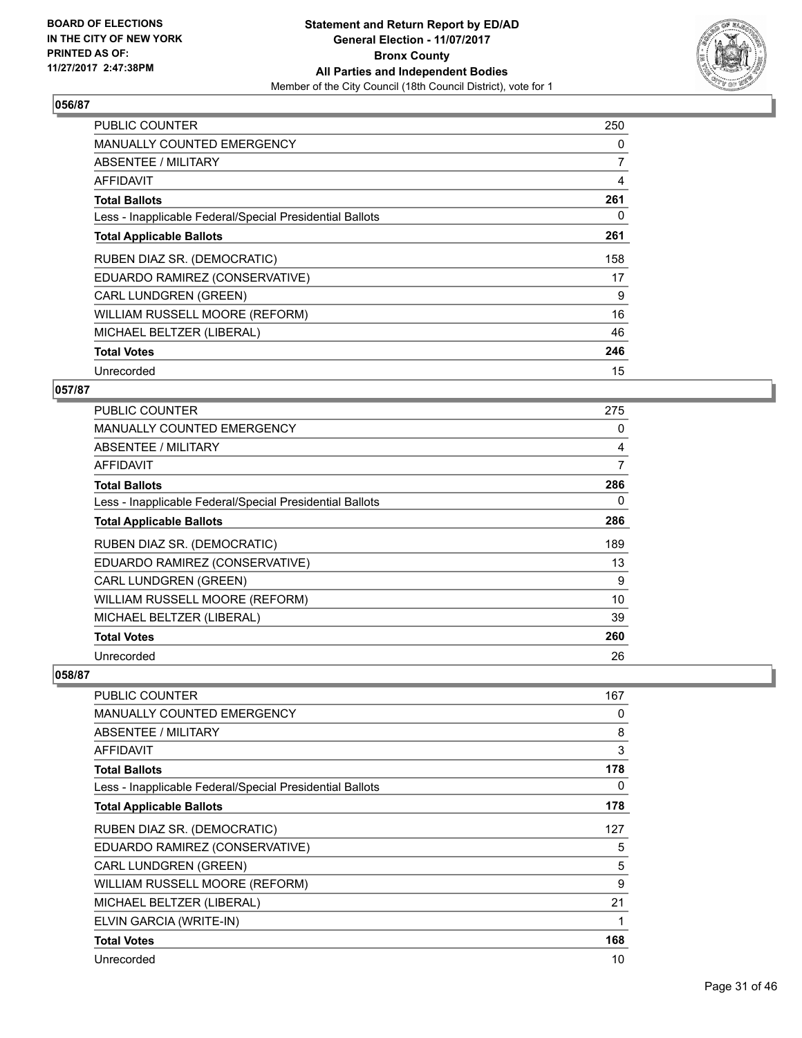**BOARD OF ELECTIONS IN THE CITY OF NEW YORK PRINTED AS OF: 11/27/2017 2:47:38PM**

**Statement and Return Report by ED/AD**
**General Election - 11/07/2017**
**Bronx County**
**All Parties and Independent Bodies**
Member of the City Council (18th Council District), vote for 1

## 056/87

| | |
|---|---|
| PUBLIC COUNTER | 250 |
| MANUALLY COUNTED EMERGENCY | 0 |
| ABSENTEE / MILITARY | 7 |
| AFFIDAVIT | 4 |
| **Total Ballots** | **261** |
| Less - Inapplicable Federal/Special Presidential Ballots | 0 |
| **Total Applicable Ballots** | **261** |
| RUBEN DIAZ SR. (DEMOCRATIC) | 158 |
| EDUARDO RAMIREZ (CONSERVATIVE) | 17 |
| CARL LUNDGREN (GREEN) | 9 |
| WILLIAM RUSSELL MOORE (REFORM) | 16 |
| MICHAEL BELTZER (LIBERAL) | 46 |
| **Total Votes** | **246** |
| Unrecorded | 15 |

## 057/87

| | |
|---|---|
| PUBLIC COUNTER | 275 |
| MANUALLY COUNTED EMERGENCY | 0 |
| ABSENTEE / MILITARY | 4 |
| AFFIDAVIT | 7 |
| **Total Ballots** | **286** |
| Less - Inapplicable Federal/Special Presidential Ballots | 0 |
| **Total Applicable Ballots** | **286** |
| RUBEN DIAZ SR. (DEMOCRATIC) | 189 |
| EDUARDO RAMIREZ (CONSERVATIVE) | 13 |
| CARL LUNDGREN (GREEN) | 9 |
| WILLIAM RUSSELL MOORE (REFORM) | 10 |
| MICHAEL BELTZER (LIBERAL) | 39 |
| **Total Votes** | **260** |
| Unrecorded | 26 |

## 058/87

| | |
|---|---|
| PUBLIC COUNTER | 167 |
| MANUALLY COUNTED EMERGENCY | 0 |
| ABSENTEE / MILITARY | 8 |
| AFFIDAVIT | 3 |
| **Total Ballots** | **178** |
| Less - Inapplicable Federal/Special Presidential Ballots | 0 |
| **Total Applicable Ballots** | **178** |
| RUBEN DIAZ SR. (DEMOCRATIC) | 127 |
| EDUARDO RAMIREZ (CONSERVATIVE) | 5 |
| CARL LUNDGREN (GREEN) | 5 |
| WILLIAM RUSSELL MOORE (REFORM) | 9 |
| MICHAEL BELTZER (LIBERAL) | 21 |
| ELVIN GARCIA (WRITE-IN) | 1 |
| **Total Votes** | **168** |
| Unrecorded | 10 |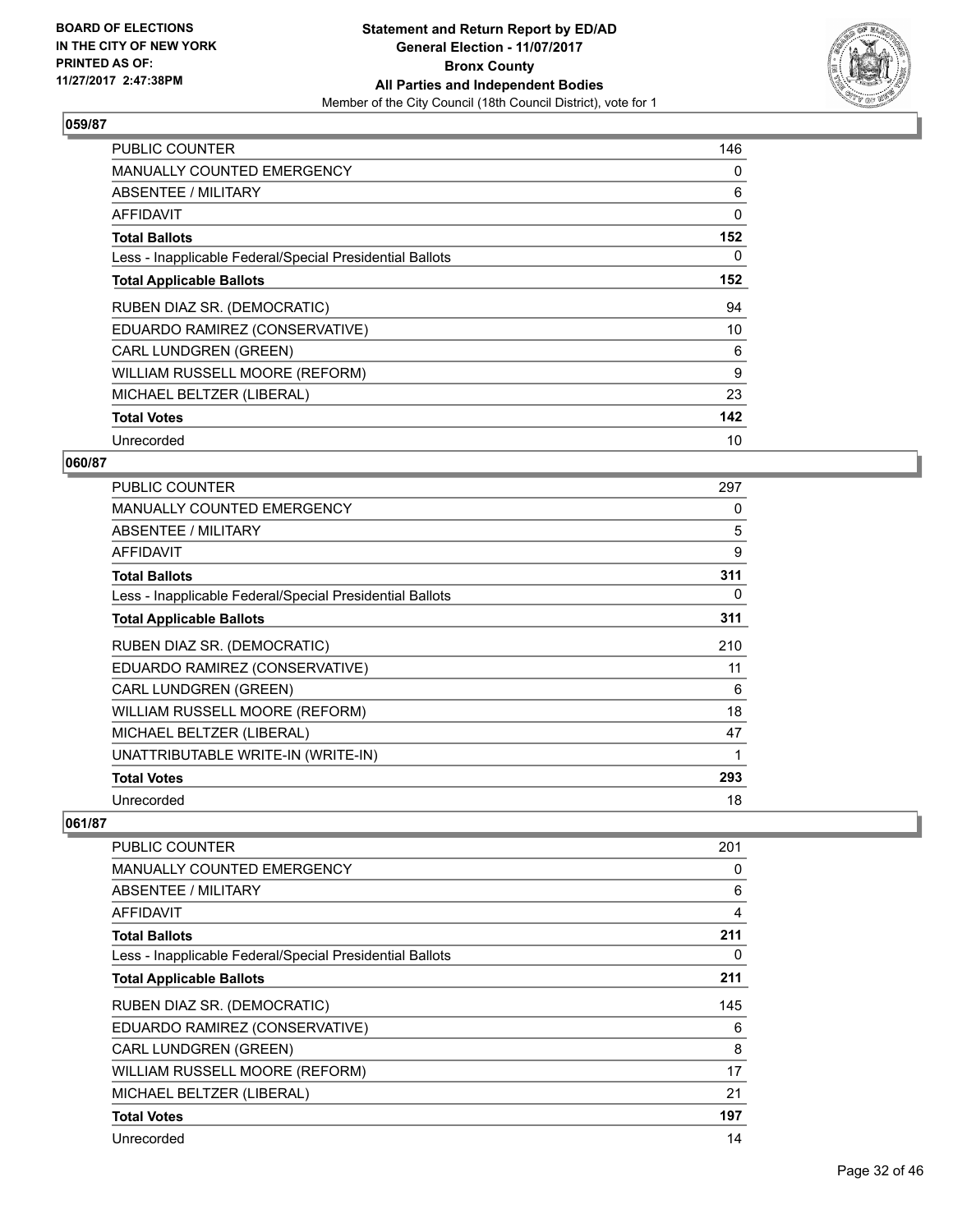**BOARD OF ELECTIONS IN THE CITY OF NEW YORK PRINTED AS OF: 11/27/2017 2:47:38PM**

**Statement and Return Report by ED/AD General Election - 11/07/2017 Bronx County All Parties and Independent Bodies**
Member of the City Council (18th Council District), vote for 1

## 059/87

| | |
|---|---|
| PUBLIC COUNTER | 146 |
| MANUALLY COUNTED EMERGENCY | 0 |
| ABSENTEE / MILITARY | 6 |
| AFFIDAVIT | 0 |
| **Total Ballots** | **152** |
| Less - Inapplicable Federal/Special Presidential Ballots | 0 |
| **Total Applicable Ballots** | **152** |
| RUBEN DIAZ SR. (DEMOCRATIC) | 94 |
| EDUARDO RAMIREZ (CONSERVATIVE) | 10 |
| CARL LUNDGREN (GREEN) | 6 |
| WILLIAM RUSSELL MOORE (REFORM) | 9 |
| MICHAEL BELTZER (LIBERAL) | 23 |
| **Total Votes** | **142** |
| Unrecorded | 10 |

## 060/87

| | |
|---|---|
| PUBLIC COUNTER | 297 |
| MANUALLY COUNTED EMERGENCY | 0 |
| ABSENTEE / MILITARY | 5 |
| AFFIDAVIT | 9 |
| **Total Ballots** | **311** |
| Less - Inapplicable Federal/Special Presidential Ballots | 0 |
| **Total Applicable Ballots** | **311** |
| RUBEN DIAZ SR. (DEMOCRATIC) | 210 |
| EDUARDO RAMIREZ (CONSERVATIVE) | 11 |
| CARL LUNDGREN (GREEN) | 6 |
| WILLIAM RUSSELL MOORE (REFORM) | 18 |
| MICHAEL BELTZER (LIBERAL) | 47 |
| UNATTRIBUTABLE WRITE-IN (WRITE-IN) | 1 |
| **Total Votes** | **293** |
| Unrecorded | 18 |

## 061/87

| | |
|---|---|
| PUBLIC COUNTER | 201 |
| MANUALLY COUNTED EMERGENCY | 0 |
| ABSENTEE / MILITARY | 6 |
| AFFIDAVIT | 4 |
| **Total Ballots** | **211** |
| Less - Inapplicable Federal/Special Presidential Ballots | 0 |
| **Total Applicable Ballots** | **211** |
| RUBEN DIAZ SR. (DEMOCRATIC) | 145 |
| EDUARDO RAMIREZ (CONSERVATIVE) | 6 |
| CARL LUNDGREN (GREEN) | 8 |
| WILLIAM RUSSELL MOORE (REFORM) | 17 |
| MICHAEL BELTZER (LIBERAL) | 21 |
| **Total Votes** | **197** |
| Unrecorded | 14 |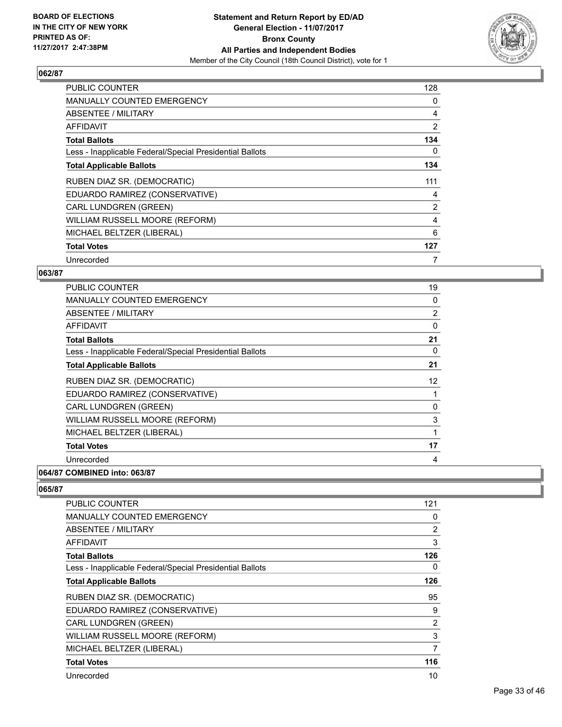## 062/87

| | |
|---|---|
| PUBLIC COUNTER | 128 |
| MANUALLY COUNTED EMERGENCY | 0 |
| ABSENTEE / MILITARY | 4 |
| AFFIDAVIT | 2 |
| **Total Ballots** | **134** |
| Less - Inapplicable Federal/Special Presidential Ballots | 0 |
| **Total Applicable Ballots** | **134** |
| RUBEN DIAZ SR. (DEMOCRATIC) | 111 |
| EDUARDO RAMIREZ (CONSERVATIVE) | 4 |
| CARL LUNDGREN (GREEN) | 2 |
| WILLIAM RUSSELL MOORE (REFORM) | 4 |
| MICHAEL BELTZER (LIBERAL) | 6 |
| **Total Votes** | **127** |
| Unrecorded | 7 |

## 063/87

| | |
|---|---|
| PUBLIC COUNTER | 19 |
| MANUALLY COUNTED EMERGENCY | 0 |
| ABSENTEE / MILITARY | 2 |
| AFFIDAVIT | 0 |
| **Total Ballots** | **21** |
| Less - Inapplicable Federal/Special Presidential Ballots | 0 |
| **Total Applicable Ballots** | **21** |
| RUBEN DIAZ SR. (DEMOCRATIC) | 12 |
| EDUARDO RAMIREZ (CONSERVATIVE) | 1 |
| CARL LUNDGREN (GREEN) | 0 |
| WILLIAM RUSSELL MOORE (REFORM) | 3 |
| MICHAEL BELTZER (LIBERAL) | 1 |
| **Total Votes** | **17** |
| Unrecorded | 4 |

## 064/87 COMBINED into: 063/87

## 065/87

| | |
|---|---|
| PUBLIC COUNTER | 121 |
| MANUALLY COUNTED EMERGENCY | 0 |
| ABSENTEE / MILITARY | 2 |
| AFFIDAVIT | 3 |
| **Total Ballots** | **126** |
| Less - Inapplicable Federal/Special Presidential Ballots | 0 |
| **Total Applicable Ballots** | **126** |
| RUBEN DIAZ SR. (DEMOCRATIC) | 95 |
| EDUARDO RAMIREZ (CONSERVATIVE) | 9 |
| CARL LUNDGREN (GREEN) | 2 |
| WILLIAM RUSSELL MOORE (REFORM) | 3 |
| MICHAEL BELTZER (LIBERAL) | 7 |
| **Total Votes** | **116** |
| Unrecorded | 10 |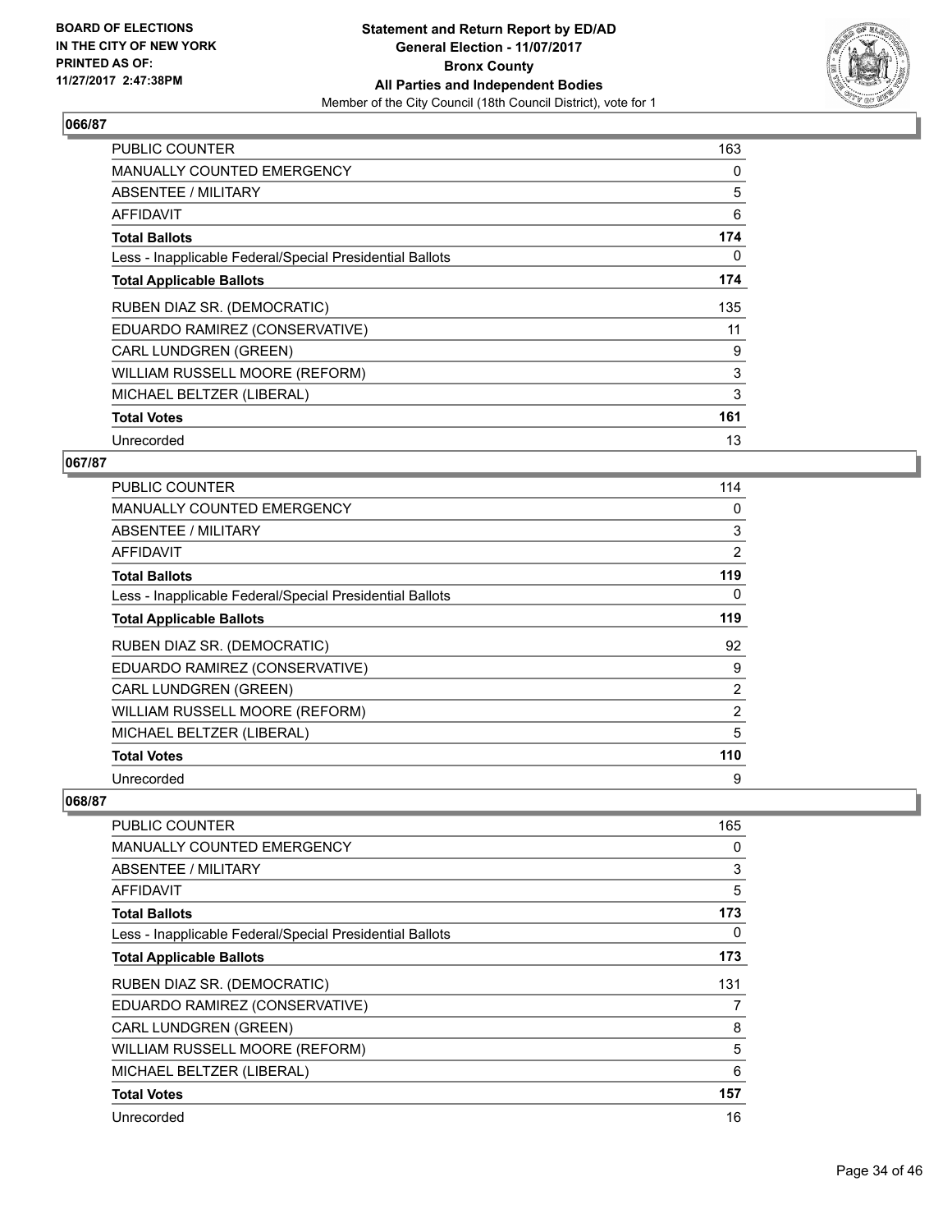**BOARD OF ELECTIONS IN THE CITY OF NEW YORK PRINTED AS OF: 11/27/2017 2:47:38PM**

**Statement and Return Report by ED/AD**
**General Election - 11/07/2017**
**Bronx County**
**All Parties and Independent Bodies**
Member of the City Council (18th Council District), vote for 1

## 066/87

| | |
|---|---|
| PUBLIC COUNTER | 163 |
| MANUALLY COUNTED EMERGENCY | 0 |
| ABSENTEE / MILITARY | 5 |
| AFFIDAVIT | 6 |
| **Total Ballots** | **174** |
| Less - Inapplicable Federal/Special Presidential Ballots | 0 |
| **Total Applicable Ballots** | **174** |
| RUBEN DIAZ SR. (DEMOCRATIC) | 135 |
| EDUARDO RAMIREZ (CONSERVATIVE) | 11 |
| CARL LUNDGREN (GREEN) | 9 |
| WILLIAM RUSSELL MOORE (REFORM) | 3 |
| MICHAEL BELTZER (LIBERAL) | 3 |
| **Total Votes** | **161** |
| Unrecorded | 13 |

## 067/87

| | |
|---|---|
| PUBLIC COUNTER | 114 |
| MANUALLY COUNTED EMERGENCY | 0 |
| ABSENTEE / MILITARY | 3 |
| AFFIDAVIT | 2 |
| **Total Ballots** | **119** |
| Less - Inapplicable Federal/Special Presidential Ballots | 0 |
| **Total Applicable Ballots** | **119** |
| RUBEN DIAZ SR. (DEMOCRATIC) | 92 |
| EDUARDO RAMIREZ (CONSERVATIVE) | 9 |
| CARL LUNDGREN (GREEN) | 2 |
| WILLIAM RUSSELL MOORE (REFORM) | 2 |
| MICHAEL BELTZER (LIBERAL) | 5 |
| **Total Votes** | **110** |
| Unrecorded | 9 |

## 068/87

| | |
|---|---|
| PUBLIC COUNTER | 165 |
| MANUALLY COUNTED EMERGENCY | 0 |
| ABSENTEE / MILITARY | 3 |
| AFFIDAVIT | 5 |
| **Total Ballots** | **173** |
| Less - Inapplicable Federal/Special Presidential Ballots | 0 |
| **Total Applicable Ballots** | **173** |
| RUBEN DIAZ SR. (DEMOCRATIC) | 131 |
| EDUARDO RAMIREZ (CONSERVATIVE) | 7 |
| CARL LUNDGREN (GREEN) | 8 |
| WILLIAM RUSSELL MOORE (REFORM) | 5 |
| MICHAEL BELTZER (LIBERAL) | 6 |
| **Total Votes** | **157** |
| Unrecorded | 16 |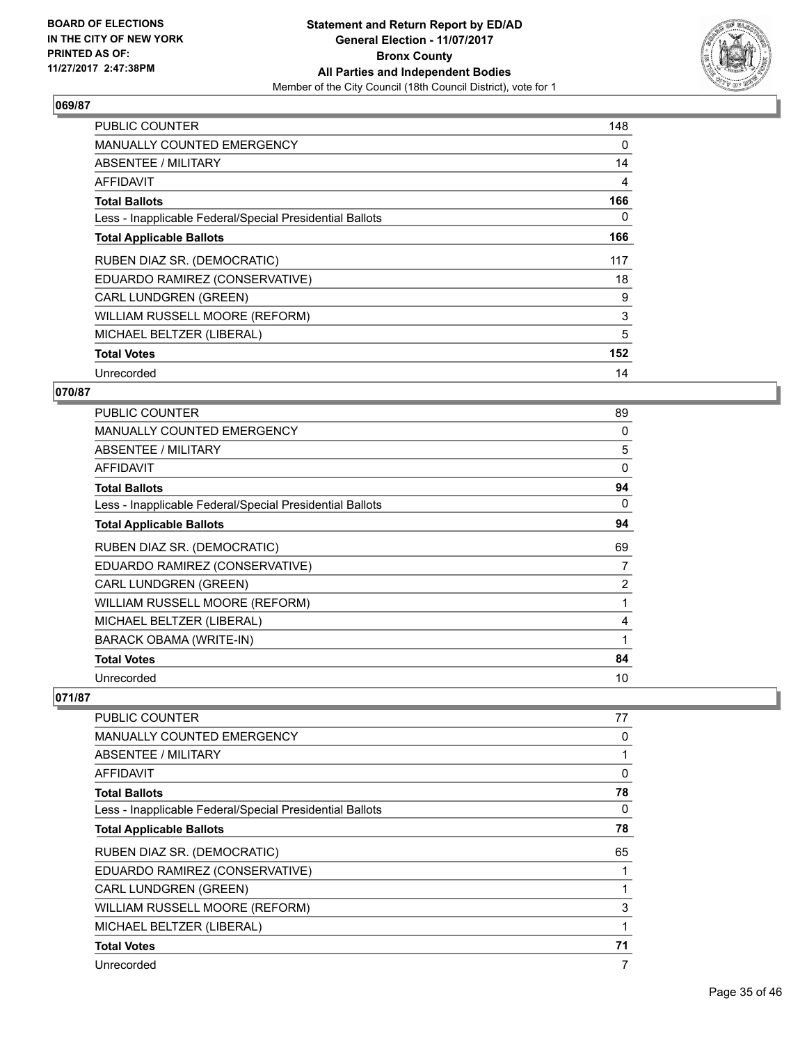## 069/87

| | |
|---|---|
| PUBLIC COUNTER | 148 |
| MANUALLY COUNTED EMERGENCY | 0 |
| ABSENTEE / MILITARY | 14 |
| AFFIDAVIT | 4 |
| **Total Ballots** | **166** |
| Less - Inapplicable Federal/Special Presidential Ballots | 0 |
| **Total Applicable Ballots** | **166** |
| RUBEN DIAZ SR. (DEMOCRATIC) | 117 |
| EDUARDO RAMIREZ (CONSERVATIVE) | 18 |
| CARL LUNDGREN (GREEN) | 9 |
| WILLIAM RUSSELL MOORE (REFORM) | 3 |
| MICHAEL BELTZER (LIBERAL) | 5 |
| **Total Votes** | **152** |
| Unrecorded | 14 |

## 070/87

| | |
|---|---|
| PUBLIC COUNTER | 89 |
| MANUALLY COUNTED EMERGENCY | 0 |
| ABSENTEE / MILITARY | 5 |
| AFFIDAVIT | 0 |
| **Total Ballots** | **94** |
| Less - Inapplicable Federal/Special Presidential Ballots | 0 |
| **Total Applicable Ballots** | **94** |
| RUBEN DIAZ SR. (DEMOCRATIC) | 69 |
| EDUARDO RAMIREZ (CONSERVATIVE) | 7 |
| CARL LUNDGREN (GREEN) | 2 |
| WILLIAM RUSSELL MOORE (REFORM) | 1 |
| MICHAEL BELTZER (LIBERAL) | 4 |
| BARACK OBAMA (WRITE-IN) | 1 |
| **Total Votes** | **84** |
| Unrecorded | 10 |

## 071/87

| | |
|---|---|
| PUBLIC COUNTER | 77 |
| MANUALLY COUNTED EMERGENCY | 0 |
| ABSENTEE / MILITARY | 1 |
| AFFIDAVIT | 0 |
| **Total Ballots** | **78** |
| Less - Inapplicable Federal/Special Presidential Ballots | 0 |
| **Total Applicable Ballots** | **78** |
| RUBEN DIAZ SR. (DEMOCRATIC) | 65 |
| EDUARDO RAMIREZ (CONSERVATIVE) | 1 |
| CARL LUNDGREN (GREEN) | 1 |
| WILLIAM RUSSELL MOORE (REFORM) | 3 |
| MICHAEL BELTZER (LIBERAL) | 1 |
| **Total Votes** | **71** |
| Unrecorded | 7 |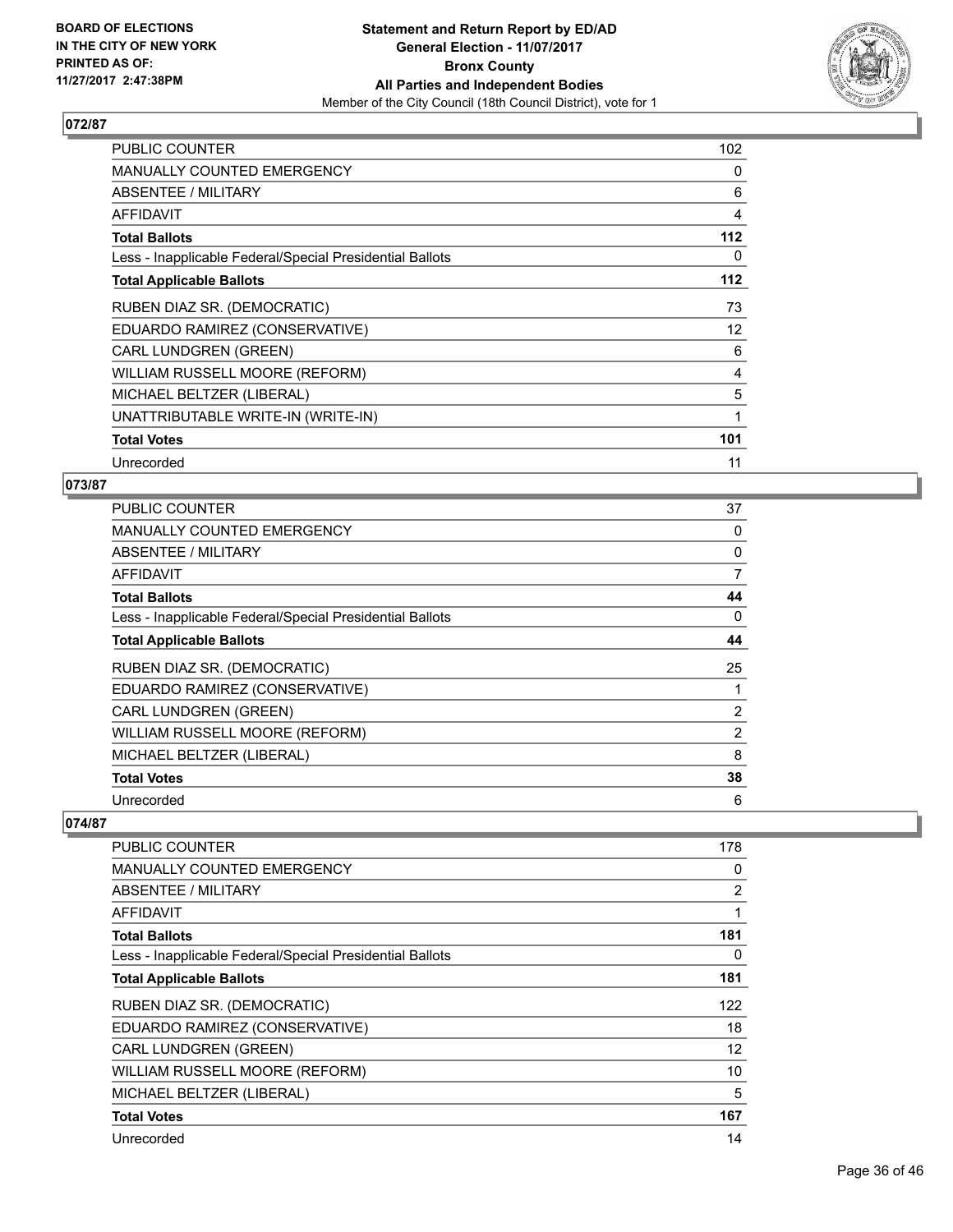## 072/87

| | |
|---|---|
| PUBLIC COUNTER | 102 |
| MANUALLY COUNTED EMERGENCY | 0 |
| ABSENTEE / MILITARY | 6 |
| AFFIDAVIT | 4 |
| **Total Ballots** | **112** |
| Less - Inapplicable Federal/Special Presidential Ballots | 0 |
| **Total Applicable Ballots** | **112** |
| RUBEN DIAZ SR. (DEMOCRATIC) | 73 |
| EDUARDO RAMIREZ (CONSERVATIVE) | 12 |
| CARL LUNDGREN (GREEN) | 6 |
| WILLIAM RUSSELL MOORE (REFORM) | 4 |
| MICHAEL BELTZER (LIBERAL) | 5 |
| UNATTRIBUTABLE WRITE-IN (WRITE-IN) | 1 |
| **Total Votes** | **101** |
| Unrecorded | 11 |

## 073/87

| | |
|---|---|
| PUBLIC COUNTER | 37 |
| MANUALLY COUNTED EMERGENCY | 0 |
| ABSENTEE / MILITARY | 0 |
| AFFIDAVIT | 7 |
| **Total Ballots** | **44** |
| Less - Inapplicable Federal/Special Presidential Ballots | 0 |
| **Total Applicable Ballots** | **44** |
| RUBEN DIAZ SR. (DEMOCRATIC) | 25 |
| EDUARDO RAMIREZ (CONSERVATIVE) | 1 |
| CARL LUNDGREN (GREEN) | 2 |
| WILLIAM RUSSELL MOORE (REFORM) | 2 |
| MICHAEL BELTZER (LIBERAL) | 8 |
| **Total Votes** | **38** |
| Unrecorded | 6 |

## 074/87

| | |
|---|---|
| PUBLIC COUNTER | 178 |
| MANUALLY COUNTED EMERGENCY | 0 |
| ABSENTEE / MILITARY | 2 |
| AFFIDAVIT | 1 |
| **Total Ballots** | **181** |
| Less - Inapplicable Federal/Special Presidential Ballots | 0 |
| **Total Applicable Ballots** | **181** |
| RUBEN DIAZ SR. (DEMOCRATIC) | 122 |
| EDUARDO RAMIREZ (CONSERVATIVE) | 18 |
| CARL LUNDGREN (GREEN) | 12 |
| WILLIAM RUSSELL MOORE (REFORM) | 10 |
| MICHAEL BELTZER (LIBERAL) | 5 |
| **Total Votes** | **167** |
| Unrecorded | 14 |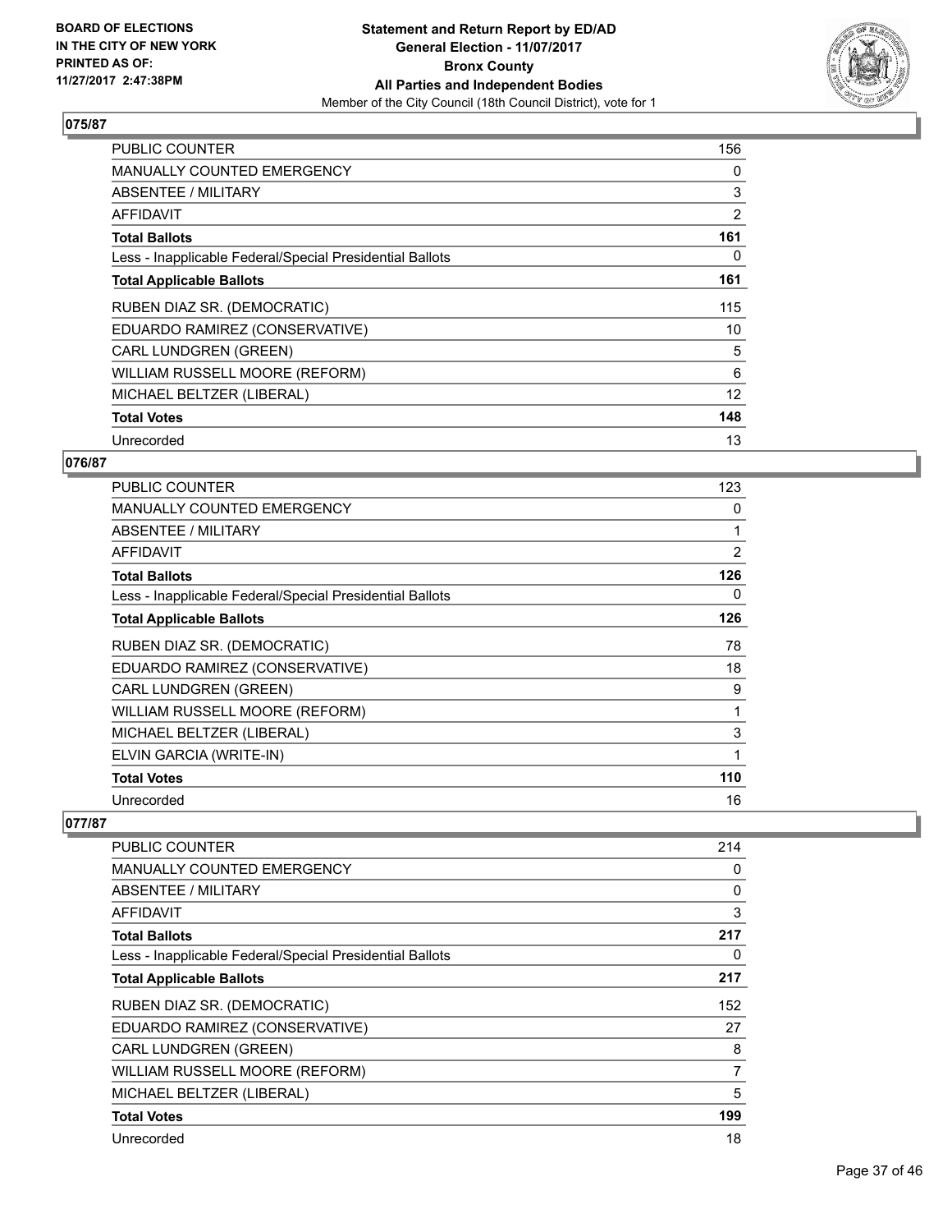**BOARD OF ELECTIONS IN THE CITY OF NEW YORK PRINTED AS OF: 11/27/2017 2:47:38PM**

**Statement and Return Report by ED/AD General Election - 11/07/2017 Bronx County All Parties and Independent Bodies**

Member of the City Council (18th Council District), vote for 1

## 075/87

| | |
|---|---|
| PUBLIC COUNTER | 156 |
| MANUALLY COUNTED EMERGENCY | 0 |
| ABSENTEE / MILITARY | 3 |
| AFFIDAVIT | 2 |
| **Total Ballots** | **161** |
| Less - Inapplicable Federal/Special Presidential Ballots | 0 |
| **Total Applicable Ballots** | **161** |
| RUBEN DIAZ SR. (DEMOCRATIC) | 115 |
| EDUARDO RAMIREZ (CONSERVATIVE) | 10 |
| CARL LUNDGREN (GREEN) | 5 |
| WILLIAM RUSSELL MOORE (REFORM) | 6 |
| MICHAEL BELTZER (LIBERAL) | 12 |
| **Total Votes** | **148** |
| Unrecorded | 13 |

## 076/87

| | |
|---|---|
| PUBLIC COUNTER | 123 |
| MANUALLY COUNTED EMERGENCY | 0 |
| ABSENTEE / MILITARY | 1 |
| AFFIDAVIT | 2 |
| **Total Ballots** | **126** |
| Less - Inapplicable Federal/Special Presidential Ballots | 0 |
| **Total Applicable Ballots** | **126** |
| RUBEN DIAZ SR. (DEMOCRATIC) | 78 |
| EDUARDO RAMIREZ (CONSERVATIVE) | 18 |
| CARL LUNDGREN (GREEN) | 9 |
| WILLIAM RUSSELL MOORE (REFORM) | 1 |
| MICHAEL BELTZER (LIBERAL) | 3 |
| ELVIN GARCIA (WRITE-IN) | 1 |
| **Total Votes** | **110** |
| Unrecorded | 16 |

## 077/87

| | |
|---|---|
| PUBLIC COUNTER | 214 |
| MANUALLY COUNTED EMERGENCY | 0 |
| ABSENTEE / MILITARY | 0 |
| AFFIDAVIT | 3 |
| **Total Ballots** | **217** |
| Less - Inapplicable Federal/Special Presidential Ballots | 0 |
| **Total Applicable Ballots** | **217** |
| RUBEN DIAZ SR. (DEMOCRATIC) | 152 |
| EDUARDO RAMIREZ (CONSERVATIVE) | 27 |
| CARL LUNDGREN (GREEN) | 8 |
| WILLIAM RUSSELL MOORE (REFORM) | 7 |
| MICHAEL BELTZER (LIBERAL) | 5 |
| **Total Votes** | **199** |
| Unrecorded | 18 |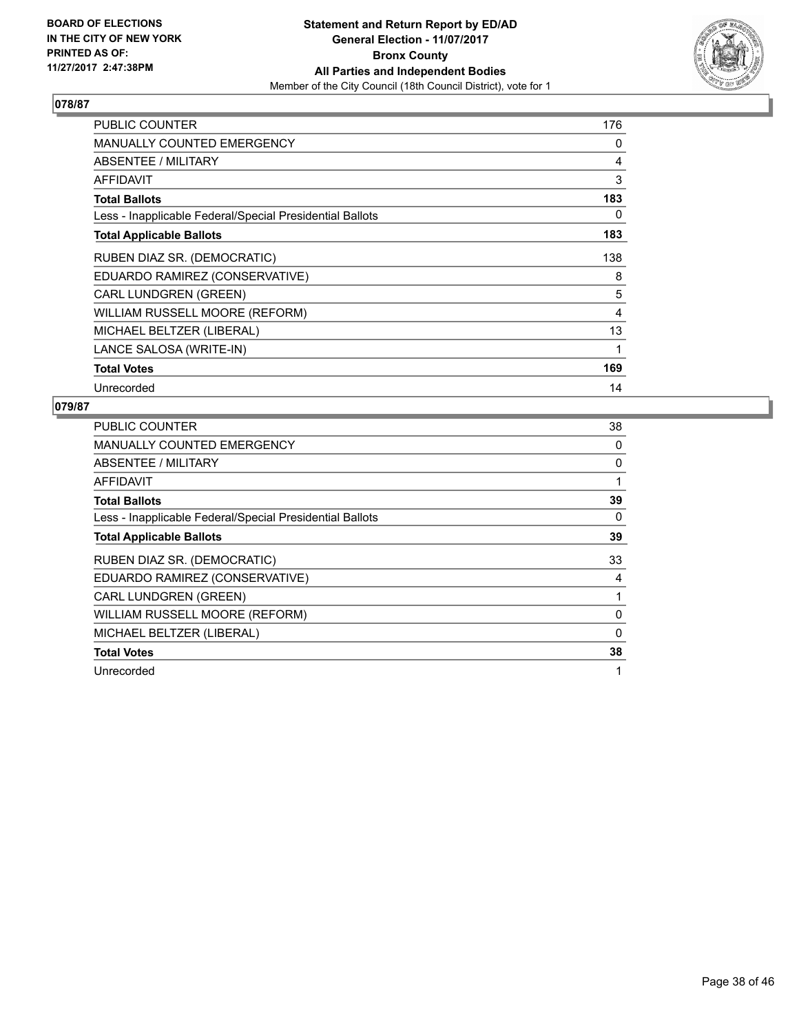**BOARD OF ELECTIONS IN THE CITY OF NEW YORK PRINTED AS OF: 11/27/2017 2:47:38PM**

**Statement and Return Report by ED/AD General Election - 11/07/2017 Bronx County All Parties and Independent Bodies**
Member of the City Council (18th Council District), vote for 1

## 078/87

| | |
|---|---|
| PUBLIC COUNTER | 176 |
| MANUALLY COUNTED EMERGENCY | 0 |
| ABSENTEE / MILITARY | 4 |
| AFFIDAVIT | 3 |
| **Total Ballots** | **183** |
| Less - Inapplicable Federal/Special Presidential Ballots | 0 |
| **Total Applicable Ballots** | **183** |
| RUBEN DIAZ SR. (DEMOCRATIC) | 138 |
| EDUARDO RAMIREZ (CONSERVATIVE) | 8 |
| CARL LUNDGREN (GREEN) | 5 |
| WILLIAM RUSSELL MOORE (REFORM) | 4 |
| MICHAEL BELTZER (LIBERAL) | 13 |
| LANCE SALOSA (WRITE-IN) | 1 |
| **Total Votes** | **169** |
| Unrecorded | 14 |

## 079/87

| | |
|---|---|
| PUBLIC COUNTER | 38 |
| MANUALLY COUNTED EMERGENCY | 0 |
| ABSENTEE / MILITARY | 0 |
| AFFIDAVIT | 1 |
| **Total Ballots** | **39** |
| Less - Inapplicable Federal/Special Presidential Ballots | 0 |
| **Total Applicable Ballots** | **39** |
| RUBEN DIAZ SR. (DEMOCRATIC) | 33 |
| EDUARDO RAMIREZ (CONSERVATIVE) | 4 |
| CARL LUNDGREN (GREEN) | 1 |
| WILLIAM RUSSELL MOORE (REFORM) | 0 |
| MICHAEL BELTZER (LIBERAL) | 0 |
| **Total Votes** | **38** |
| Unrecorded | 1 |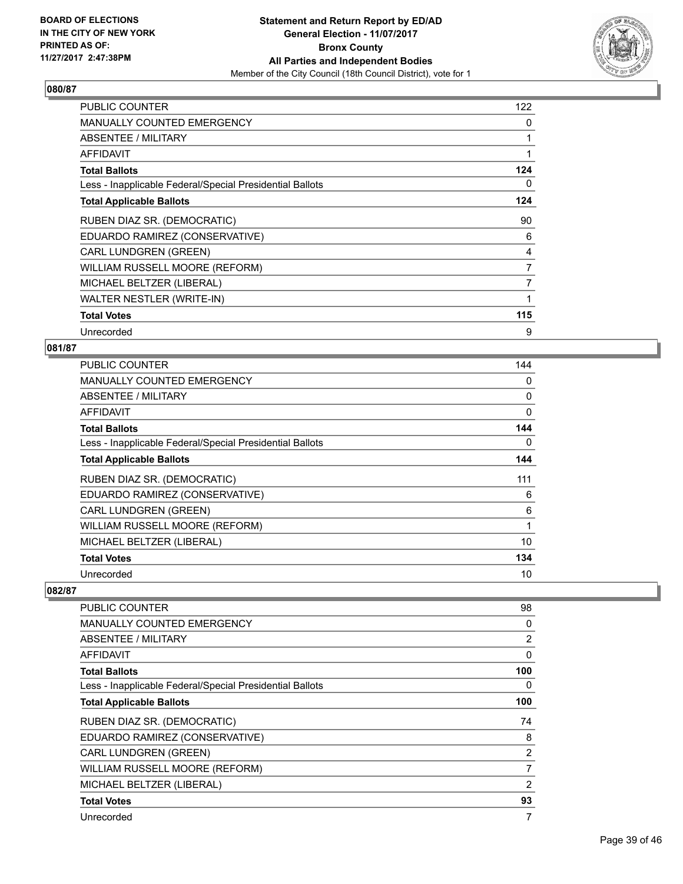**BOARD OF ELECTIONS IN THE CITY OF NEW YORK PRINTED AS OF: 11/27/2017 2:47:38PM**

**Statement and Return Report by ED/AD General Election - 11/07/2017 Bronx County All Parties and Independent Bodies**

Member of the City Council (18th Council District), vote for 1

## 080/87

| | |
|---|---|
| PUBLIC COUNTER | 122 |
| MANUALLY COUNTED EMERGENCY | 0 |
| ABSENTEE / MILITARY | 1 |
| AFFIDAVIT | 1 |
| **Total Ballots** | **124** |
| Less - Inapplicable Federal/Special Presidential Ballots | 0 |
| **Total Applicable Ballots** | **124** |
| RUBEN DIAZ SR. (DEMOCRATIC) | 90 |
| EDUARDO RAMIREZ (CONSERVATIVE) | 6 |
| CARL LUNDGREN (GREEN) | 4 |
| WILLIAM RUSSELL MOORE (REFORM) | 7 |
| MICHAEL BELTZER (LIBERAL) | 7 |
| WALTER NESTLER (WRITE-IN) | 1 |
| **Total Votes** | **115** |
| Unrecorded | 9 |

## 081/87

| | |
|---|---|
| PUBLIC COUNTER | 144 |
| MANUALLY COUNTED EMERGENCY | 0 |
| ABSENTEE / MILITARY | 0 |
| AFFIDAVIT | 0 |
| **Total Ballots** | **144** |
| Less - Inapplicable Federal/Special Presidential Ballots | 0 |
| **Total Applicable Ballots** | **144** |
| RUBEN DIAZ SR. (DEMOCRATIC) | 111 |
| EDUARDO RAMIREZ (CONSERVATIVE) | 6 |
| CARL LUNDGREN (GREEN) | 6 |
| WILLIAM RUSSELL MOORE (REFORM) | 1 |
| MICHAEL BELTZER (LIBERAL) | 10 |
| **Total Votes** | **134** |
| Unrecorded | 10 |

## 082/87

| | |
|---|---|
| PUBLIC COUNTER | 98 |
| MANUALLY COUNTED EMERGENCY | 0 |
| ABSENTEE / MILITARY | 2 |
| AFFIDAVIT | 0 |
| **Total Ballots** | **100** |
| Less - Inapplicable Federal/Special Presidential Ballots | 0 |
| **Total Applicable Ballots** | **100** |
| RUBEN DIAZ SR. (DEMOCRATIC) | 74 |
| EDUARDO RAMIREZ (CONSERVATIVE) | 8 |
| CARL LUNDGREN (GREEN) | 2 |
| WILLIAM RUSSELL MOORE (REFORM) | 7 |
| MICHAEL BELTZER (LIBERAL) | 2 |
| **Total Votes** | **93** |
| Unrecorded | 7 |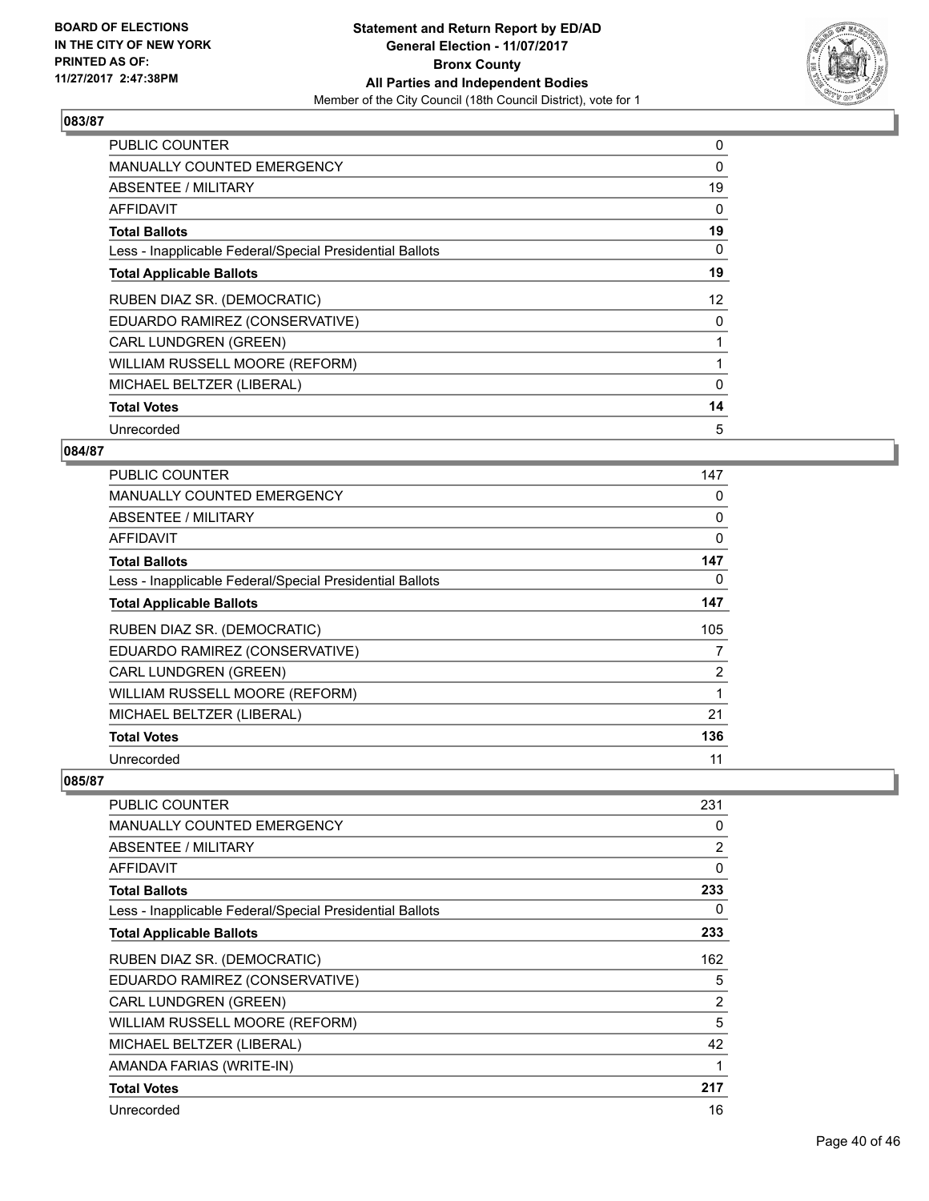**BOARD OF ELECTIONS IN THE CITY OF NEW YORK PRINTED AS OF: 11/27/2017 2:47:38PM**

**Statement and Return Report by ED/AD General Election - 11/07/2017 Bronx County All Parties and Independent Bodies**

Member of the City Council (18th Council District), vote for 1

## 083/87

| | |
|---|---|
| PUBLIC COUNTER | 0 |
| MANUALLY COUNTED EMERGENCY | 0 |
| ABSENTEE / MILITARY | 19 |
| AFFIDAVIT | 0 |
| **Total Ballots** | **19** |
| Less - Inapplicable Federal/Special Presidential Ballots | 0 |
| **Total Applicable Ballots** | **19** |
| RUBEN DIAZ SR. (DEMOCRATIC) | 12 |
| EDUARDO RAMIREZ (CONSERVATIVE) | 0 |
| CARL LUNDGREN (GREEN) | 1 |
| WILLIAM RUSSELL MOORE (REFORM) | 1 |
| MICHAEL BELTZER (LIBERAL) | 0 |
| **Total Votes** | **14** |
| Unrecorded | 5 |

## 084/87

| | |
|---|---|
| PUBLIC COUNTER | 147 |
| MANUALLY COUNTED EMERGENCY | 0 |
| ABSENTEE / MILITARY | 0 |
| AFFIDAVIT | 0 |
| **Total Ballots** | **147** |
| Less - Inapplicable Federal/Special Presidential Ballots | 0 |
| **Total Applicable Ballots** | **147** |
| RUBEN DIAZ SR. (DEMOCRATIC) | 105 |
| EDUARDO RAMIREZ (CONSERVATIVE) | 7 |
| CARL LUNDGREN (GREEN) | 2 |
| WILLIAM RUSSELL MOORE (REFORM) | 1 |
| MICHAEL BELTZER (LIBERAL) | 21 |
| **Total Votes** | **136** |
| Unrecorded | 11 |

## 085/87

| | |
|---|---|
| PUBLIC COUNTER | 231 |
| MANUALLY COUNTED EMERGENCY | 0 |
| ABSENTEE / MILITARY | 2 |
| AFFIDAVIT | 0 |
| **Total Ballots** | **233** |
| Less - Inapplicable Federal/Special Presidential Ballots | 0 |
| **Total Applicable Ballots** | **233** |
| RUBEN DIAZ SR. (DEMOCRATIC) | 162 |
| EDUARDO RAMIREZ (CONSERVATIVE) | 5 |
| CARL LUNDGREN (GREEN) | 2 |
| WILLIAM RUSSELL MOORE (REFORM) | 5 |
| MICHAEL BELTZER (LIBERAL) | 42 |
| AMANDA FARIAS (WRITE-IN) | 1 |
| **Total Votes** | **217** |
| Unrecorded | 16 |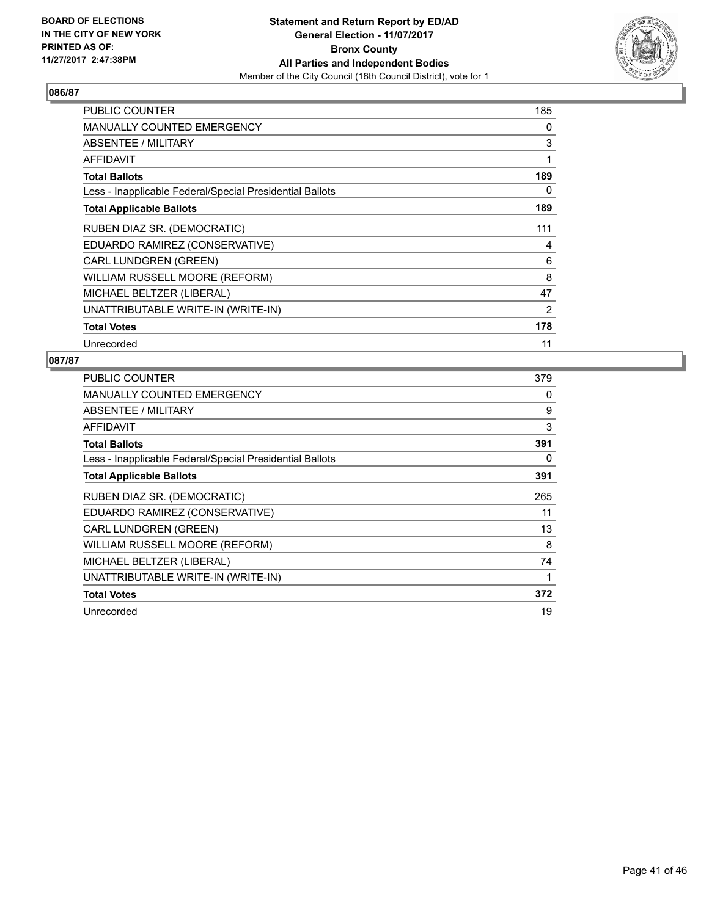**BOARD OF ELECTIONS IN THE CITY OF NEW YORK PRINTED AS OF: 11/27/2017 2:47:38PM**

**Statement and Return Report by ED/AD General Election - 11/07/2017 Bronx County All Parties and Independent Bodies**

Member of the City Council (18th Council District), vote for 1

## 086/87

| | |
|---|---|
| PUBLIC COUNTER | 185 |
| MANUALLY COUNTED EMERGENCY | 0 |
| ABSENTEE / MILITARY | 3 |
| AFFIDAVIT | 1 |
| **Total Ballots** | **189** |
| Less - Inapplicable Federal/Special Presidential Ballots | 0 |
| **Total Applicable Ballots** | **189** |
| RUBEN DIAZ SR. (DEMOCRATIC) | 111 |
| EDUARDO RAMIREZ (CONSERVATIVE) | 4 |
| CARL LUNDGREN (GREEN) | 6 |
| WILLIAM RUSSELL MOORE (REFORM) | 8 |
| MICHAEL BELTZER (LIBERAL) | 47 |
| UNATTRIBUTABLE WRITE-IN (WRITE-IN) | 2 |
| **Total Votes** | **178** |
| Unrecorded | 11 |

## 087/87

| | |
|---|---|
| PUBLIC COUNTER | 379 |
| MANUALLY COUNTED EMERGENCY | 0 |
| ABSENTEE / MILITARY | 9 |
| AFFIDAVIT | 3 |
| **Total Ballots** | **391** |
| Less - Inapplicable Federal/Special Presidential Ballots | 0 |
| **Total Applicable Ballots** | **391** |
| RUBEN DIAZ SR. (DEMOCRATIC) | 265 |
| EDUARDO RAMIREZ (CONSERVATIVE) | 11 |
| CARL LUNDGREN (GREEN) | 13 |
| WILLIAM RUSSELL MOORE (REFORM) | 8 |
| MICHAEL BELTZER (LIBERAL) | 74 |
| UNATTRIBUTABLE WRITE-IN (WRITE-IN) | 1 |
| **Total Votes** | **372** |
| Unrecorded | 19 |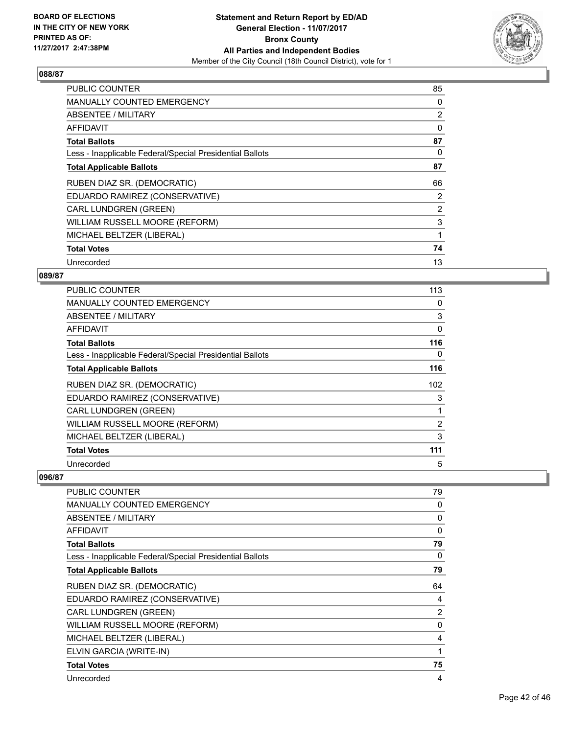**BOARD OF ELECTIONS IN THE CITY OF NEW YORK PRINTED AS OF: 11/27/2017 2:47:38PM**

**Statement and Return Report by ED/AD**
**General Election - 11/07/2017**
**Bronx County**
**All Parties and Independent Bodies**
Member of the City Council (18th Council District), vote for 1

### 088/87

| | |
|---|---|
| PUBLIC COUNTER | 85 |
| MANUALLY COUNTED EMERGENCY | 0 |
| ABSENTEE / MILITARY | 2 |
| AFFIDAVIT | 0 |
| **Total Ballots** | **87** |
| Less - Inapplicable Federal/Special Presidential Ballots | 0 |
| **Total Applicable Ballots** | **87** |
| RUBEN DIAZ SR. (DEMOCRATIC) | 66 |
| EDUARDO RAMIREZ (CONSERVATIVE) | 2 |
| CARL LUNDGREN (GREEN) | 2 |
| WILLIAM RUSSELL MOORE (REFORM) | 3 |
| MICHAEL BELTZER (LIBERAL) | 1 |
| **Total Votes** | **74** |
| Unrecorded | 13 |

### 089/87

| | |
|---|---|
| PUBLIC COUNTER | 113 |
| MANUALLY COUNTED EMERGENCY | 0 |
| ABSENTEE / MILITARY | 3 |
| AFFIDAVIT | 0 |
| **Total Ballots** | **116** |
| Less - Inapplicable Federal/Special Presidential Ballots | 0 |
| **Total Applicable Ballots** | **116** |
| RUBEN DIAZ SR. (DEMOCRATIC) | 102 |
| EDUARDO RAMIREZ (CONSERVATIVE) | 3 |
| CARL LUNDGREN (GREEN) | 1 |
| WILLIAM RUSSELL MOORE (REFORM) | 2 |
| MICHAEL BELTZER (LIBERAL) | 3 |
| **Total Votes** | **111** |
| Unrecorded | 5 |

### 096/87

| | |
|---|---|
| PUBLIC COUNTER | 79 |
| MANUALLY COUNTED EMERGENCY | 0 |
| ABSENTEE / MILITARY | 0 |
| AFFIDAVIT | 0 |
| **Total Ballots** | **79** |
| Less - Inapplicable Federal/Special Presidential Ballots | 0 |
| **Total Applicable Ballots** | **79** |
| RUBEN DIAZ SR. (DEMOCRATIC) | 64 |
| EDUARDO RAMIREZ (CONSERVATIVE) | 4 |
| CARL LUNDGREN (GREEN) | 2 |
| WILLIAM RUSSELL MOORE (REFORM) | 0 |
| MICHAEL BELTZER (LIBERAL) | 4 |
| ELVIN GARCIA (WRITE-IN) | 1 |
| **Total Votes** | **75** |
| Unrecorded | 4 |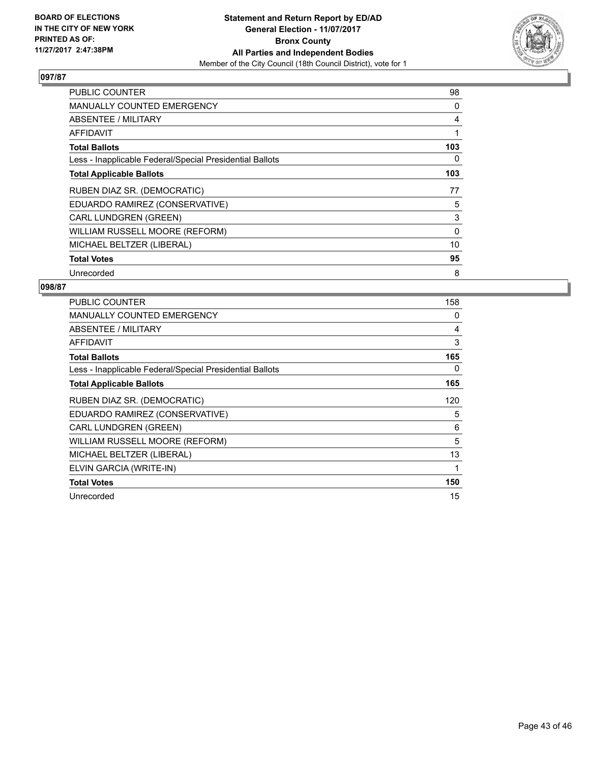**BOARD OF ELECTIONS IN THE CITY OF NEW YORK PRINTED AS OF: 11/27/2017 2:47:38PM**

**Statement and Return Report by ED/AD General Election - 11/07/2017 Bronx County All Parties and Independent Bodies**

Member of the City Council (18th Council District), vote for 1

## 097/87

| | |
|---|---|
| PUBLIC COUNTER | 98 |
| MANUALLY COUNTED EMERGENCY | 0 |
| ABSENTEE / MILITARY | 4 |
| AFFIDAVIT | 1 |
| **Total Ballots** | **103** |
| Less - Inapplicable Federal/Special Presidential Ballots | 0 |
| **Total Applicable Ballots** | **103** |
| RUBEN DIAZ SR. (DEMOCRATIC) | 77 |
| EDUARDO RAMIREZ (CONSERVATIVE) | 5 |
| CARL LUNDGREN (GREEN) | 3 |
| WILLIAM RUSSELL MOORE (REFORM) | 0 |
| MICHAEL BELTZER (LIBERAL) | 10 |
| **Total Votes** | **95** |
| Unrecorded | 8 |

## 098/87

| | |
|---|---|
| PUBLIC COUNTER | 158 |
| MANUALLY COUNTED EMERGENCY | 0 |
| ABSENTEE / MILITARY | 4 |
| AFFIDAVIT | 3 |
| **Total Ballots** | **165** |
| Less - Inapplicable Federal/Special Presidential Ballots | 0 |
| **Total Applicable Ballots** | **165** |
| RUBEN DIAZ SR. (DEMOCRATIC) | 120 |
| EDUARDO RAMIREZ (CONSERVATIVE) | 5 |
| CARL LUNDGREN (GREEN) | 6 |
| WILLIAM RUSSELL MOORE (REFORM) | 5 |
| MICHAEL BELTZER (LIBERAL) | 13 |
| ELVIN GARCIA (WRITE-IN) | 1 |
| **Total Votes** | **150** |
| Unrecorded | 15 |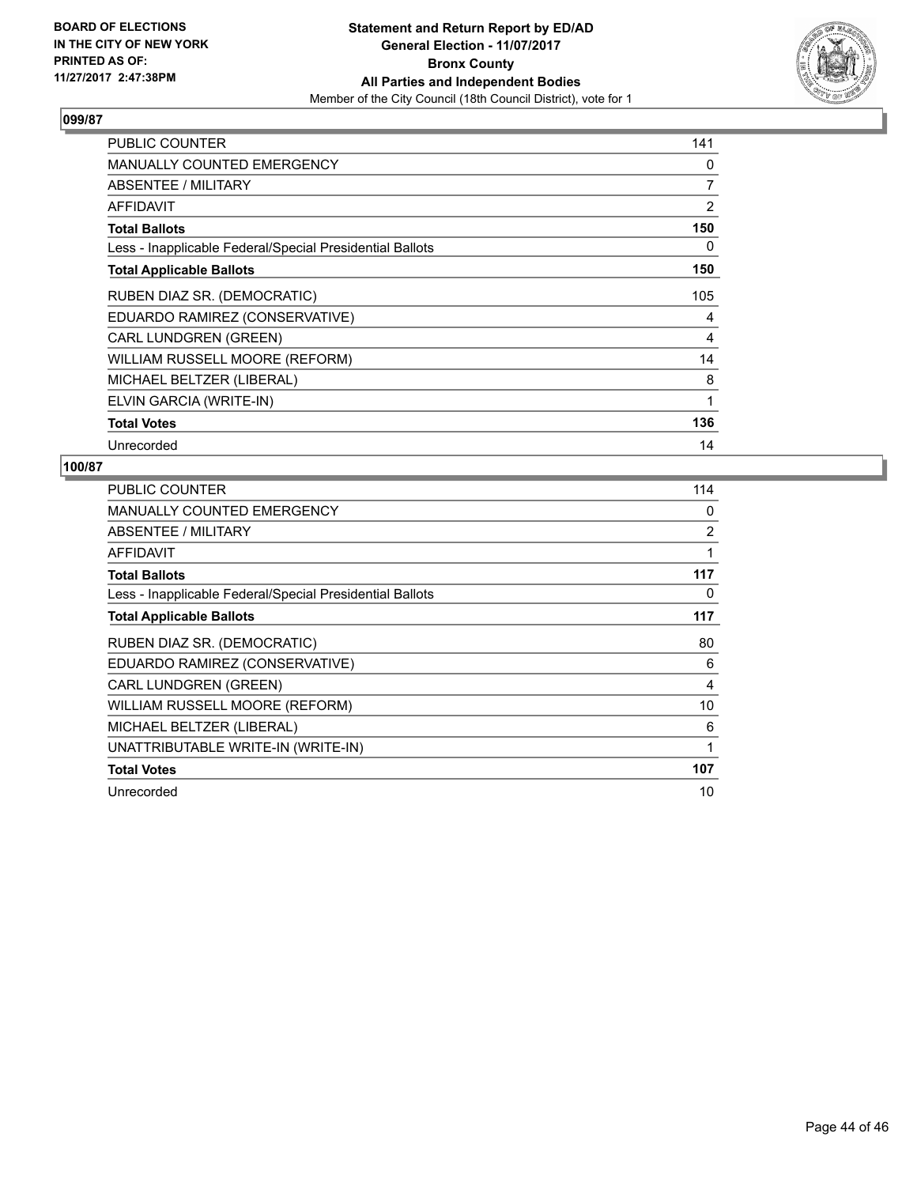**BOARD OF ELECTIONS IN THE CITY OF NEW YORK PRINTED AS OF: 11/27/2017 2:47:38PM**

**Statement and Return Report by ED/AD General Election - 11/07/2017 Bronx County All Parties and Independent Bodies**

Member of the City Council (18th Council District), vote for 1

## 099/87

| | |
|---|---|
| PUBLIC COUNTER | 141 |
| MANUALLY COUNTED EMERGENCY | 0 |
| ABSENTEE / MILITARY | 7 |
| AFFIDAVIT | 2 |
| **Total Ballots** | **150** |
| Less - Inapplicable Federal/Special Presidential Ballots | 0 |
| **Total Applicable Ballots** | **150** |
| RUBEN DIAZ SR. (DEMOCRATIC) | 105 |
| EDUARDO RAMIREZ (CONSERVATIVE) | 4 |
| CARL LUNDGREN (GREEN) | 4 |
| WILLIAM RUSSELL MOORE (REFORM) | 14 |
| MICHAEL BELTZER (LIBERAL) | 8 |
| ELVIN GARCIA (WRITE-IN) | 1 |
| **Total Votes** | **136** |
| Unrecorded | 14 |

## 100/87

| | |
|---|---|
| PUBLIC COUNTER | 114 |
| MANUALLY COUNTED EMERGENCY | 0 |
| ABSENTEE / MILITARY | 2 |
| AFFIDAVIT | 1 |
| **Total Ballots** | **117** |
| Less - Inapplicable Federal/Special Presidential Ballots | 0 |
| **Total Applicable Ballots** | **117** |
| RUBEN DIAZ SR. (DEMOCRATIC) | 80 |
| EDUARDO RAMIREZ (CONSERVATIVE) | 6 |
| CARL LUNDGREN (GREEN) | 4 |
| WILLIAM RUSSELL MOORE (REFORM) | 10 |
| MICHAEL BELTZER (LIBERAL) | 6 |
| UNATTRIBUTABLE WRITE-IN (WRITE-IN) | 1 |
| **Total Votes** | **107** |
| Unrecorded | 10 |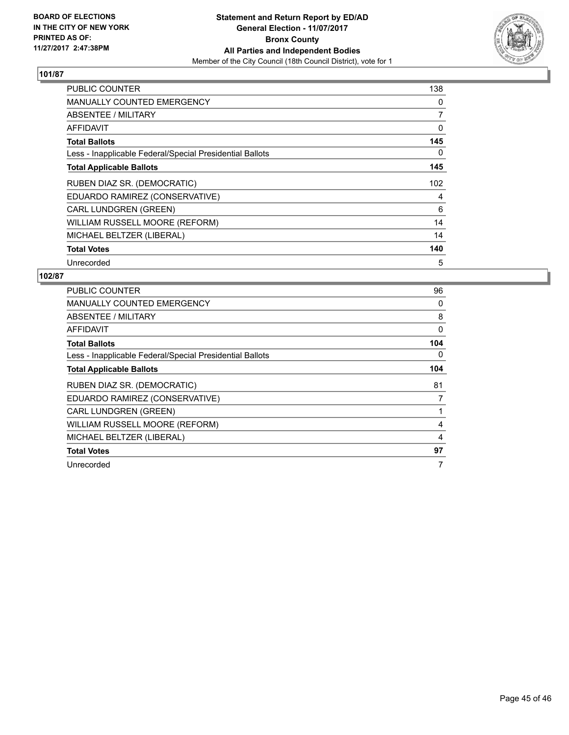**BOARD OF ELECTIONS IN THE CITY OF NEW YORK PRINTED AS OF: 11/27/2017 2:47:38PM**

# Statement and Return Report by ED/AD
## General Election - 11/07/2017
## Bronx County
## All Parties and Independent Bodies
Member of the City Council (18th Council District), vote for 1

### 101/87

| | |
|---|---|
| PUBLIC COUNTER | 138 |
| MANUALLY COUNTED EMERGENCY | 0 |
| ABSENTEE / MILITARY | 7 |
| AFFIDAVIT | 0 |
| **Total Ballots** | **145** |
| Less - Inapplicable Federal/Special Presidential Ballots | 0 |
| **Total Applicable Ballots** | **145** |
| RUBEN DIAZ SR. (DEMOCRATIC) | 102 |
| EDUARDO RAMIREZ (CONSERVATIVE) | 4 |
| CARL LUNDGREN (GREEN) | 6 |
| WILLIAM RUSSELL MOORE (REFORM) | 14 |
| MICHAEL BELTZER (LIBERAL) | 14 |
| **Total Votes** | **140** |
| Unrecorded | 5 |

### 102/87

| | |
|---|---|
| PUBLIC COUNTER | 96 |
| MANUALLY COUNTED EMERGENCY | 0 |
| ABSENTEE / MILITARY | 8 |
| AFFIDAVIT | 0 |
| **Total Ballots** | **104** |
| Less - Inapplicable Federal/Special Presidential Ballots | 0 |
| **Total Applicable Ballots** | **104** |
| RUBEN DIAZ SR. (DEMOCRATIC) | 81 |
| EDUARDO RAMIREZ (CONSERVATIVE) | 7 |
| CARL LUNDGREN (GREEN) | 1 |
| WILLIAM RUSSELL MOORE (REFORM) | 4 |
| MICHAEL BELTZER (LIBERAL) | 4 |
| **Total Votes** | **97** |
| Unrecorded | 7 |